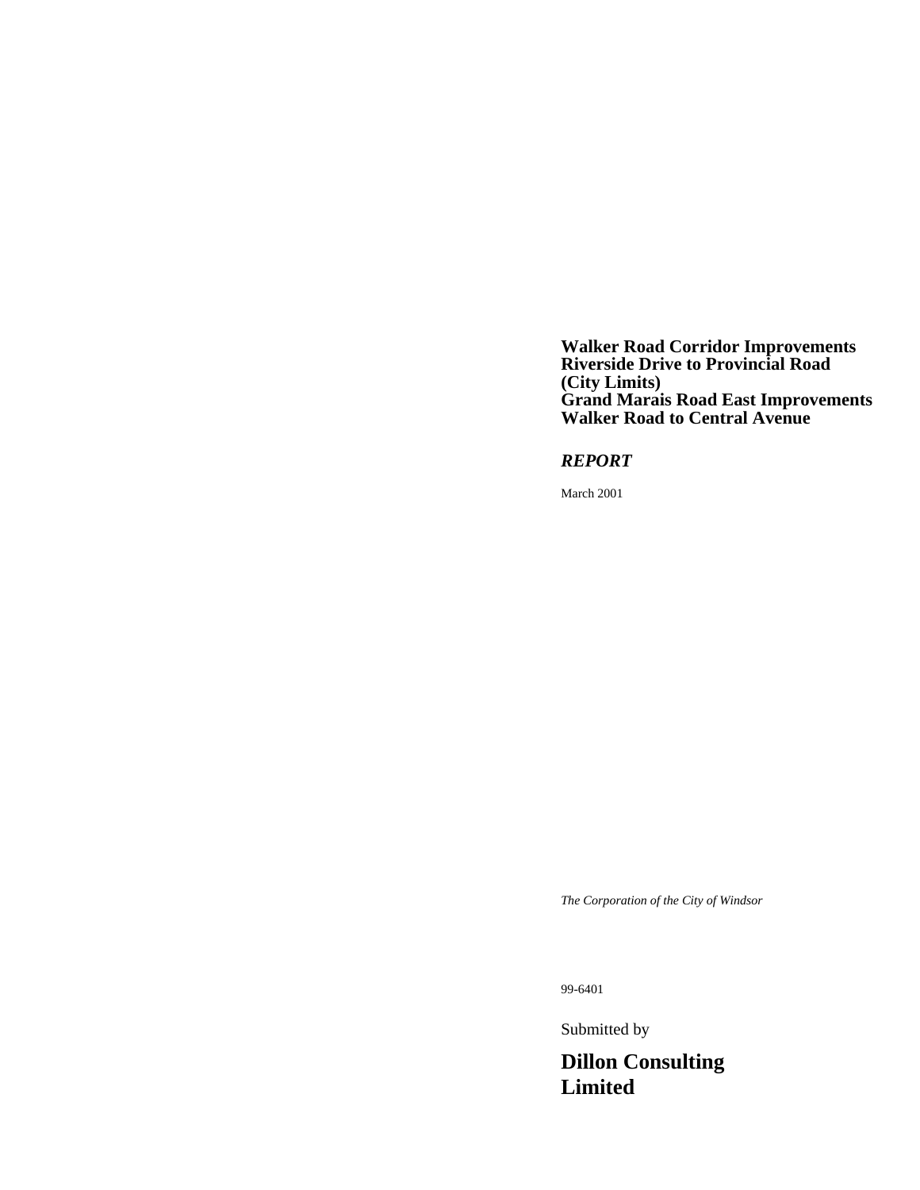# Walker Road Corridor Improvements
# Riverside Drive to Provincial Road
# (City Limits)
# Grand Marais Road East Improvements
# Walker Road to Central Avenue

***REPORT***

March 2001

*The Corporation of the City of Windsor*

99-6401

Submitted by

**Dillon Consulting Limited**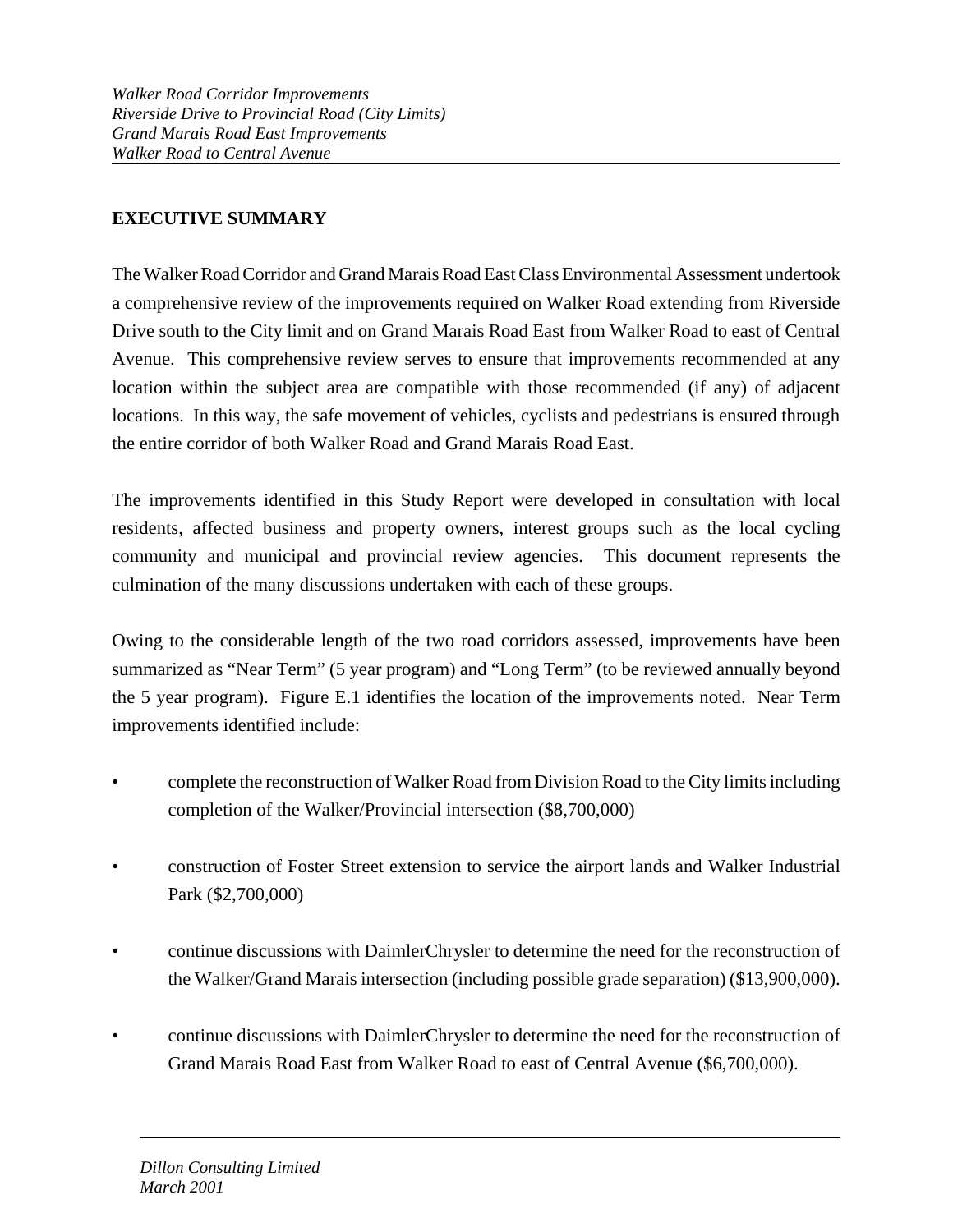## EXECUTIVE SUMMARY

The Walker Road Corridor and Grand Marais Road East Class Environmental Assessment undertook a comprehensive review of the improvements required on Walker Road extending from Riverside Drive south to the City limit and on Grand Marais Road East from Walker Road to east of Central Avenue. This comprehensive review serves to ensure that improvements recommended at any location within the subject area are compatible with those recommended (if any) of adjacent locations. In this way, the safe movement of vehicles, cyclists and pedestrians is ensured through the entire corridor of both Walker Road and Grand Marais Road East.

The improvements identified in this Study Report were developed in consultation with local residents, affected business and property owners, interest groups such as the local cycling community and municipal and provincial review agencies. This document represents the culmination of the many discussions undertaken with each of these groups.

Owing to the considerable length of the two road corridors assessed, improvements have been summarized as "Near Term" (5 year program) and "Long Term" (to be reviewed annually beyond the 5 year program). Figure E.1 identifies the location of the improvements noted. Near Term improvements identified include:

- complete the reconstruction of Walker Road from Division Road to the City limits including completion of the Walker/Provincial intersection ($8,700,000)
- construction of Foster Street extension to service the airport lands and Walker Industrial Park ($2,700,000)
- continue discussions with DaimlerChrysler to determine the need for the reconstruction of the Walker/Grand Marais intersection (including possible grade separation) ($13,900,000).
- continue discussions with DaimlerChrysler to determine the need for the reconstruction of Grand Marais Road East from Walker Road to east of Central Avenue ($6,700,000).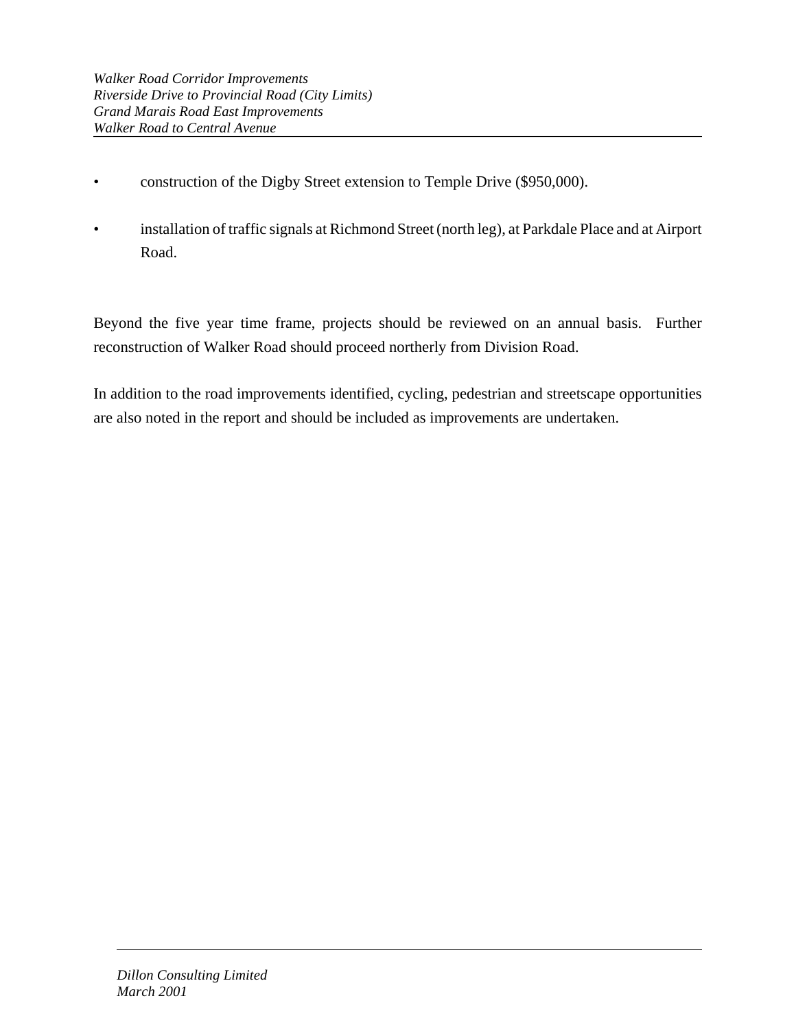- construction of the Digby Street extension to Temple Drive ($950,000).

- installation of traffic signals at Richmond Street (north leg), at Parkdale Place and at Airport Road.

Beyond the five year time frame, projects should be reviewed on an annual basis. Further reconstruction of Walker Road should proceed northerly from Division Road.

In addition to the road improvements identified, cycling, pedestrian and streetscape opportunities are also noted in the report and should be included as improvements are undertaken.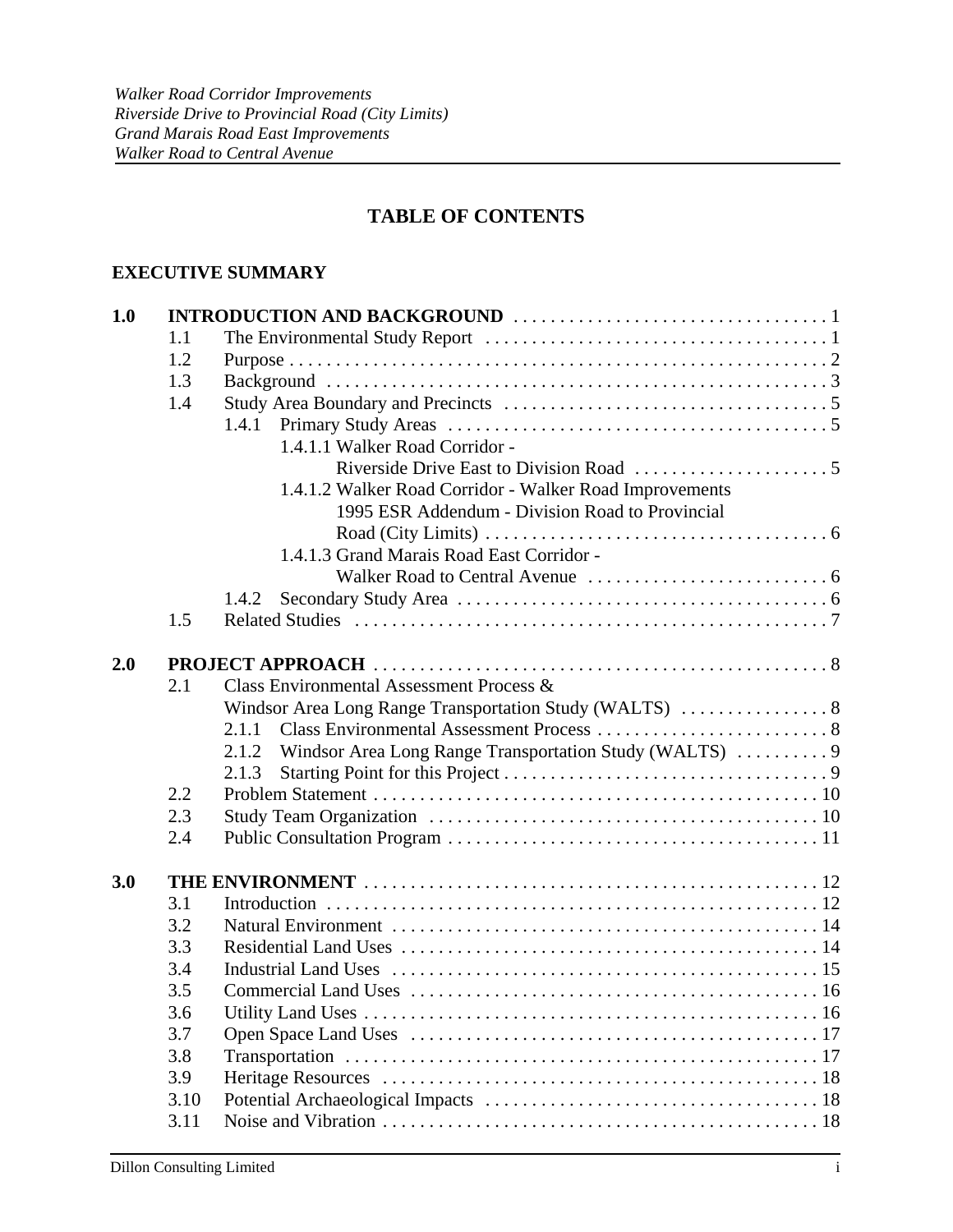# TABLE OF CONTENTS

**EXECUTIVE SUMMARY**

**1.0 INTRODUCTION AND BACKGROUND** . . . . . . . . . . 1
- 1.1 The Environmental Study Report . . . . . . . . . . 1
- 1.2 Purpose . . . . . . . . . . 2
- 1.3 Background . . . . . . . . . . 3
- 1.4 Study Area Boundary and Precincts . . . . . . . . . . 5
  - 1.4.1 Primary Study Areas . . . . . . . . . . 5
    - 1.4.1.1 Walker Road Corridor - Riverside Drive East to Division Road . . . . . . . . . . 5
    - 1.4.1.2 Walker Road Corridor - Walker Road Improvements 1995 ESR Addendum - Division Road to Provincial Road (City Limits) . . . . . . . . . . 6
    - 1.4.1.3 Grand Marais Road East Corridor - Walker Road to Central Avenue . . . . . . . . . . 6
  - 1.4.2 Secondary Study Area . . . . . . . . . . 6
- 1.5 Related Studies . . . . . . . . . . 7

**2.0 PROJECT APPROACH** . . . . . . . . . . 8
- 2.1 Class Environmental Assessment Process & Windsor Area Long Range Transportation Study (WALTS) . . . . . . . . . . 8
  - 2.1.1 Class Environmental Assessment Process . . . . . . . . . . 8
  - 2.1.2 Windsor Area Long Range Transportation Study (WALTS) . . . . . . . . . . 9
  - 2.1.3 Starting Point for this Project . . . . . . . . . . 9
- 2.2 Problem Statement . . . . . . . . . . 10
- 2.3 Study Team Organization . . . . . . . . . . 10
- 2.4 Public Consultation Program . . . . . . . . . . 11

**3.0 THE ENVIRONMENT** . . . . . . . . . . 12
- 3.1 Introduction . . . . . . . . . . 12
- 3.2 Natural Environment . . . . . . . . . . 14
- 3.3 Residential Land Uses . . . . . . . . . . 14
- 3.4 Industrial Land Uses . . . . . . . . . . 15
- 3.5 Commercial Land Uses . . . . . . . . . . 16
- 3.6 Utility Land Uses . . . . . . . . . . 16
- 3.7 Open Space Land Uses . . . . . . . . . . 17
- 3.8 Transportation . . . . . . . . . . 17
- 3.9 Heritage Resources . . . . . . . . . . 18
- 3.10 Potential Archaeological Impacts . . . . . . . . . . 18
- 3.11 Noise and Vibration . . . . . . . . . . 18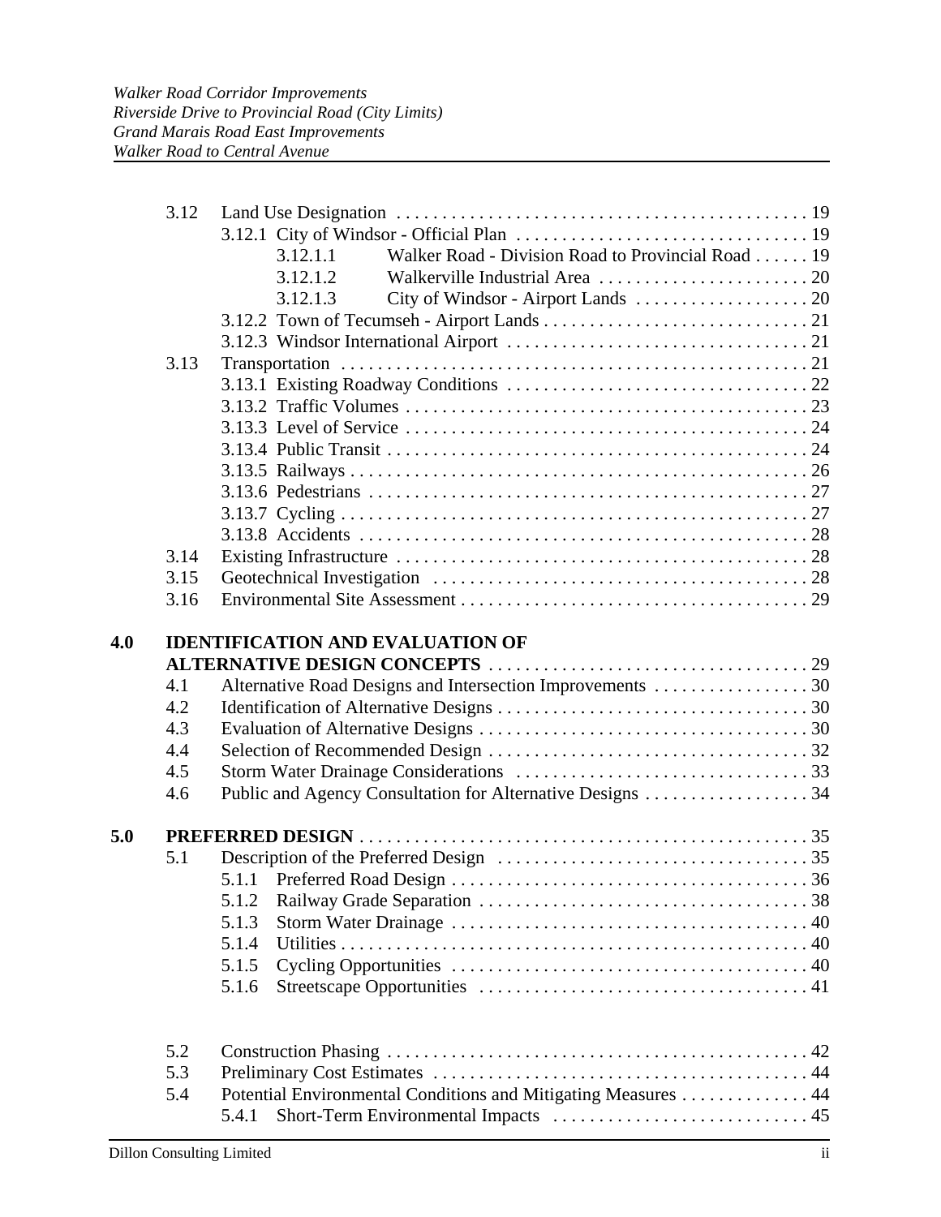| | | | |
|---|---|---|---|
| 3.12 | Land Use Designation | | 19 |
| | 3.12.1 City of Windsor - Official Plan | | 19 |
| | 3.12.1.1 | Walker Road - Division Road to Provincial Road | 19 |
| | 3.12.1.2 | Walkerville Industrial Area | 20 |
| | 3.12.1.3 | City of Windsor - Airport Lands | 20 |
| | 3.12.2 Town of Tecumseh - Airport Lands | | 21 |
| | 3.12.3 Windsor International Airport | | 21 |
| 3.13 | Transportation | | 21 |
| | 3.13.1 Existing Roadway Conditions | | 22 |
| | 3.13.2 Traffic Volumes | | 23 |
| | 3.13.3 Level of Service | | 24 |
| | 3.13.4 Public Transit | | 24 |
| | 3.13.5 Railways | | 26 |
| | 3.13.6 Pedestrians | | 27 |
| | 3.13.7 Cycling | | 27 |
| | 3.13.8 Accidents | | 28 |
| 3.14 | Existing Infrastructure | | 28 |
| 3.15 | Geotechnical Investigation | | 28 |
| 3.16 | Environmental Site Assessment | | 29 |

**4.0 IDENTIFICATION AND EVALUATION OF ALTERNATIVE DESIGN CONCEPTS** ..... 29

| | | |
|---|---|---|
| 4.1 | Alternative Road Designs and Intersection Improvements | 30 |
| 4.2 | Identification of Alternative Designs | 30 |
| 4.3 | Evaluation of Alternative Designs | 30 |
| 4.4 | Selection of Recommended Design | 32 |
| 4.5 | Storm Water Drainage Considerations | 33 |
| 4.6 | Public and Agency Consultation for Alternative Designs | 34 |

**5.0 PREFERRED DESIGN** ..... 35

| | | |
|---|---|---|
| 5.1 | Description of the Preferred Design | 35 |
| | 5.1.1 Preferred Road Design | 36 |
| | 5.1.2 Railway Grade Separation | 38 |
| | 5.1.3 Storm Water Drainage | 40 |
| | 5.1.4 Utilities | 40 |
| | 5.1.5 Cycling Opportunities | 40 |
| | 5.1.6 Streetscape Opportunities | 41 |
| 5.2 | Construction Phasing | 42 |
| 5.3 | Preliminary Cost Estimates | 44 |
| 5.4 | Potential Environmental Conditions and Mitigating Measures | 44 |
| | 5.4.1 Short-Term Environmental Impacts | 45 |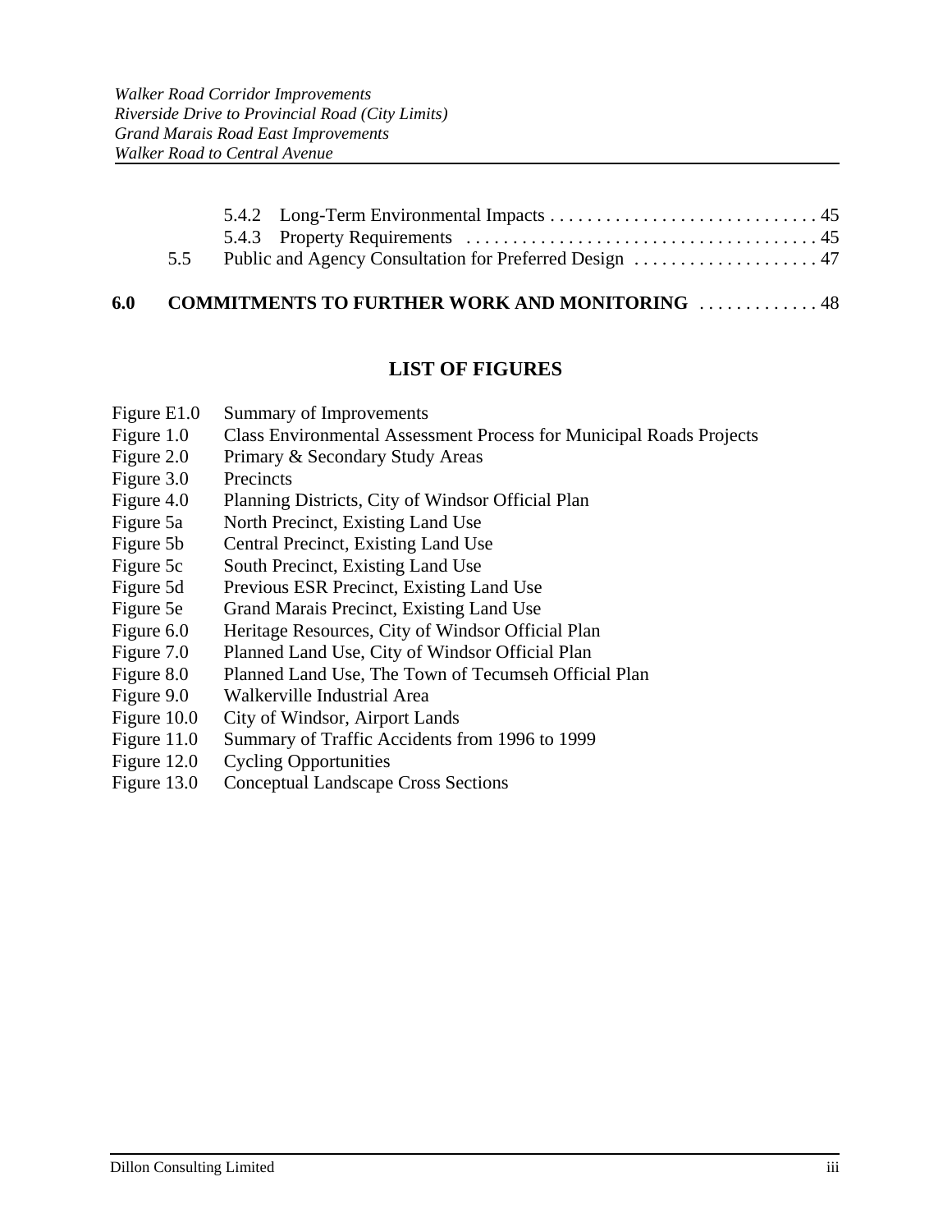5.4.2 Long-Term Environmental Impacts . . . . . . . . . . . . . . . . . . . . . . . . . . . . . 45
5.4.3 Property Requirements . . . . . . . . . . . . . . . . . . . . . . . . . . . . . . . . . . . . . . 45
5.5 Public and Agency Consultation for Preferred Design . . . . . . . . . . . . . . . . . . . . 47

**6.0 COMMITMENTS TO FURTHER WORK AND MONITORING** . . . . . . . . . . . . . 48

## LIST OF FIGURES

Figure E1.0 Summary of Improvements
Figure 1.0 Class Environmental Assessment Process for Municipal Roads Projects
Figure 2.0 Primary & Secondary Study Areas
Figure 3.0 Precincts
Figure 4.0 Planning Districts, City of Windsor Official Plan
Figure 5a North Precinct, Existing Land Use
Figure 5b Central Precinct, Existing Land Use
Figure 5c South Precinct, Existing Land Use
Figure 5d Previous ESR Precinct, Existing Land Use
Figure 5e Grand Marais Precinct, Existing Land Use
Figure 6.0 Heritage Resources, City of Windsor Official Plan
Figure 7.0 Planned Land Use, City of Windsor Official Plan
Figure 8.0 Planned Land Use, The Town of Tecumseh Official Plan
Figure 9.0 Walkerville Industrial Area
Figure 10.0 City of Windsor, Airport Lands
Figure 11.0 Summary of Traffic Accidents from 1996 to 1999
Figure 12.0 Cycling Opportunities
Figure 13.0 Conceptual Landscape Cross Sections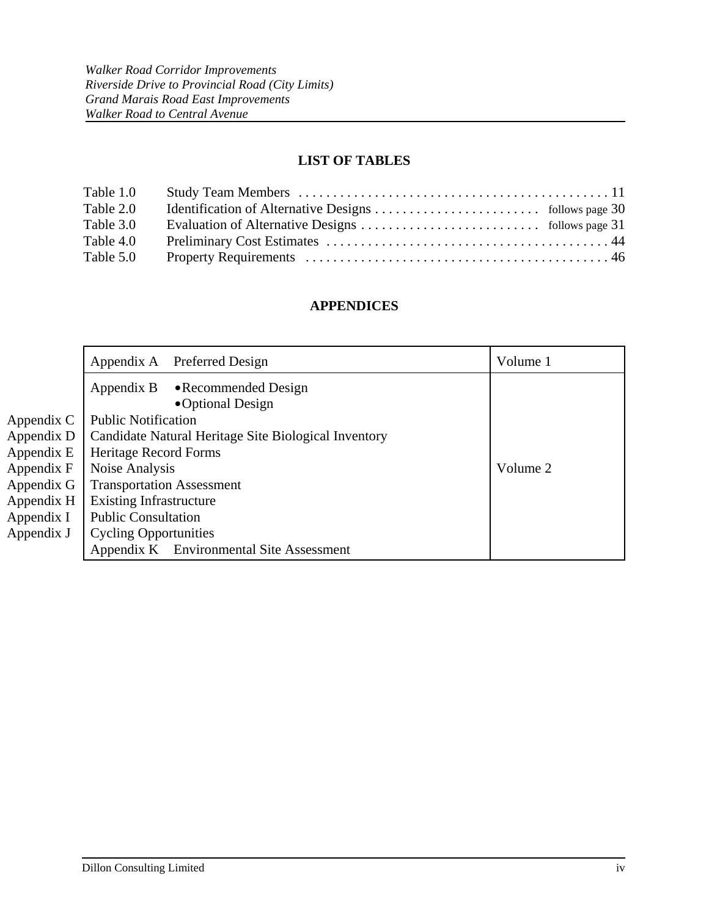## LIST OF TABLES

| | | |
|---|---|---|
| Table 1.0 | Study Team Members | 11 |
| Table 2.0 | Identification of Alternative Designs | follows page 30 |
| Table 3.0 | Evaluation of Alternative Designs | follows page 31 |
| Table 4.0 | Preliminary Cost Estimates | 44 |
| Table 5.0 | Property Requirements | 46 |

## APPENDICES

| Appendix | Title | Volume |
|---|---|---|
| Appendix A | Preferred Design | Volume 1 |
| Appendix B | • Recommended Design<br>• Optional Design | Volume 2 |
| Appendix C | Public Notification | Volume 2 |
| Appendix D | Candidate Natural Heritage Site Biological Inventory | Volume 2 |
| Appendix E | Heritage Record Forms | Volume 2 |
| Appendix F | Noise Analysis | Volume 2 |
| Appendix G | Transportation Assessment | Volume 2 |
| Appendix H | Existing Infrastructure | Volume 2 |
| Appendix I | Public Consultation | Volume 2 |
| Appendix J | Cycling Opportunities | Volume 2 |
| Appendix K | Environmental Site Assessment | Volume 2 |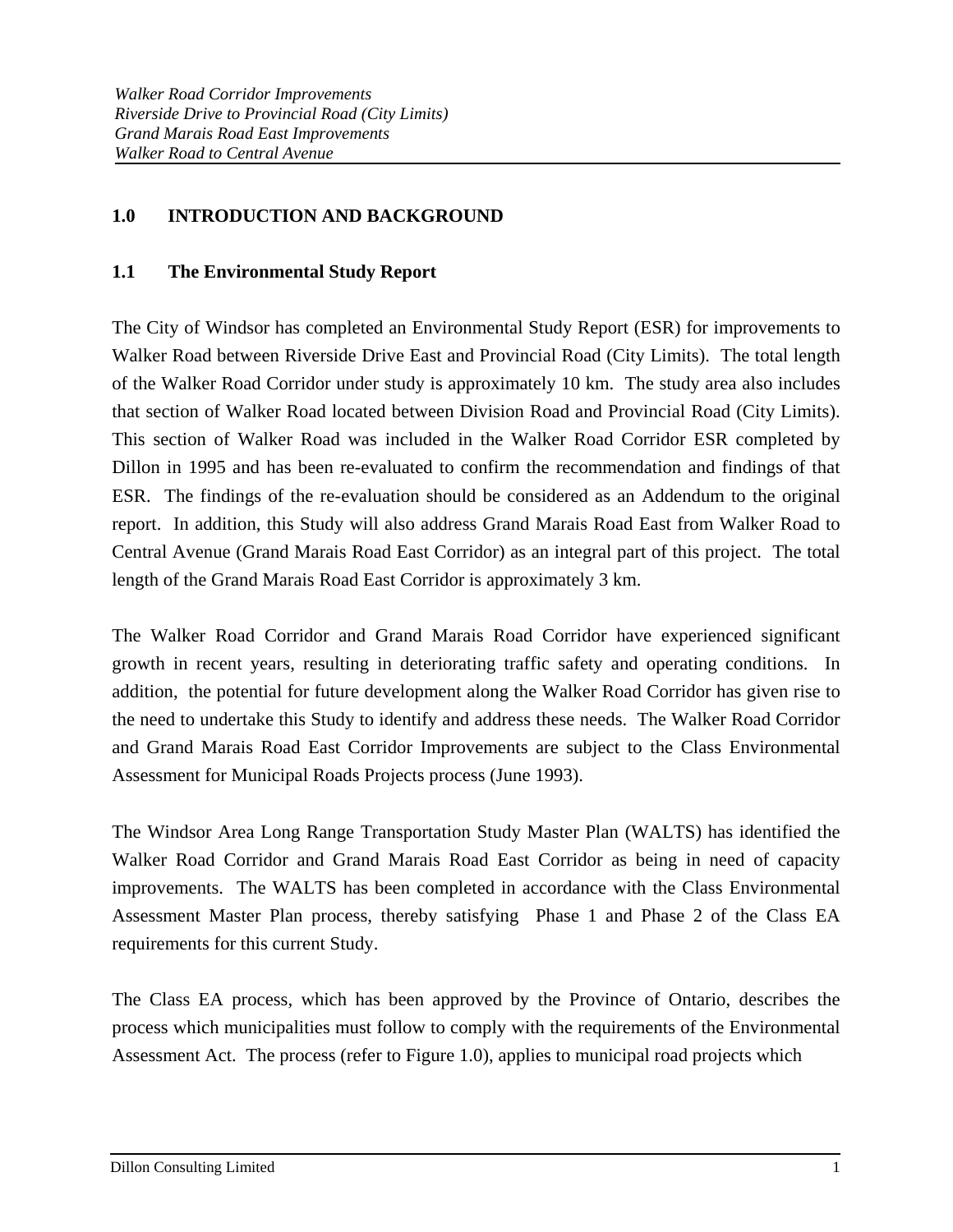## 1.0 INTRODUCTION AND BACKGROUND

### 1.1 The Environmental Study Report

The City of Windsor has completed an Environmental Study Report (ESR) for improvements to Walker Road between Riverside Drive East and Provincial Road (City Limits). The total length of the Walker Road Corridor under study is approximately 10 km. The study area also includes that section of Walker Road located between Division Road and Provincial Road (City Limits). This section of Walker Road was included in the Walker Road Corridor ESR completed by Dillon in 1995 and has been re-evaluated to confirm the recommendation and findings of that ESR. The findings of the re-evaluation should be considered as an Addendum to the original report. In addition, this Study will also address Grand Marais Road East from Walker Road to Central Avenue (Grand Marais Road East Corridor) as an integral part of this project. The total length of the Grand Marais Road East Corridor is approximately 3 km.

The Walker Road Corridor and Grand Marais Road Corridor have experienced significant growth in recent years, resulting in deteriorating traffic safety and operating conditions. In addition, the potential for future development along the Walker Road Corridor has given rise to the need to undertake this Study to identify and address these needs. The Walker Road Corridor and Grand Marais Road East Corridor Improvements are subject to the Class Environmental Assessment for Municipal Roads Projects process (June 1993).

The Windsor Area Long Range Transportation Study Master Plan (WALTS) has identified the Walker Road Corridor and Grand Marais Road East Corridor as being in need of capacity improvements. The WALTS has been completed in accordance with the Class Environmental Assessment Master Plan process, thereby satisfying Phase 1 and Phase 2 of the Class EA requirements for this current Study.

The Class EA process, which has been approved by the Province of Ontario, describes the process which municipalities must follow to comply with the requirements of the Environmental Assessment Act. The process (refer to Figure 1.0), applies to municipal road projects which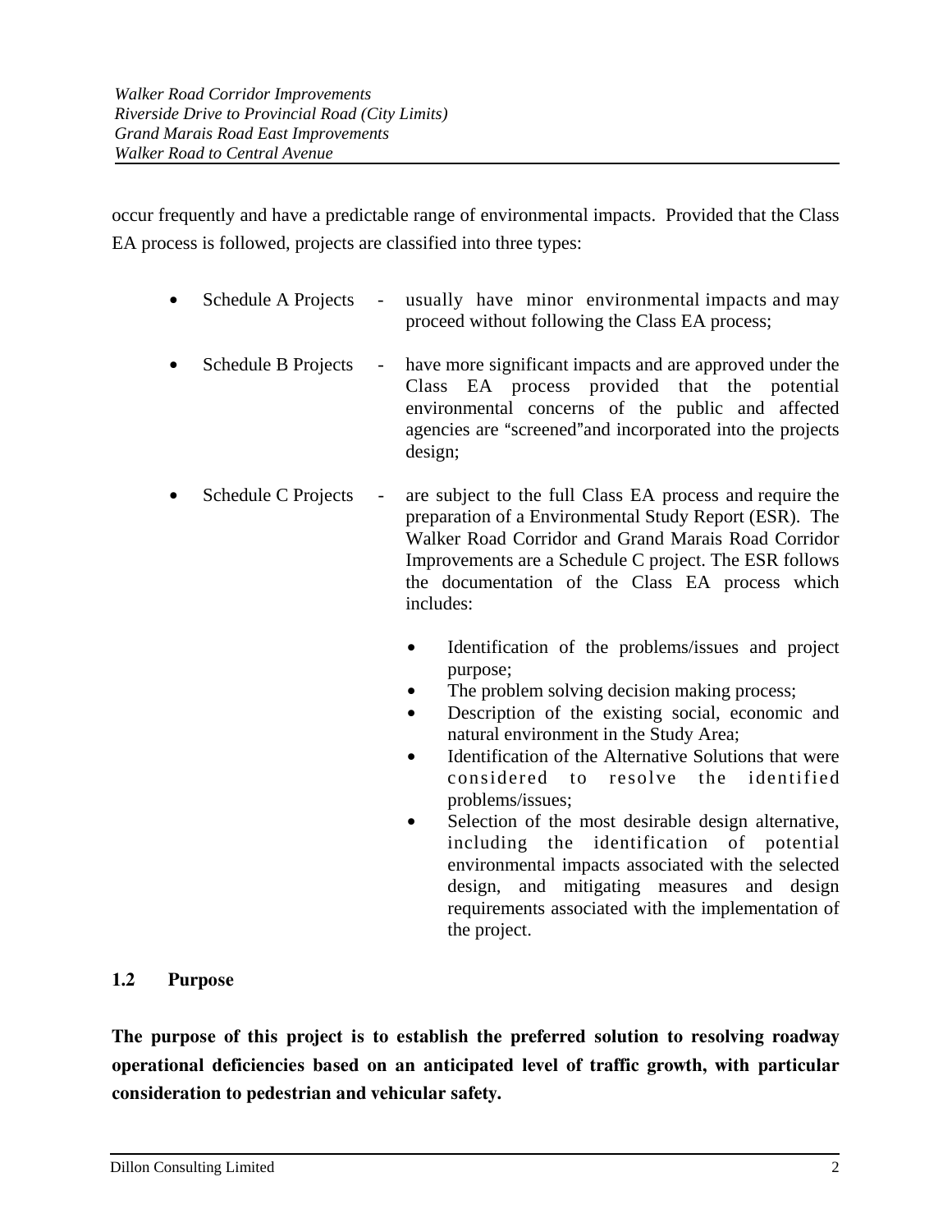occur frequently and have a predictable range of environmental impacts. Provided that the Class EA process is followed, projects are classified into three types:

- Schedule A Projects - usually have minor environmental impacts and may proceed without following the Class EA process;
- Schedule B Projects - have more significant impacts and are approved under the Class EA process provided that the potential environmental concerns of the public and affected agencies are "screened"and incorporated into the projects design;
- Schedule C Projects - are subject to the full Class EA process and require the preparation of a Environmental Study Report (ESR). The Walker Road Corridor and Grand Marais Road Corridor Improvements are a Schedule C project. The ESR follows the documentation of the Class EA process which includes:
  - Identification of the problems/issues and project purpose;
  - The problem solving decision making process;
  - Description of the existing social, economic and natural environment in the Study Area;
  - Identification of the Alternative Solutions that were considered to resolve the identified problems/issues;
  - Selection of the most desirable design alternative, including the identification of potential environmental impacts associated with the selected design, and mitigating measures and design requirements associated with the implementation of the project.

### 1.2 Purpose

**The purpose of this project is to establish the preferred solution to resolving roadway operational deficiencies based on an anticipated level of traffic growth, with particular consideration to pedestrian and vehicular safety.**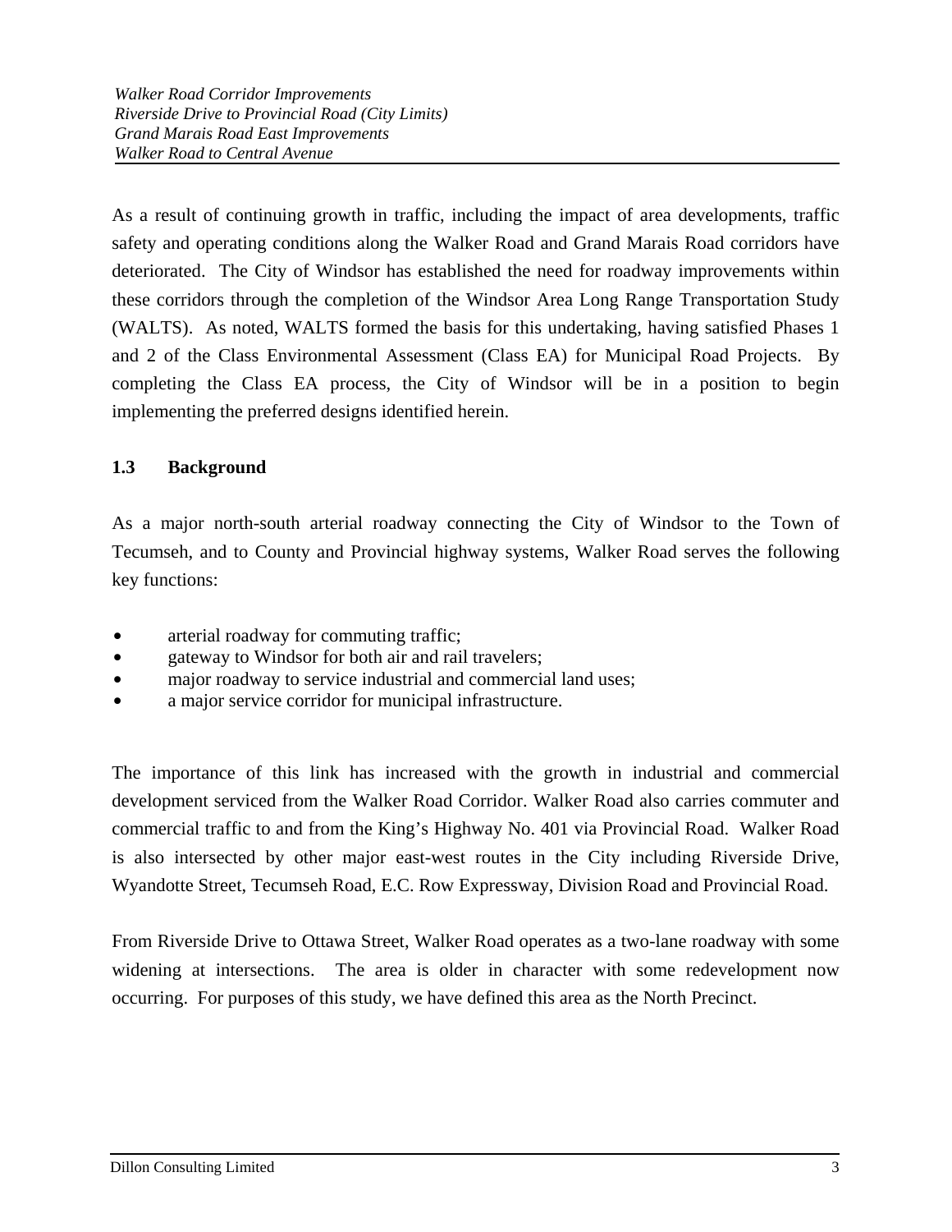As a result of continuing growth in traffic, including the impact of area developments, traffic safety and operating conditions along the Walker Road and Grand Marais Road corridors have deteriorated. The City of Windsor has established the need for roadway improvements within these corridors through the completion of the Windsor Area Long Range Transportation Study (WALTS). As noted, WALTS formed the basis for this undertaking, having satisfied Phases 1 and 2 of the Class Environmental Assessment (Class EA) for Municipal Road Projects. By completing the Class EA process, the City of Windsor will be in a position to begin implementing the preferred designs identified herein.

### 1.3 Background

As a major north-south arterial roadway connecting the City of Windsor to the Town of Tecumseh, and to County and Provincial highway systems, Walker Road serves the following key functions:

- arterial roadway for commuting traffic;
- gateway to Windsor for both air and rail travelers;
- major roadway to service industrial and commercial land uses;
- a major service corridor for municipal infrastructure.

The importance of this link has increased with the growth in industrial and commercial development serviced from the Walker Road Corridor. Walker Road also carries commuter and commercial traffic to and from the King's Highway No. 401 via Provincial Road. Walker Road is also intersected by other major east-west routes in the City including Riverside Drive, Wyandotte Street, Tecumseh Road, E.C. Row Expressway, Division Road and Provincial Road.

From Riverside Drive to Ottawa Street, Walker Road operates as a two-lane roadway with some widening at intersections. The area is older in character with some redevelopment now occurring. For purposes of this study, we have defined this area as the North Precinct.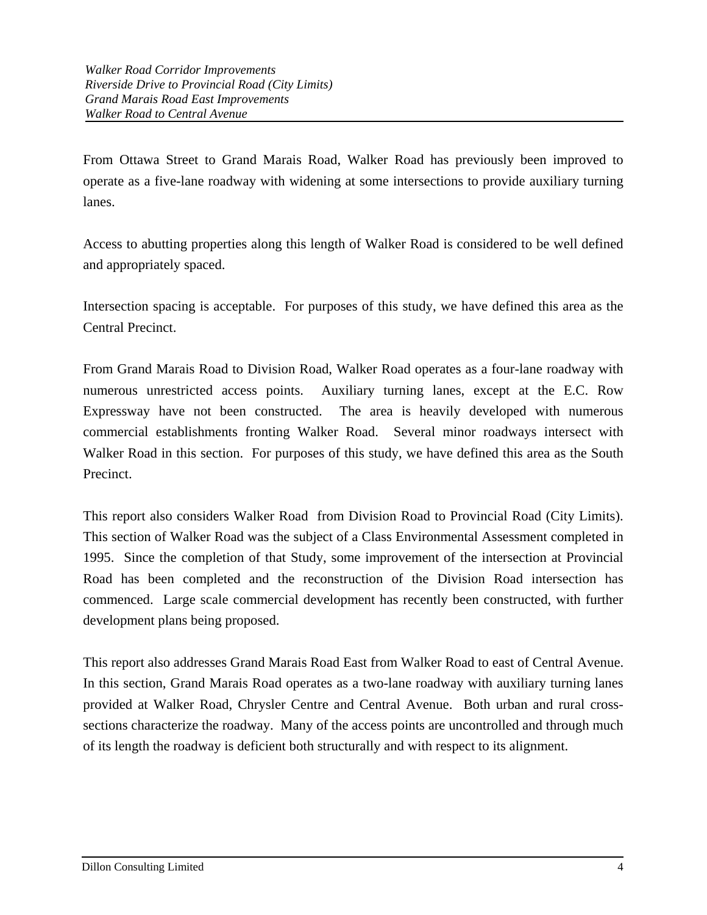From Ottawa Street to Grand Marais Road, Walker Road has previously been improved to operate as a five-lane roadway with widening at some intersections to provide auxiliary turning lanes.

Access to abutting properties along this length of Walker Road is considered to be well defined and appropriately spaced.

Intersection spacing is acceptable. For purposes of this study, we have defined this area as the Central Precinct.

From Grand Marais Road to Division Road, Walker Road operates as a four-lane roadway with numerous unrestricted access points. Auxiliary turning lanes, except at the E.C. Row Expressway have not been constructed. The area is heavily developed with numerous commercial establishments fronting Walker Road. Several minor roadways intersect with Walker Road in this section. For purposes of this study, we have defined this area as the South Precinct.

This report also considers Walker Road from Division Road to Provincial Road (City Limits). This section of Walker Road was the subject of a Class Environmental Assessment completed in 1995. Since the completion of that Study, some improvement of the intersection at Provincial Road has been completed and the reconstruction of the Division Road intersection has commenced. Large scale commercial development has recently been constructed, with further development plans being proposed.

This report also addresses Grand Marais Road East from Walker Road to east of Central Avenue. In this section, Grand Marais Road operates as a two-lane roadway with auxiliary turning lanes provided at Walker Road, Chrysler Centre and Central Avenue. Both urban and rural cross-sections characterize the roadway. Many of the access points are uncontrolled and through much of its length the roadway is deficient both structurally and with respect to its alignment.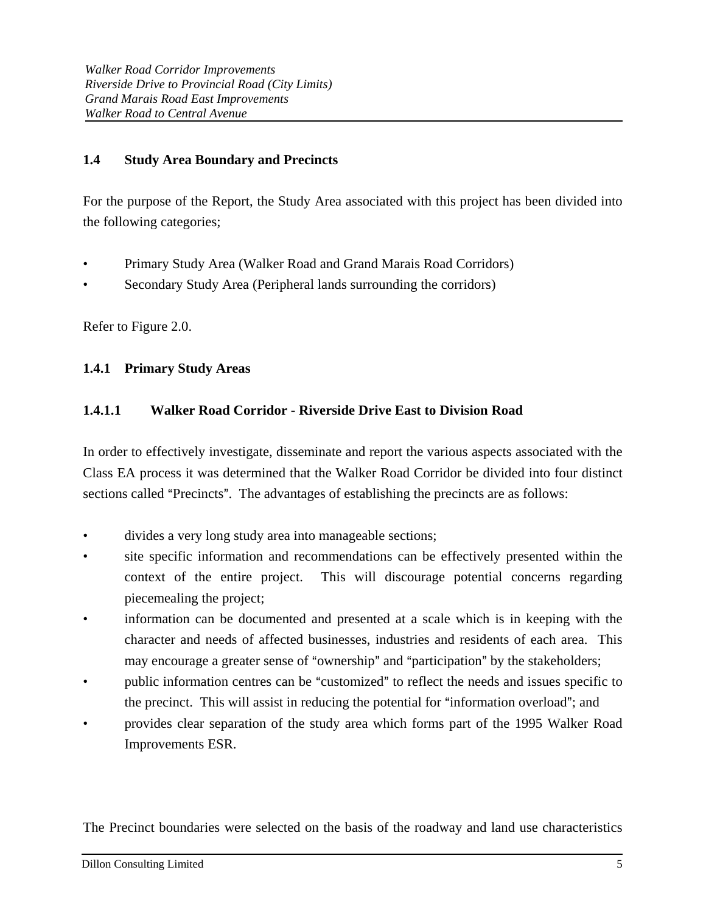## 1.4 Study Area Boundary and Precincts

For the purpose of the Report, the Study Area associated with this project has been divided into the following categories;

- Primary Study Area (Walker Road and Grand Marais Road Corridors)
- Secondary Study Area (Peripheral lands surrounding the corridors)

Refer to Figure 2.0.

### 1.4.1 Primary Study Areas

#### 1.4.1.1 Walker Road Corridor - Riverside Drive East to Division Road

In order to effectively investigate, disseminate and report the various aspects associated with the Class EA process it was determined that the Walker Road Corridor be divided into four distinct sections called "Precincts". The advantages of establishing the precincts are as follows:

- divides a very long study area into manageable sections;
- site specific information and recommendations can be effectively presented within the context of the entire project. This will discourage potential concerns regarding piecemealing the project;
- information can be documented and presented at a scale which is in keeping with the character and needs of affected businesses, industries and residents of each area. This may encourage a greater sense of "ownership" and "participation" by the stakeholders;
- public information centres can be "customized" to reflect the needs and issues specific to the precinct. This will assist in reducing the potential for "information overload"; and
- provides clear separation of the study area which forms part of the 1995 Walker Road Improvements ESR.

The Precinct boundaries were selected on the basis of the roadway and land use characteristics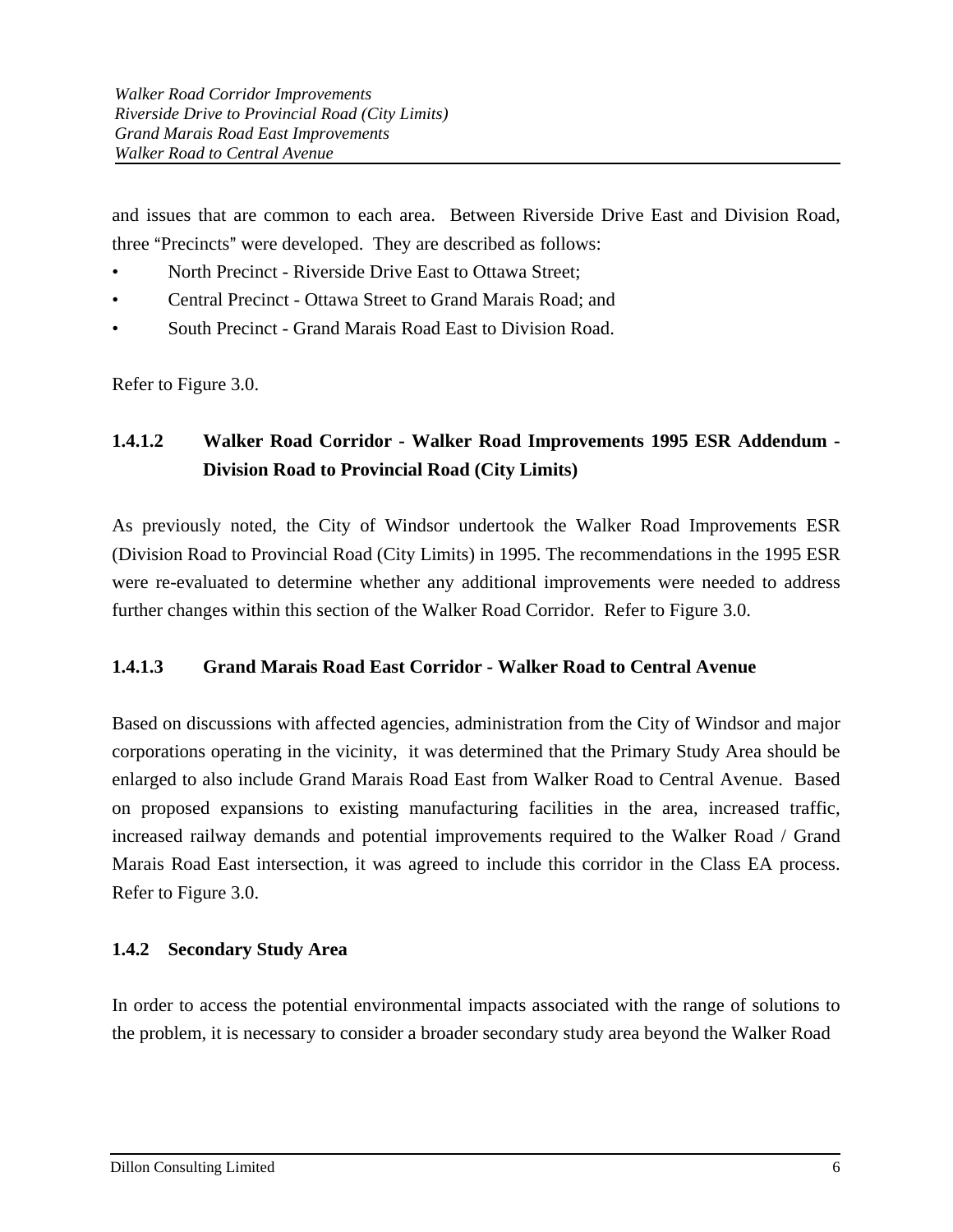and issues that are common to each area. Between Riverside Drive East and Division Road, three "Precincts" were developed. They are described as follows:

- North Precinct - Riverside Drive East to Ottawa Street;
- Central Precinct - Ottawa Street to Grand Marais Road; and
- South Precinct - Grand Marais Road East to Division Road.

Refer to Figure 3.0.

#### 1.4.1.2 Walker Road Corridor - Walker Road Improvements 1995 ESR Addendum - Division Road to Provincial Road (City Limits)

As previously noted, the City of Windsor undertook the Walker Road Improvements ESR (Division Road to Provincial Road (City Limits) in 1995. The recommendations in the 1995 ESR were re-evaluated to determine whether any additional improvements were needed to address further changes within this section of the Walker Road Corridor. Refer to Figure 3.0.

#### 1.4.1.3 Grand Marais Road East Corridor - Walker Road to Central Avenue

Based on discussions with affected agencies, administration from the City of Windsor and major corporations operating in the vicinity, it was determined that the Primary Study Area should be enlarged to also include Grand Marais Road East from Walker Road to Central Avenue. Based on proposed expansions to existing manufacturing facilities in the area, increased traffic, increased railway demands and potential improvements required to the Walker Road / Grand Marais Road East intersection, it was agreed to include this corridor in the Class EA process. Refer to Figure 3.0.

### 1.4.2 Secondary Study Area

In order to access the potential environmental impacts associated with the range of solutions to the problem, it is necessary to consider a broader secondary study area beyond the Walker Road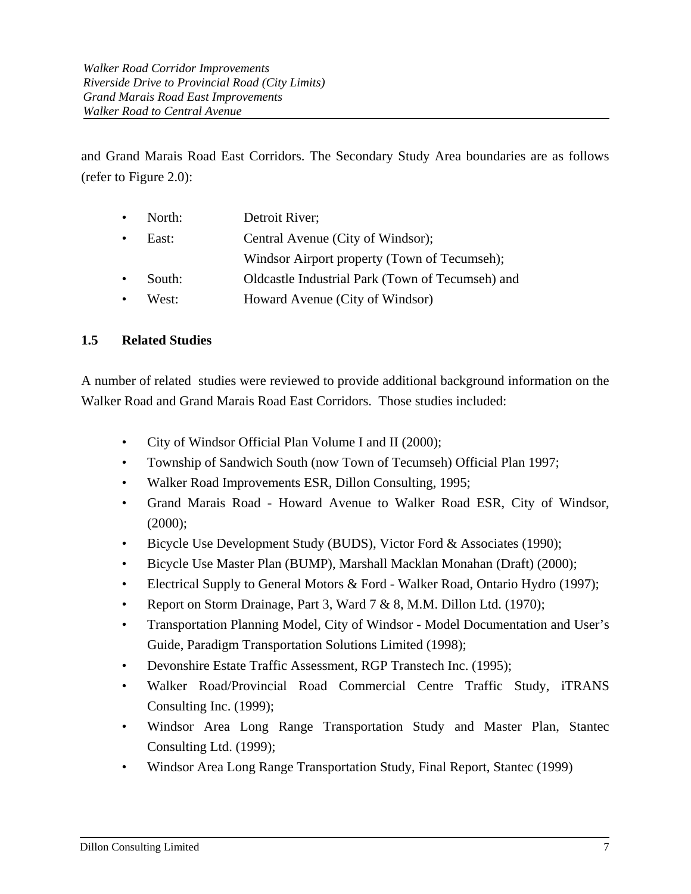and Grand Marais Road East Corridors. The Secondary Study Area boundaries are as follows (refer to Figure 2.0):

- North: Detroit River;
- East: Central Avenue (City of Windsor);
  Windsor Airport property (Town of Tecumseh);
- South: Oldcastle Industrial Park (Town of Tecumseh) and
- West: Howard Avenue (City of Windsor)

### 1.5 Related Studies

A number of related studies were reviewed to provide additional background information on the Walker Road and Grand Marais Road East Corridors. Those studies included:

- City of Windsor Official Plan Volume I and II (2000);
- Township of Sandwich South (now Town of Tecumseh) Official Plan 1997;
- Walker Road Improvements ESR, Dillon Consulting, 1995;
- Grand Marais Road - Howard Avenue to Walker Road ESR, City of Windsor, (2000);
- Bicycle Use Development Study (BUDS), Victor Ford & Associates (1990);
- Bicycle Use Master Plan (BUMP), Marshall Macklan Monahan (Draft) (2000);
- Electrical Supply to General Motors & Ford - Walker Road, Ontario Hydro (1997);
- Report on Storm Drainage, Part 3, Ward 7 & 8, M.M. Dillon Ltd. (1970);
- Transportation Planning Model, City of Windsor - Model Documentation and User's Guide, Paradigm Transportation Solutions Limited (1998);
- Devonshire Estate Traffic Assessment, RGP Transtech Inc. (1995);
- Walker Road/Provincial Road Commercial Centre Traffic Study, iTRANS Consulting Inc. (1999);
- Windsor Area Long Range Transportation Study and Master Plan, Stantec Consulting Ltd. (1999);
- Windsor Area Long Range Transportation Study, Final Report, Stantec (1999)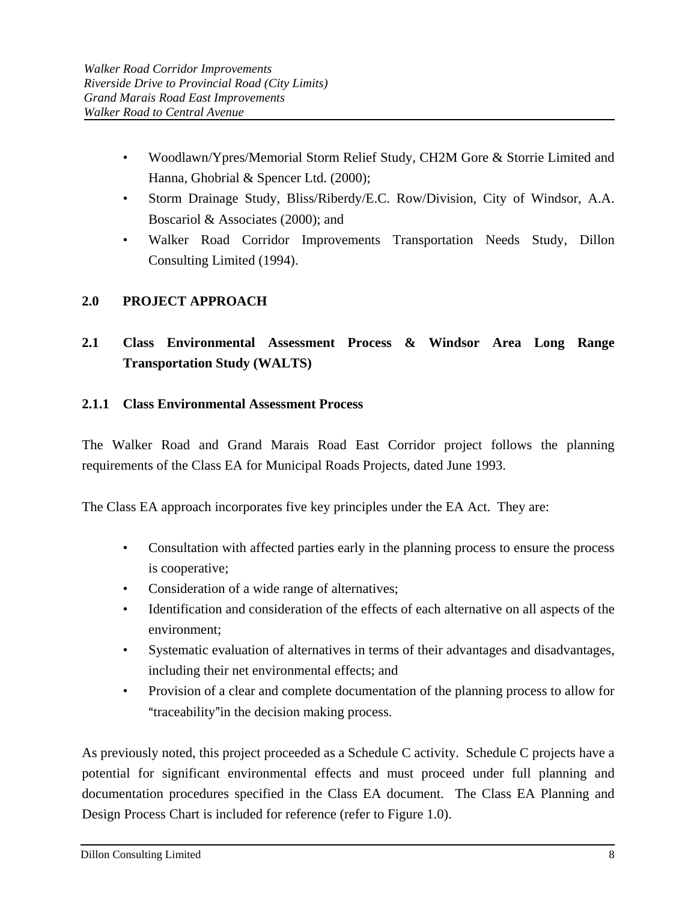- Woodlawn/Ypres/Memorial Storm Relief Study, CH2M Gore & Storrie Limited and Hanna, Ghobrial & Spencer Ltd. (2000);
- Storm Drainage Study, Bliss/Riberdy/E.C. Row/Division, City of Windsor, A.A. Boscariol & Associates (2000); and
- Walker Road Corridor Improvements Transportation Needs Study, Dillon Consulting Limited (1994).

# 2.0 PROJECT APPROACH

## 2.1 Class Environmental Assessment Process & Windsor Area Long Range Transportation Study (WALTS)

### 2.1.1 Class Environmental Assessment Process

The Walker Road and Grand Marais Road East Corridor project follows the planning requirements of the Class EA for Municipal Roads Projects, dated June 1993.

The Class EA approach incorporates five key principles under the EA Act. They are:

- Consultation with affected parties early in the planning process to ensure the process is cooperative;
- Consideration of a wide range of alternatives;
- Identification and consideration of the effects of each alternative on all aspects of the environment;
- Systematic evaluation of alternatives in terms of their advantages and disadvantages, including their net environmental effects; and
- Provision of a clear and complete documentation of the planning process to allow for "traceability" in the decision making process.

As previously noted, this project proceeded as a Schedule C activity. Schedule C projects have a potential for significant environmental effects and must proceed under full planning and documentation procedures specified in the Class EA document. The Class EA Planning and Design Process Chart is included for reference (refer to Figure 1.0).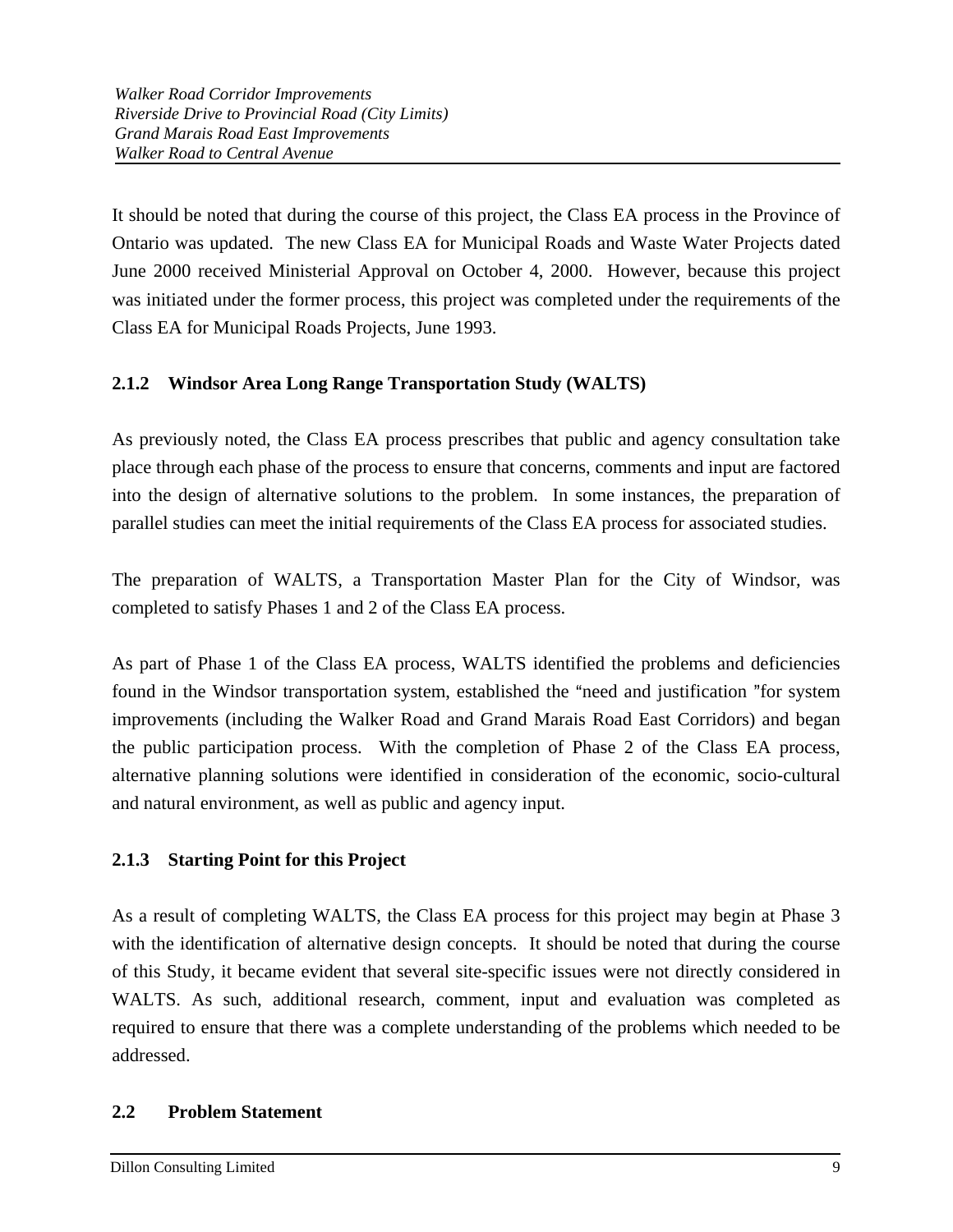It should be noted that during the course of this project, the Class EA process in the Province of Ontario was updated. The new Class EA for Municipal Roads and Waste Water Projects dated June 2000 received Ministerial Approval on October 4, 2000. However, because this project was initiated under the former process, this project was completed under the requirements of the Class EA for Municipal Roads Projects, June 1993.

### 2.1.2 Windsor Area Long Range Transportation Study (WALTS)

As previously noted, the Class EA process prescribes that public and agency consultation take place through each phase of the process to ensure that concerns, comments and input are factored into the design of alternative solutions to the problem. In some instances, the preparation of parallel studies can meet the initial requirements of the Class EA process for associated studies.

The preparation of WALTS, a Transportation Master Plan for the City of Windsor, was completed to satisfy Phases 1 and 2 of the Class EA process.

As part of Phase 1 of the Class EA process, WALTS identified the problems and deficiencies found in the Windsor transportation system, established the "need and justification "for system improvements (including the Walker Road and Grand Marais Road East Corridors) and began the public participation process. With the completion of Phase 2 of the Class EA process, alternative planning solutions were identified in consideration of the economic, socio-cultural and natural environment, as well as public and agency input.

### 2.1.3 Starting Point for this Project

As a result of completing WALTS, the Class EA process for this project may begin at Phase 3 with the identification of alternative design concepts. It should be noted that during the course of this Study, it became evident that several site-specific issues were not directly considered in WALTS. As such, additional research, comment, input and evaluation was completed as required to ensure that there was a complete understanding of the problems which needed to be addressed.

## 2.2 Problem Statement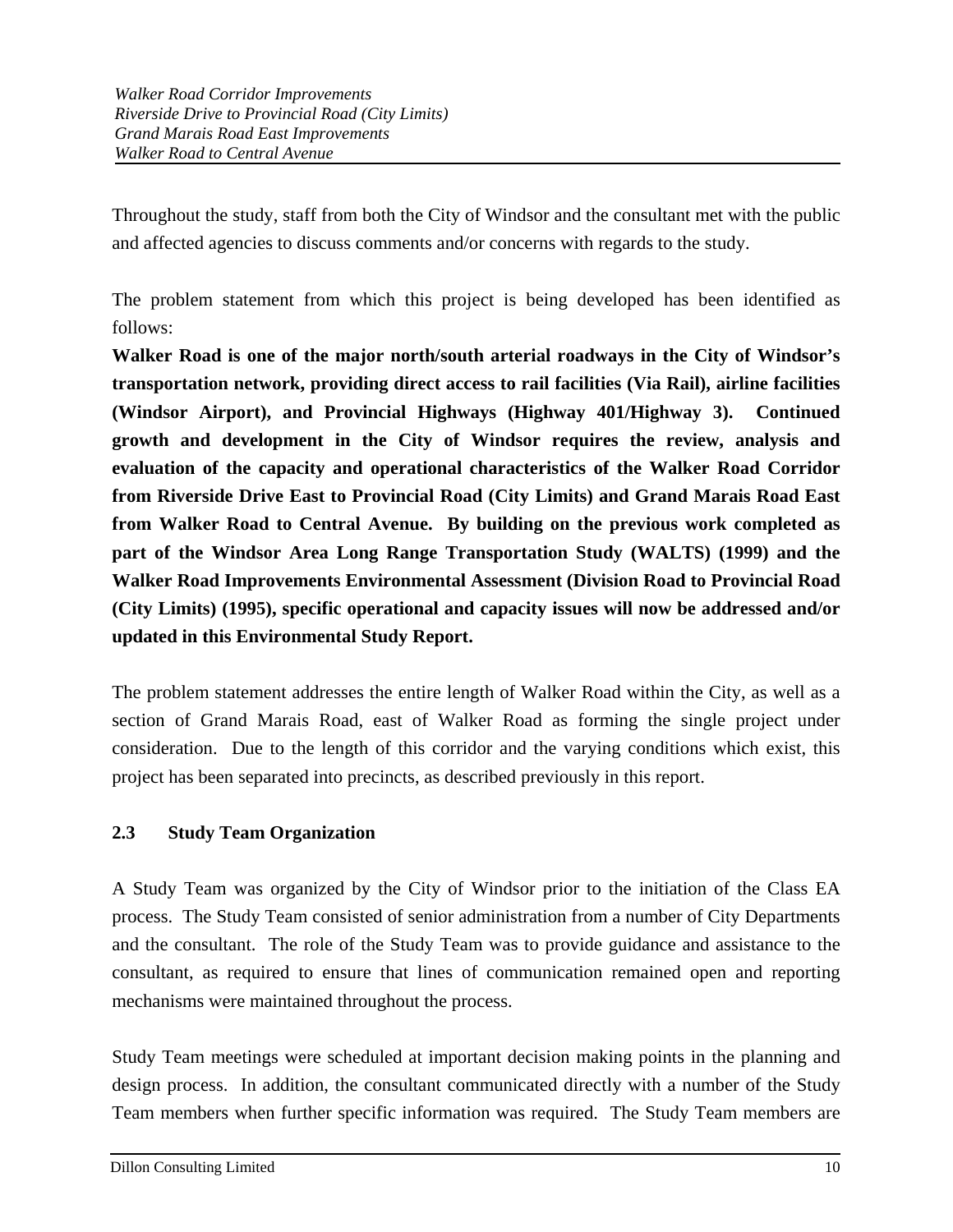Throughout the study, staff from both the City of Windsor and the consultant met with the public and affected agencies to discuss comments and/or concerns with regards to the study.

The problem statement from which this project is being developed has been identified as follows:

**Walker Road is one of the major north/south arterial roadways in the City of Windsor's transportation network, providing direct access to rail facilities (Via Rail), airline facilities (Windsor Airport), and Provincial Highways (Highway 401/Highway 3). Continued growth and development in the City of Windsor requires the review, analysis and evaluation of the capacity and operational characteristics of the Walker Road Corridor from Riverside Drive East to Provincial Road (City Limits) and Grand Marais Road East from Walker Road to Central Avenue. By building on the previous work completed as part of the Windsor Area Long Range Transportation Study (WALTS) (1999) and the Walker Road Improvements Environmental Assessment (Division Road to Provincial Road (City Limits) (1995), specific operational and capacity issues will now be addressed and/or updated in this Environmental Study Report.**

The problem statement addresses the entire length of Walker Road within the City, as well as a section of Grand Marais Road, east of Walker Road as forming the single project under consideration. Due to the length of this corridor and the varying conditions which exist, this project has been separated into precincts, as described previously in this report.

## 2.3 Study Team Organization

A Study Team was organized by the City of Windsor prior to the initiation of the Class EA process. The Study Team consisted of senior administration from a number of City Departments and the consultant. The role of the Study Team was to provide guidance and assistance to the consultant, as required to ensure that lines of communication remained open and reporting mechanisms were maintained throughout the process.

Study Team meetings were scheduled at important decision making points in the planning and design process. In addition, the consultant communicated directly with a number of the Study Team members when further specific information was required. The Study Team members are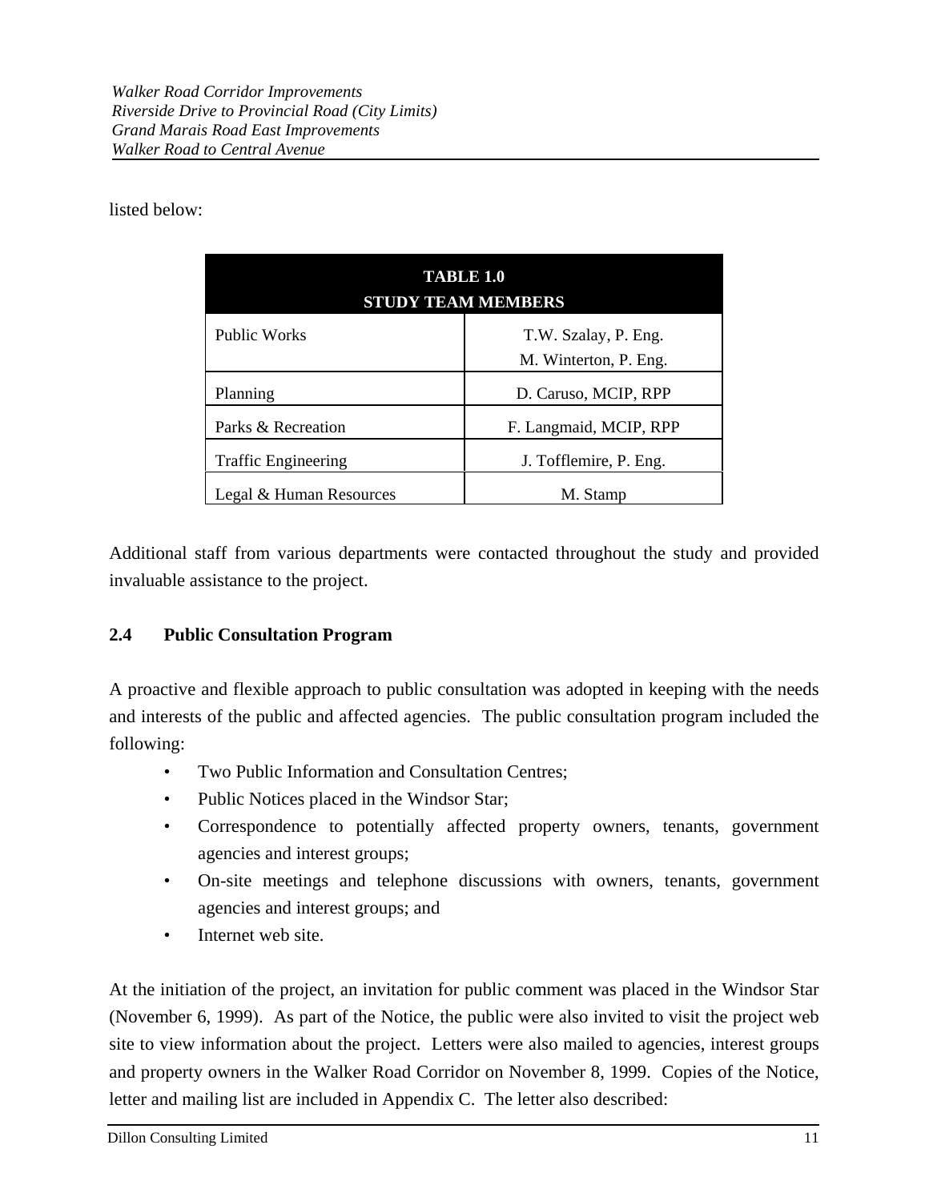listed below:

| TABLE 1.0 STUDY TEAM MEMBERS | |
|---|---|
| Public Works | T.W. Szalay, P. Eng.<br>M. Winterton, P. Eng. |
| Planning | D. Caruso, MCIP, RPP |
| Parks & Recreation | F. Langmaid, MCIP, RPP |
| Traffic Engineering | J. Tofflemire, P. Eng. |
| Legal & Human Resources | M. Stamp |

Additional staff from various departments were contacted throughout the study and provided invaluable assistance to the project.

## 2.4 Public Consultation Program

A proactive and flexible approach to public consultation was adopted in keeping with the needs and interests of the public and affected agencies. The public consultation program included the following:

- Two Public Information and Consultation Centres;
- Public Notices placed in the Windsor Star;
- Correspondence to potentially affected property owners, tenants, government agencies and interest groups;
- On-site meetings and telephone discussions with owners, tenants, government agencies and interest groups; and
- Internet web site.

At the initiation of the project, an invitation for public comment was placed in the Windsor Star (November 6, 1999). As part of the Notice, the public were also invited to visit the project web site to view information about the project. Letters were also mailed to agencies, interest groups and property owners in the Walker Road Corridor on November 8, 1999. Copies of the Notice, letter and mailing list are included in Appendix C. The letter also described: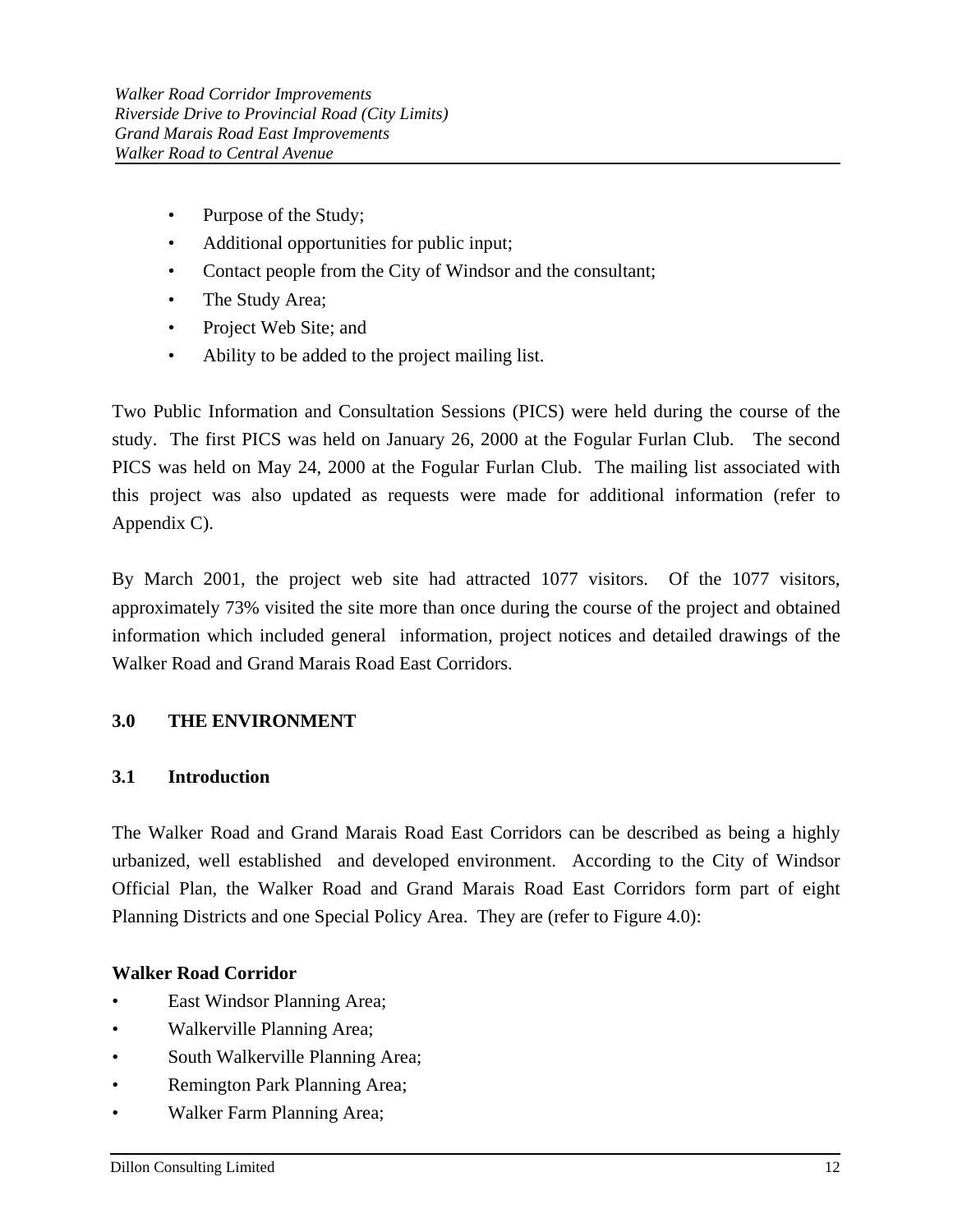- Purpose of the Study;
- Additional opportunities for public input;
- Contact people from the City of Windsor and the consultant;
- The Study Area;
- Project Web Site; and
- Ability to be added to the project mailing list.

Two Public Information and Consultation Sessions (PICS) were held during the course of the study. The first PICS was held on January 26, 2000 at the Fogular Furlan Club. The second PICS was held on May 24, 2000 at the Fogular Furlan Club. The mailing list associated with this project was also updated as requests were made for additional information (refer to Appendix C).

By March 2001, the project web site had attracted 1077 visitors. Of the 1077 visitors, approximately 73% visited the site more than once during the course of the project and obtained information which included general information, project notices and detailed drawings of the Walker Road and Grand Marais Road East Corridors.

# 3.0 THE ENVIRONMENT

## 3.1 Introduction

The Walker Road and Grand Marais Road East Corridors can be described as being a highly urbanized, well established and developed environment. According to the City of Windsor Official Plan, the Walker Road and Grand Marais Road East Corridors form part of eight Planning Districts and one Special Policy Area. They are (refer to Figure 4.0):

**Walker Road Corridor**

- East Windsor Planning Area;
- Walkerville Planning Area;
- South Walkerville Planning Area;
- Remington Park Planning Area;
- Walker Farm Planning Area;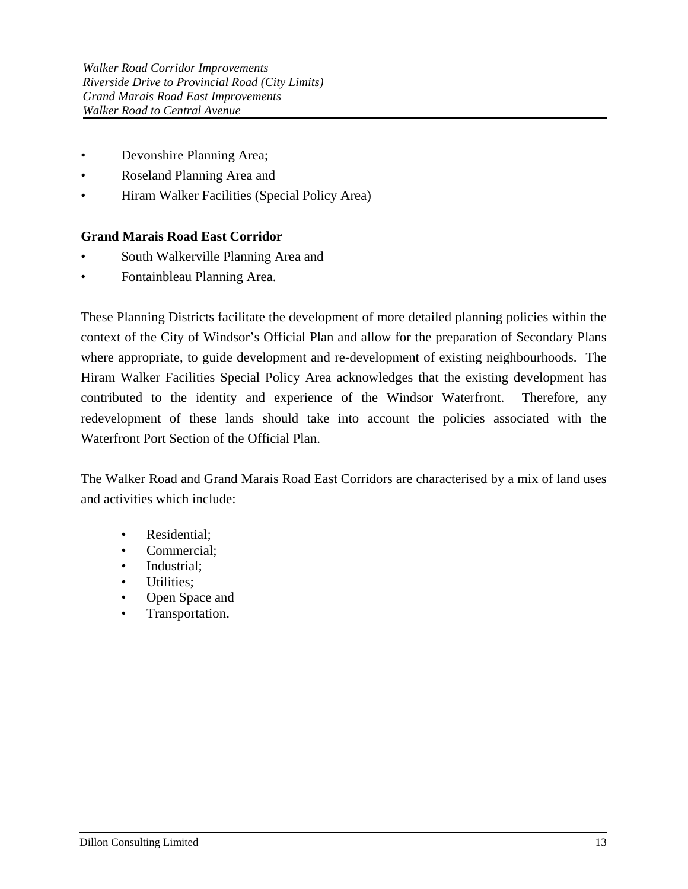- Devonshire Planning Area;
- Roseland Planning Area and
- Hiram Walker Facilities (Special Policy Area)

**Grand Marais Road East Corridor**

- South Walkerville Planning Area and
- Fontainbleau Planning Area.

These Planning Districts facilitate the development of more detailed planning policies within the context of the City of Windsor's Official Plan and allow for the preparation of Secondary Plans where appropriate, to guide development and re-development of existing neighbourhoods. The Hiram Walker Facilities Special Policy Area acknowledges that the existing development has contributed to the identity and experience of the Windsor Waterfront. Therefore, any redevelopment of these lands should take into account the policies associated with the Waterfront Port Section of the Official Plan.

The Walker Road and Grand Marais Road East Corridors are characterised by a mix of land uses and activities which include:

- Residential;
- Commercial;
- Industrial;
- Utilities;
- Open Space and
- Transportation.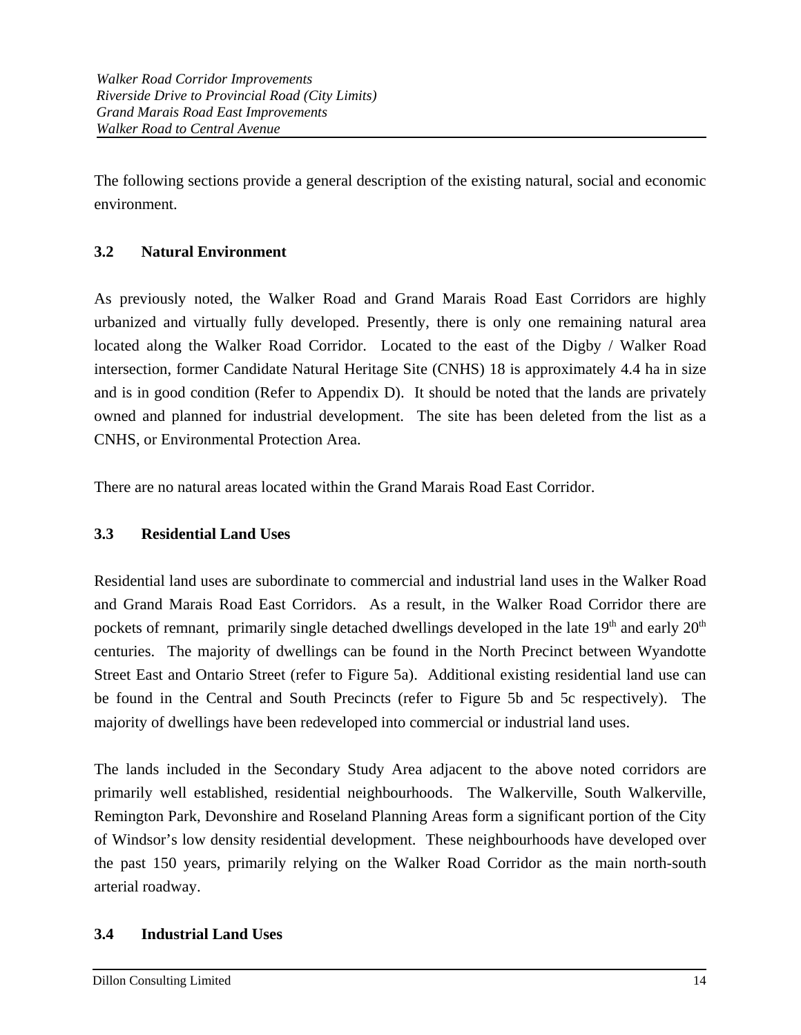The following sections provide a general description of the existing natural, social and economic environment.

### 3.2 Natural Environment

As previously noted, the Walker Road and Grand Marais Road East Corridors are highly urbanized and virtually fully developed. Presently, there is only one remaining natural area located along the Walker Road Corridor. Located to the east of the Digby / Walker Road intersection, former Candidate Natural Heritage Site (CNHS) 18 is approximately 4.4 ha in size and is in good condition (Refer to Appendix D). It should be noted that the lands are privately owned and planned for industrial development. The site has been deleted from the list as a CNHS, or Environmental Protection Area.

There are no natural areas located within the Grand Marais Road East Corridor.

### 3.3 Residential Land Uses

Residential land uses are subordinate to commercial and industrial land uses in the Walker Road and Grand Marais Road East Corridors. As a result, in the Walker Road Corridor there are pockets of remnant, primarily single detached dwellings developed in the late 19th and early 20th centuries. The majority of dwellings can be found in the North Precinct between Wyandotte Street East and Ontario Street (refer to Figure 5a). Additional existing residential land use can be found in the Central and South Precincts (refer to Figure 5b and 5c respectively). The majority of dwellings have been redeveloped into commercial or industrial land uses.

The lands included in the Secondary Study Area adjacent to the above noted corridors are primarily well established, residential neighbourhoods. The Walkerville, South Walkerville, Remington Park, Devonshire and Roseland Planning Areas form a significant portion of the City of Windsor's low density residential development. These neighbourhoods have developed over the past 150 years, primarily relying on the Walker Road Corridor as the main north-south arterial roadway.

### 3.4 Industrial Land Uses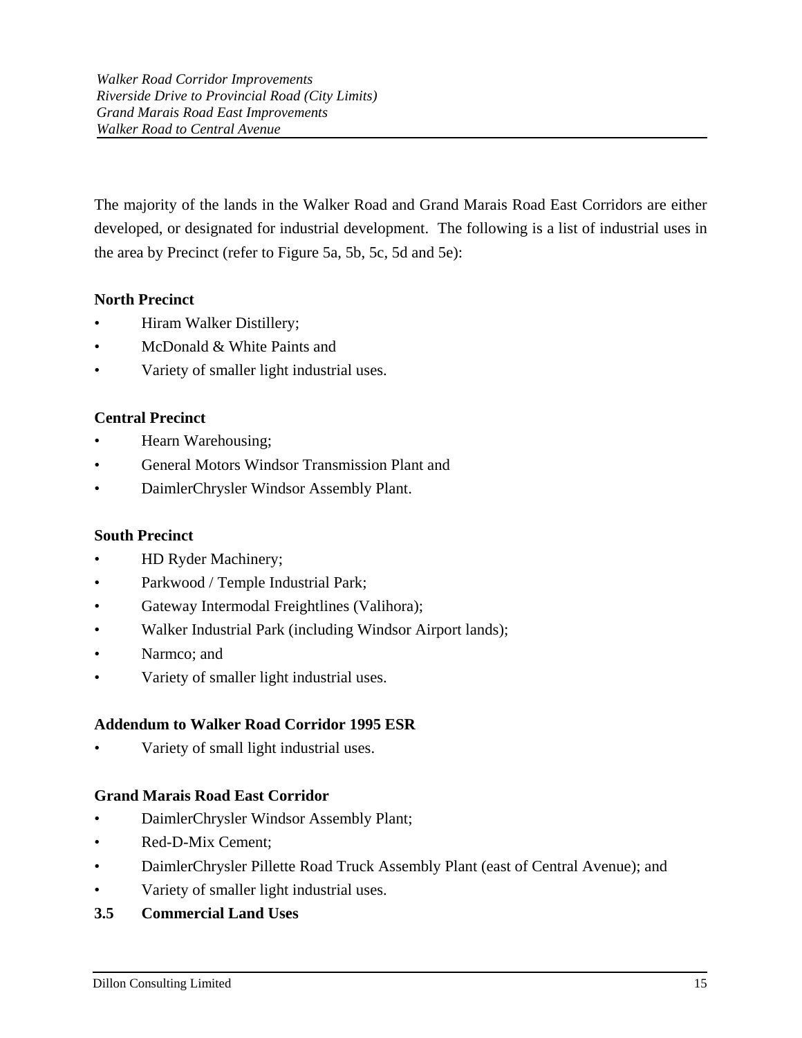The majority of the lands in the Walker Road and Grand Marais Road East Corridors are either developed, or designated for industrial development. The following is a list of industrial uses in the area by Precinct (refer to Figure 5a, 5b, 5c, 5d and 5e):

**North Precinct**

- Hiram Walker Distillery;
- McDonald & White Paints and
- Variety of smaller light industrial uses.

**Central Precinct**

- Hearn Warehousing;
- General Motors Windsor Transmission Plant and
- DaimlerChrysler Windsor Assembly Plant.

**South Precinct**

- HD Ryder Machinery;
- Parkwood / Temple Industrial Park;
- Gateway Intermodal Freightlines (Valihora);
- Walker Industrial Park (including Windsor Airport lands);
- Narmco; and
- Variety of smaller light industrial uses.

**Addendum to Walker Road Corridor 1995 ESR**

- Variety of small light industrial uses.

**Grand Marais Road East Corridor**

- DaimlerChrysler Windsor Assembly Plant;
- Red-D-Mix Cement;
- DaimlerChrysler Pillette Road Truck Assembly Plant (east of Central Avenue); and
- Variety of smaller light industrial uses.

### 3.5 Commercial Land Uses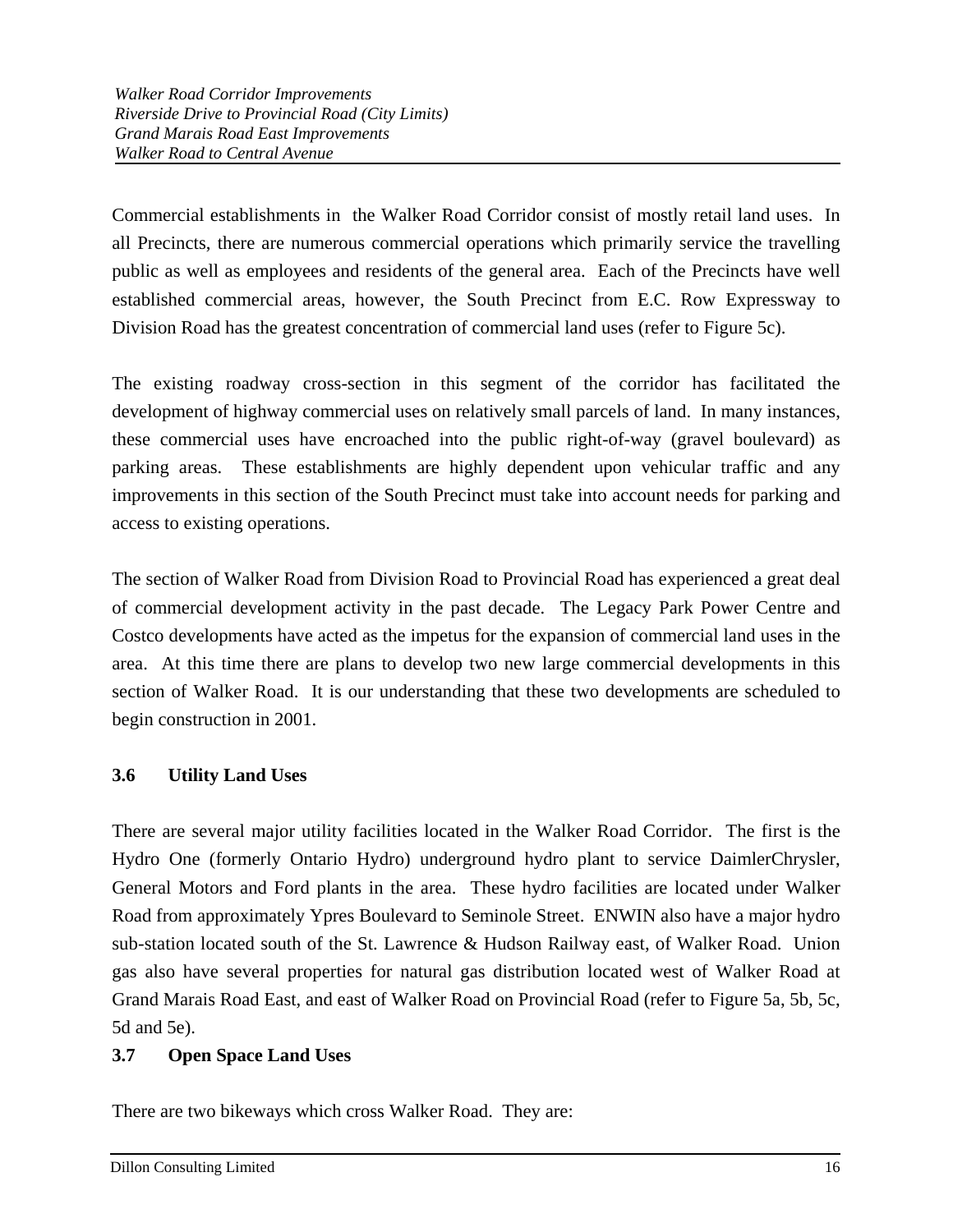Commercial establishments in the Walker Road Corridor consist of mostly retail land uses. In all Precincts, there are numerous commercial operations which primarily service the travelling public as well as employees and residents of the general area. Each of the Precincts have well established commercial areas, however, the South Precinct from E.C. Row Expressway to Division Road has the greatest concentration of commercial land uses (refer to Figure 5c).

The existing roadway cross-section in this segment of the corridor has facilitated the development of highway commercial uses on relatively small parcels of land. In many instances, these commercial uses have encroached into the public right-of-way (gravel boulevard) as parking areas. These establishments are highly dependent upon vehicular traffic and any improvements in this section of the South Precinct must take into account needs for parking and access to existing operations.

The section of Walker Road from Division Road to Provincial Road has experienced a great deal of commercial development activity in the past decade. The Legacy Park Power Centre and Costco developments have acted as the impetus for the expansion of commercial land uses in the area. At this time there are plans to develop two new large commercial developments in this section of Walker Road. It is our understanding that these two developments are scheduled to begin construction in 2001.

### 3.6 Utility Land Uses

There are several major utility facilities located in the Walker Road Corridor. The first is the Hydro One (formerly Ontario Hydro) underground hydro plant to service DaimlerChrysler, General Motors and Ford plants in the area. These hydro facilities are located under Walker Road from approximately Ypres Boulevard to Seminole Street. ENWIN also have a major hydro sub-station located south of the St. Lawrence & Hudson Railway east, of Walker Road. Union gas also have several properties for natural gas distribution located west of Walker Road at Grand Marais Road East, and east of Walker Road on Provincial Road (refer to Figure 5a, 5b, 5c, 5d and 5e).

### 3.7 Open Space Land Uses

There are two bikeways which cross Walker Road. They are: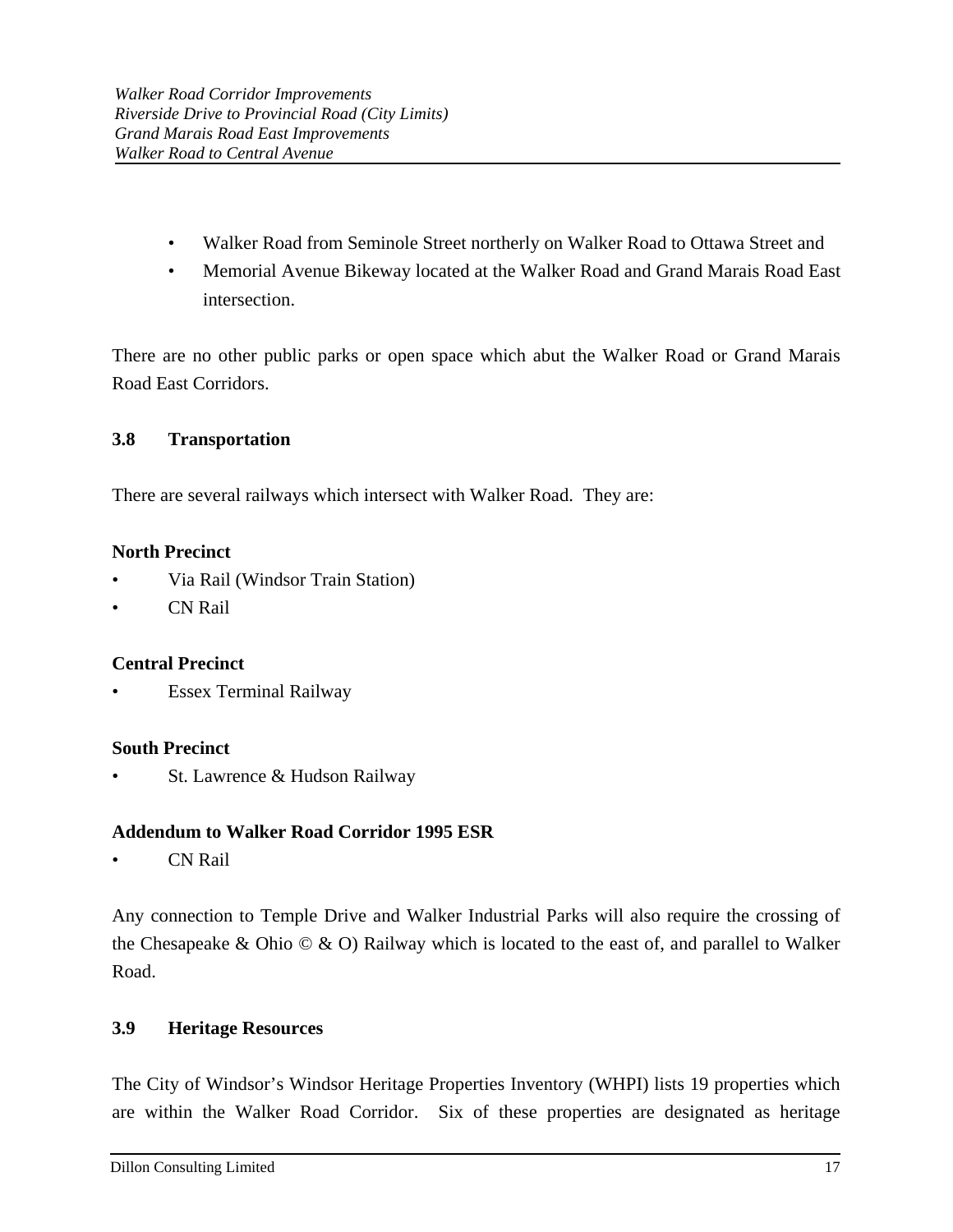- Walker Road from Seminole Street northerly on Walker Road to Ottawa Street and
- Memorial Avenue Bikeway located at the Walker Road and Grand Marais Road East intersection.

There are no other public parks or open space which abut the Walker Road or Grand Marais Road East Corridors.

## 3.8 Transportation

There are several railways which intersect with Walker Road. They are:

**North Precinct**

- Via Rail (Windsor Train Station)
- CN Rail

**Central Precinct**

- Essex Terminal Railway

**South Precinct**

- St. Lawrence & Hudson Railway

**Addendum to Walker Road Corridor 1995 ESR**

- CN Rail

Any connection to Temple Drive and Walker Industrial Parks will also require the crossing of the Chesapeake & Ohio © & O) Railway which is located to the east of, and parallel to Walker Road.

## 3.9 Heritage Resources

The City of Windsor's Windsor Heritage Properties Inventory (WHPI) lists 19 properties which are within the Walker Road Corridor. Six of these properties are designated as heritage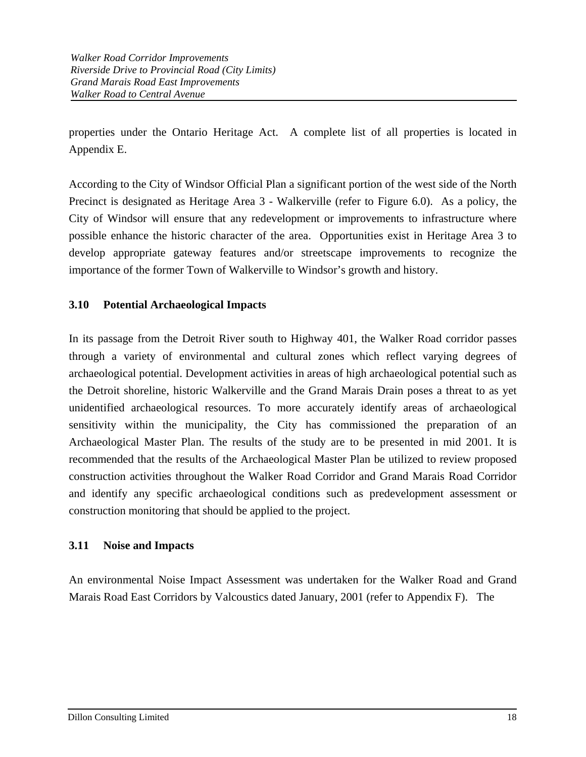properties under the Ontario Heritage Act. A complete list of all properties is located in Appendix E.

According to the City of Windsor Official Plan a significant portion of the west side of the North Precinct is designated as Heritage Area 3 - Walkerville (refer to Figure 6.0). As a policy, the City of Windsor will ensure that any redevelopment or improvements to infrastructure where possible enhance the historic character of the area. Opportunities exist in Heritage Area 3 to develop appropriate gateway features and/or streetscape improvements to recognize the importance of the former Town of Walkerville to Windsor's growth and history.

### 3.10 Potential Archaeological Impacts

In its passage from the Detroit River south to Highway 401, the Walker Road corridor passes through a variety of environmental and cultural zones which reflect varying degrees of archaeological potential. Development activities in areas of high archaeological potential such as the Detroit shoreline, historic Walkerville and the Grand Marais Drain poses a threat to as yet unidentified archaeological resources. To more accurately identify areas of archaeological sensitivity within the municipality, the City has commissioned the preparation of an Archaeological Master Plan. The results of the study are to be presented in mid 2001. It is recommended that the results of the Archaeological Master Plan be utilized to review proposed construction activities throughout the Walker Road Corridor and Grand Marais Road Corridor and identify any specific archaeological conditions such as predevelopment assessment or construction monitoring that should be applied to the project.

### 3.11 Noise and Impacts

An environmental Noise Impact Assessment was undertaken for the Walker Road and Grand Marais Road East Corridors by Valcoustics dated January, 2001 (refer to Appendix F). The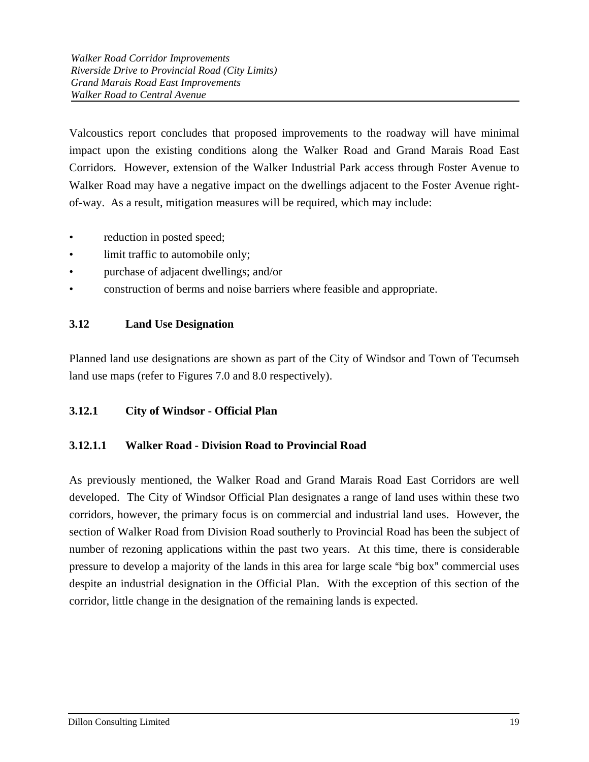Valcoustics report concludes that proposed improvements to the roadway will have minimal impact upon the existing conditions along the Walker Road and Grand Marais Road East Corridors. However, extension of the Walker Industrial Park access through Foster Avenue to Walker Road may have a negative impact on the dwellings adjacent to the Foster Avenue right-of-way. As a result, mitigation measures will be required, which may include:

- reduction in posted speed;
- limit traffic to automobile only;
- purchase of adjacent dwellings; and/or
- construction of berms and noise barriers where feasible and appropriate.

## 3.12 Land Use Designation

Planned land use designations are shown as part of the City of Windsor and Town of Tecumseh land use maps (refer to Figures 7.0 and 8.0 respectively).

### 3.12.1 City of Windsor - Official Plan

#### 3.12.1.1 Walker Road - Division Road to Provincial Road

As previously mentioned, the Walker Road and Grand Marais Road East Corridors are well developed. The City of Windsor Official Plan designates a range of land uses within these two corridors, however, the primary focus is on commercial and industrial land uses. However, the section of Walker Road from Division Road southerly to Provincial Road has been the subject of number of rezoning applications within the past two years. At this time, there is considerable pressure to develop a majority of the lands in this area for large scale "big box" commercial uses despite an industrial designation in the Official Plan. With the exception of this section of the corridor, little change in the designation of the remaining lands is expected.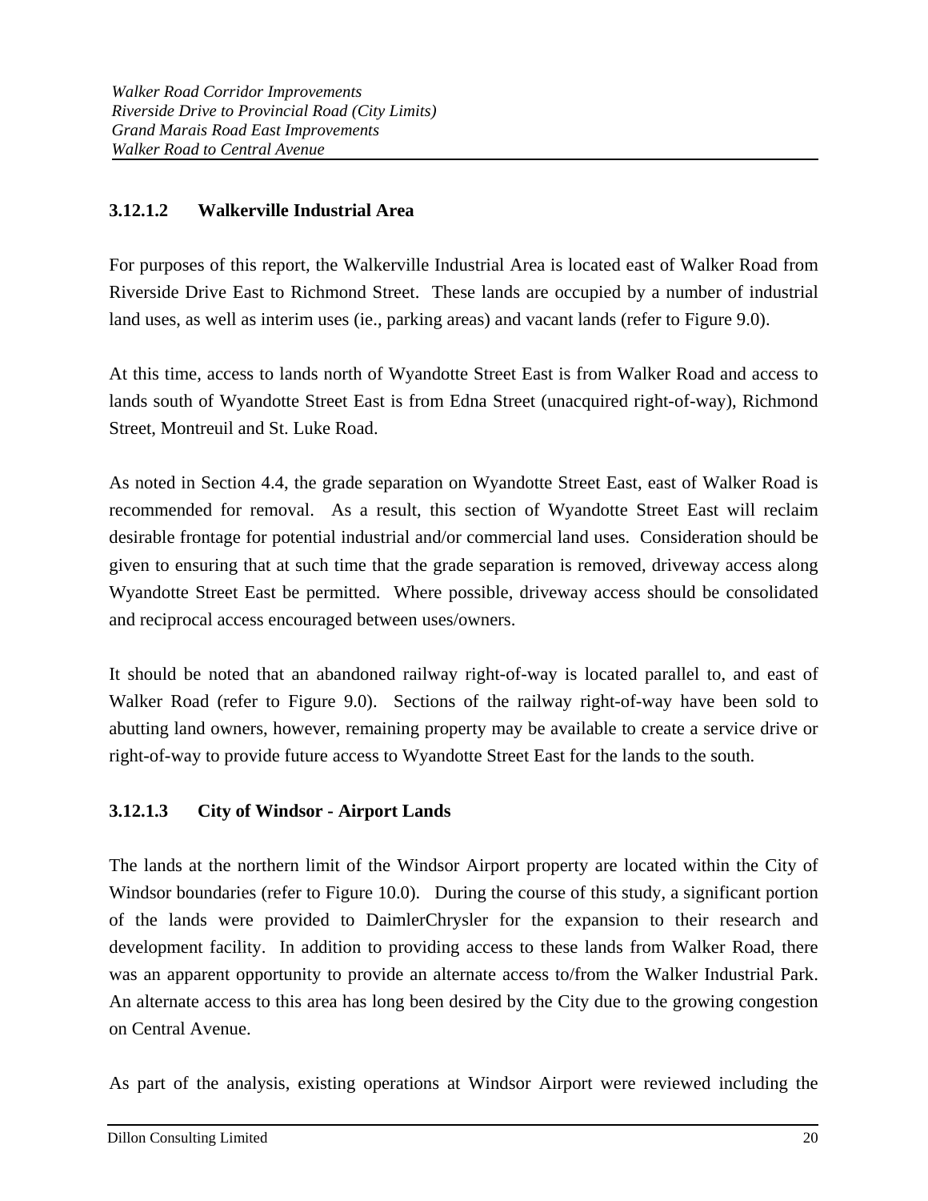#### 3.12.1.2 Walkerville Industrial Area

For purposes of this report, the Walkerville Industrial Area is located east of Walker Road from Riverside Drive East to Richmond Street. These lands are occupied by a number of industrial land uses, as well as interim uses (ie., parking areas) and vacant lands (refer to Figure 9.0).

At this time, access to lands north of Wyandotte Street East is from Walker Road and access to lands south of Wyandotte Street East is from Edna Street (unacquired right-of-way), Richmond Street, Montreuil and St. Luke Road.

As noted in Section 4.4, the grade separation on Wyandotte Street East, east of Walker Road is recommended for removal. As a result, this section of Wyandotte Street East will reclaim desirable frontage for potential industrial and/or commercial land uses. Consideration should be given to ensuring that at such time that the grade separation is removed, driveway access along Wyandotte Street East be permitted. Where possible, driveway access should be consolidated and reciprocal access encouraged between uses/owners.

It should be noted that an abandoned railway right-of-way is located parallel to, and east of Walker Road (refer to Figure 9.0). Sections of the railway right-of-way have been sold to abutting land owners, however, remaining property may be available to create a service drive or right-of-way to provide future access to Wyandotte Street East for the lands to the south.

#### 3.12.1.3 City of Windsor - Airport Lands

The lands at the northern limit of the Windsor Airport property are located within the City of Windsor boundaries (refer to Figure 10.0). During the course of this study, a significant portion of the lands were provided to DaimlerChrysler for the expansion to their research and development facility. In addition to providing access to these lands from Walker Road, there was an apparent opportunity to provide an alternate access to/from the Walker Industrial Park. An alternate access to this area has long been desired by the City due to the growing congestion on Central Avenue.

As part of the analysis, existing operations at Windsor Airport were reviewed including the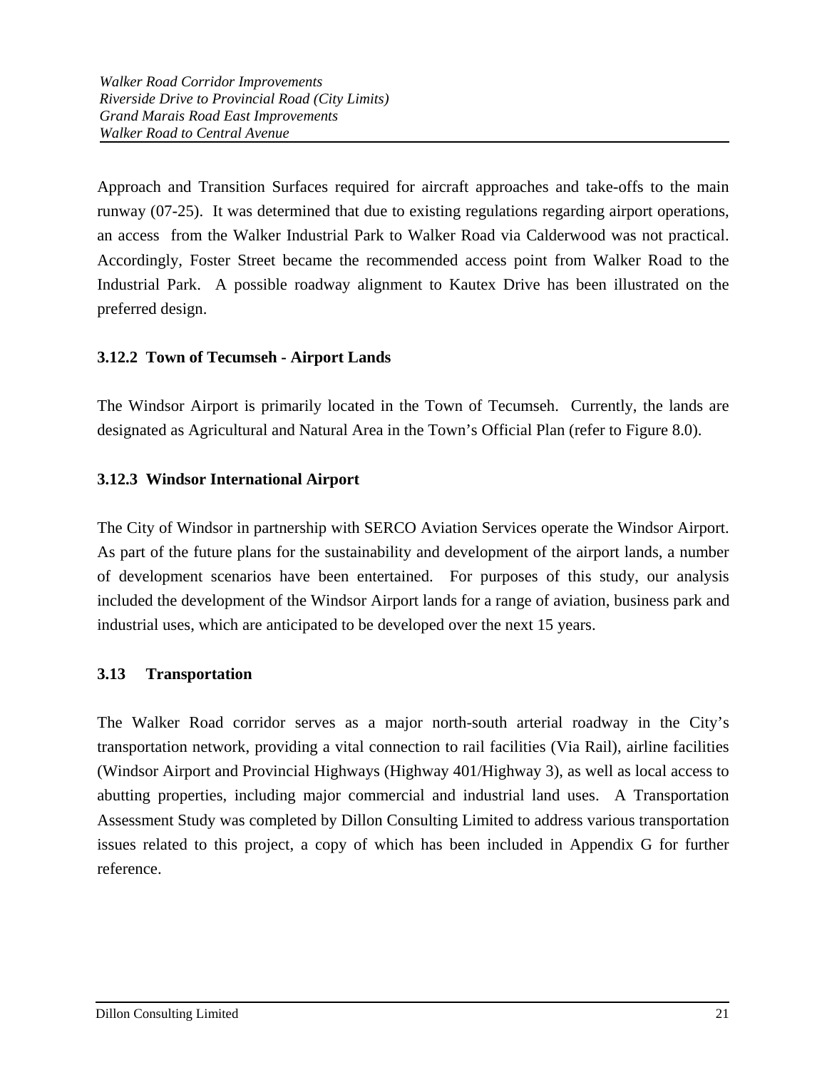Approach and Transition Surfaces required for aircraft approaches and take-offs to the main runway (07-25). It was determined that due to existing regulations regarding airport operations, an access from the Walker Industrial Park to Walker Road via Calderwood was not practical. Accordingly, Foster Street became the recommended access point from Walker Road to the Industrial Park. A possible roadway alignment to Kautex Drive has been illustrated on the preferred design.

### 3.12.2 Town of Tecumseh - Airport Lands

The Windsor Airport is primarily located in the Town of Tecumseh. Currently, the lands are designated as Agricultural and Natural Area in the Town's Official Plan (refer to Figure 8.0).

### 3.12.3 Windsor International Airport

The City of Windsor in partnership with SERCO Aviation Services operate the Windsor Airport. As part of the future plans for the sustainability and development of the airport lands, a number of development scenarios have been entertained. For purposes of this study, our analysis included the development of the Windsor Airport lands for a range of aviation, business park and industrial uses, which are anticipated to be developed over the next 15 years.

## 3.13 Transportation

The Walker Road corridor serves as a major north-south arterial roadway in the City's transportation network, providing a vital connection to rail facilities (Via Rail), airline facilities (Windsor Airport and Provincial Highways (Highway 401/Highway 3), as well as local access to abutting properties, including major commercial and industrial land uses. A Transportation Assessment Study was completed by Dillon Consulting Limited to address various transportation issues related to this project, a copy of which has been included in Appendix G for further reference.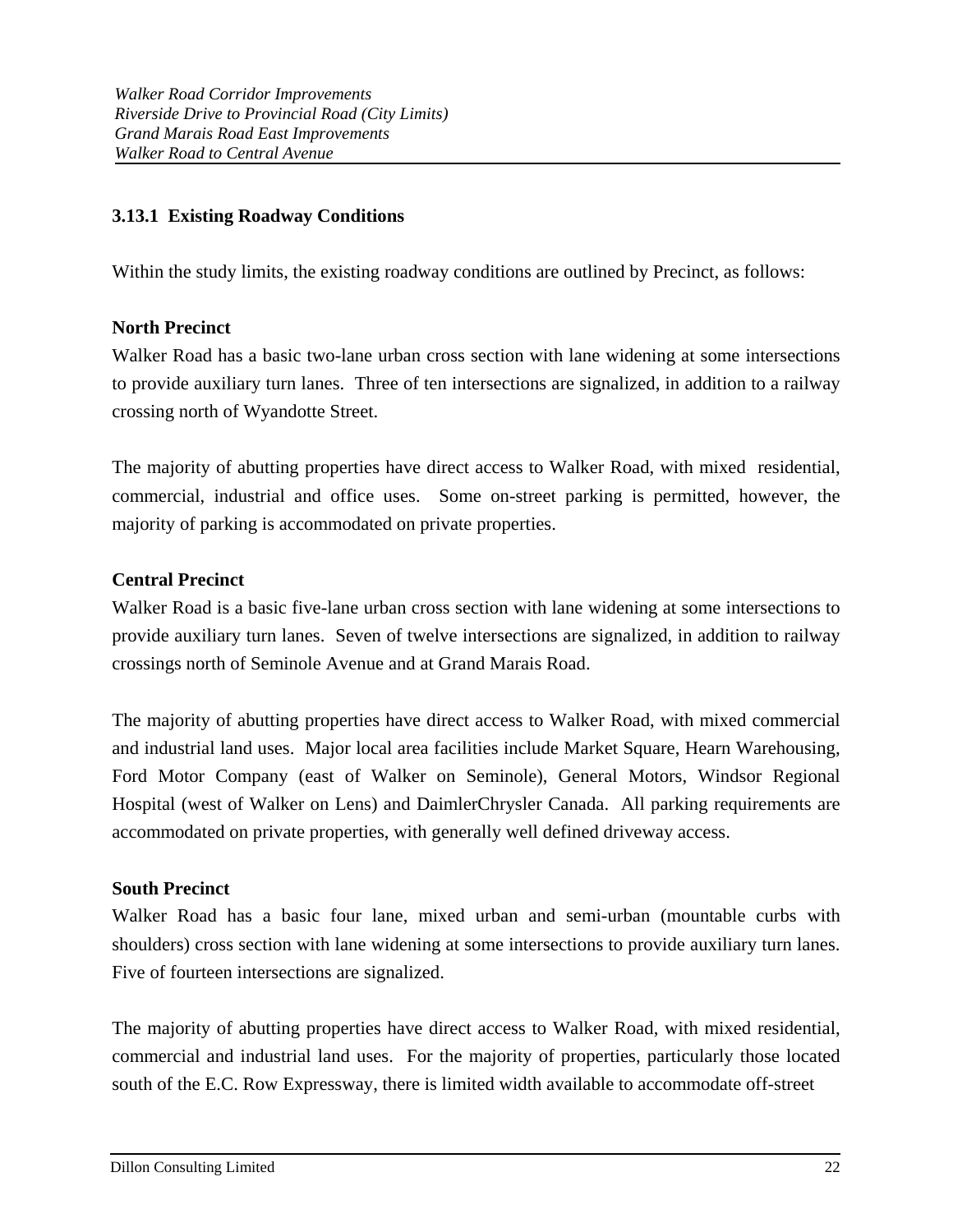### 3.13.1 Existing Roadway Conditions

Within the study limits, the existing roadway conditions are outlined by Precinct, as follows:

**North Precinct**

Walker Road has a basic two-lane urban cross section with lane widening at some intersections to provide auxiliary turn lanes. Three of ten intersections are signalized, in addition to a railway crossing north of Wyandotte Street.

The majority of abutting properties have direct access to Walker Road, with mixed residential, commercial, industrial and office uses. Some on-street parking is permitted, however, the majority of parking is accommodated on private properties.

**Central Precinct**

Walker Road is a basic five-lane urban cross section with lane widening at some intersections to provide auxiliary turn lanes. Seven of twelve intersections are signalized, in addition to railway crossings north of Seminole Avenue and at Grand Marais Road.

The majority of abutting properties have direct access to Walker Road, with mixed commercial and industrial land uses. Major local area facilities include Market Square, Hearn Warehousing, Ford Motor Company (east of Walker on Seminole), General Motors, Windsor Regional Hospital (west of Walker on Lens) and DaimlerChrysler Canada. All parking requirements are accommodated on private properties, with generally well defined driveway access.

**South Precinct**

Walker Road has a basic four lane, mixed urban and semi-urban (mountable curbs with shoulders) cross section with lane widening at some intersections to provide auxiliary turn lanes. Five of fourteen intersections are signalized.

The majority of abutting properties have direct access to Walker Road, with mixed residential, commercial and industrial land uses. For the majority of properties, particularly those located south of the E.C. Row Expressway, there is limited width available to accommodate off-street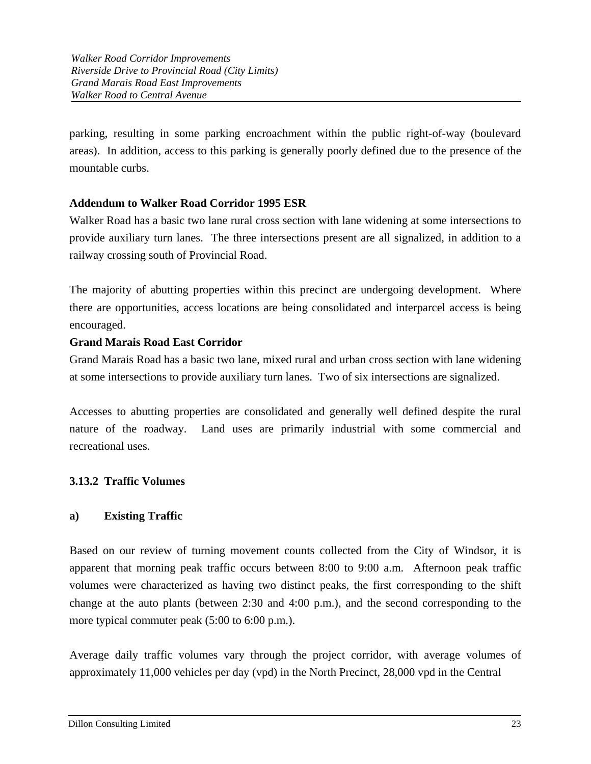parking, resulting in some parking encroachment within the public right-of-way (boulevard areas). In addition, access to this parking is generally poorly defined due to the presence of the mountable curbs.

**Addendum to Walker Road Corridor 1995 ESR**

Walker Road has a basic two lane rural cross section with lane widening at some intersections to provide auxiliary turn lanes. The three intersections present are all signalized, in addition to a railway crossing south of Provincial Road.

The majority of abutting properties within this precinct are undergoing development. Where there are opportunities, access locations are being consolidated and interparcel access is being encouraged.

**Grand Marais Road East Corridor**

Grand Marais Road has a basic two lane, mixed rural and urban cross section with lane widening at some intersections to provide auxiliary turn lanes. Two of six intersections are signalized.

Accesses to abutting properties are consolidated and generally well defined despite the rural nature of the roadway. Land uses are primarily industrial with some commercial and recreational uses.

### 3.13.2 Traffic Volumes

#### a) Existing Traffic

Based on our review of turning movement counts collected from the City of Windsor, it is apparent that morning peak traffic occurs between 8:00 to 9:00 a.m. Afternoon peak traffic volumes were characterized as having two distinct peaks, the first corresponding to the shift change at the auto plants (between 2:30 and 4:00 p.m.), and the second corresponding to the more typical commuter peak (5:00 to 6:00 p.m.).

Average daily traffic volumes vary through the project corridor, with average volumes of approximately 11,000 vehicles per day (vpd) in the North Precinct, 28,000 vpd in the Central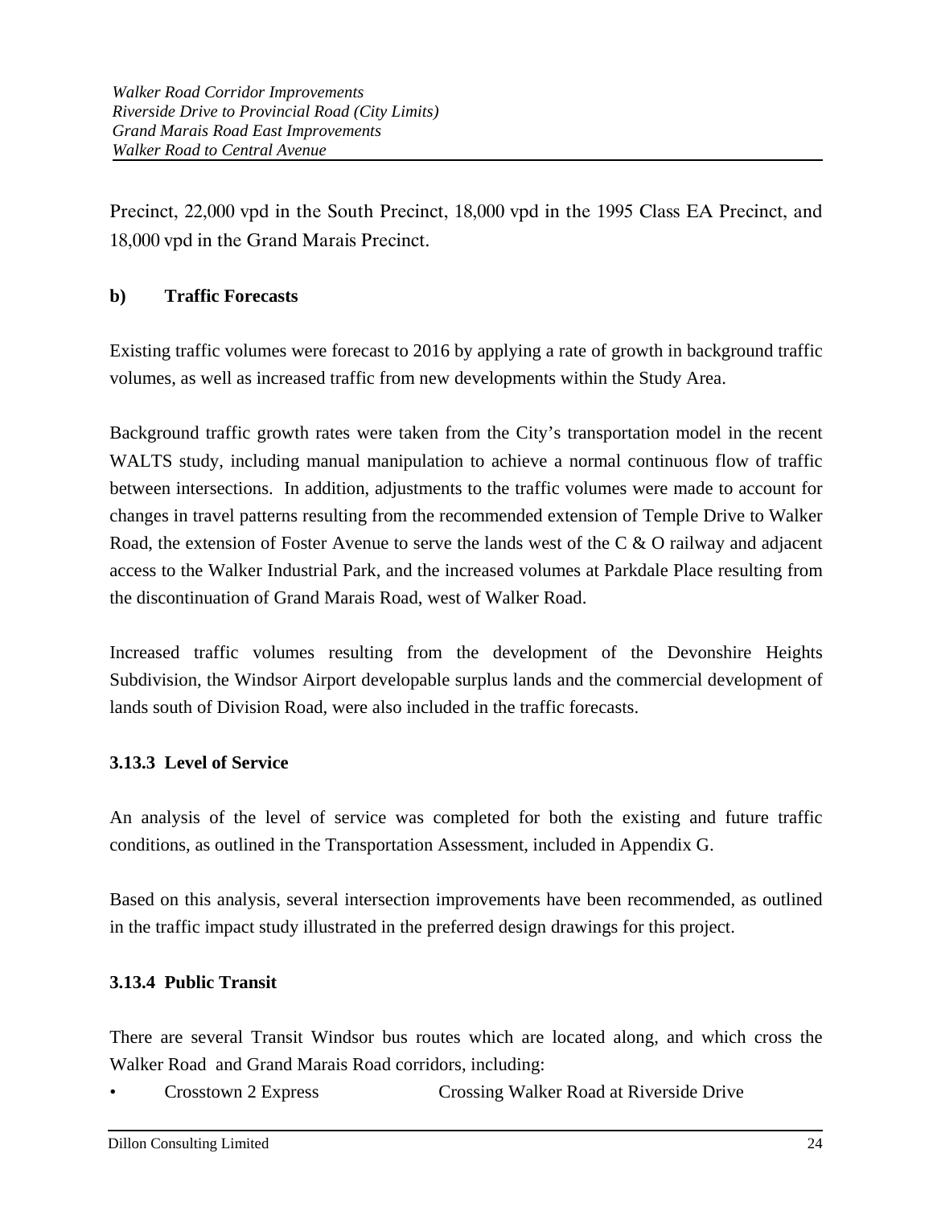Precinct, 22,000 vpd in the South Precinct, 18,000 vpd in the 1995 Class EA Precinct, and 18,000 vpd in the Grand Marais Precinct.

**b) Traffic Forecasts**

Existing traffic volumes were forecast to 2016 by applying a rate of growth in background traffic volumes, as well as increased traffic from new developments within the Study Area.

Background traffic growth rates were taken from the City's transportation model in the recent WALTS study, including manual manipulation to achieve a normal continuous flow of traffic between intersections. In addition, adjustments to the traffic volumes were made to account for changes in travel patterns resulting from the recommended extension of Temple Drive to Walker Road, the extension of Foster Avenue to serve the lands west of the C & O railway and adjacent access to the Walker Industrial Park, and the increased volumes at Parkdale Place resulting from the discontinuation of Grand Marais Road, west of Walker Road.

Increased traffic volumes resulting from the development of the Devonshire Heights Subdivision, the Windsor Airport developable surplus lands and the commercial development of lands south of Division Road, were also included in the traffic forecasts.

### 3.13.3 Level of Service

An analysis of the level of service was completed for both the existing and future traffic conditions, as outlined in the Transportation Assessment, included in Appendix G.

Based on this analysis, several intersection improvements have been recommended, as outlined in the traffic impact study illustrated in the preferred design drawings for this project.

### 3.13.4 Public Transit

There are several Transit Windsor bus routes which are located along, and which cross the Walker Road and Grand Marais Road corridors, including:

- Crosstown 2 Express — Crossing Walker Road at Riverside Drive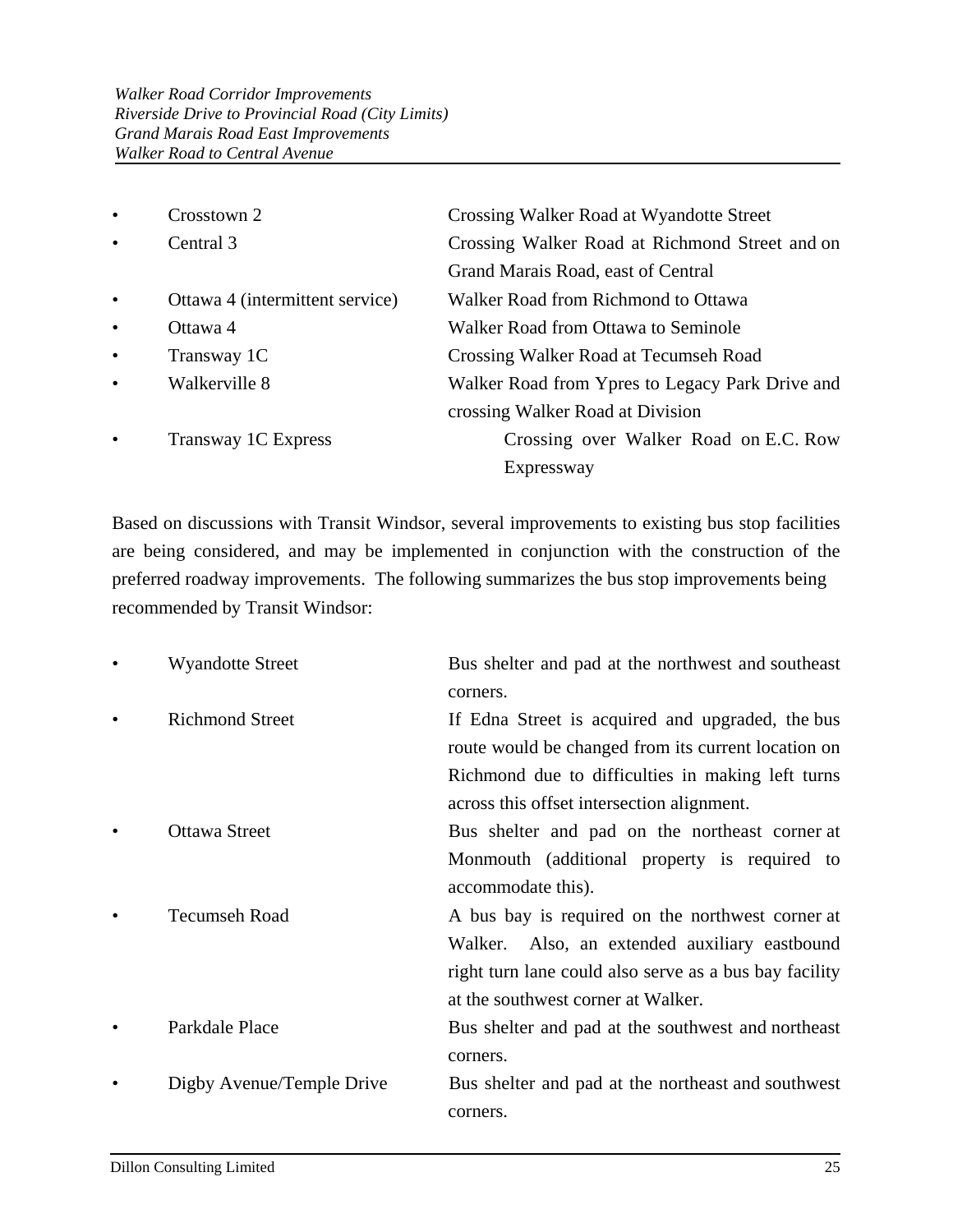- Crosstown 2 — Crossing Walker Road at Wyandotte Street
- Central 3 — Crossing Walker Road at Richmond Street and on Grand Marais Road, east of Central
- Ottawa 4 (intermittent service) — Walker Road from Richmond to Ottawa
- Ottawa 4 — Walker Road from Ottawa to Seminole
- Transway 1C — Crossing Walker Road at Tecumseh Road
- Walkerville 8 — Walker Road from Ypres to Legacy Park Drive and crossing Walker Road at Division
- Transway 1C Express — Crossing over Walker Road on E.C. Row Expressway

Based on discussions with Transit Windsor, several improvements to existing bus stop facilities are being considered, and may be implemented in conjunction with the construction of the preferred roadway improvements. The following summarizes the bus stop improvements being recommended by Transit Windsor:

- Wyandotte Street — Bus shelter and pad at the northwest and southeast corners.
- Richmond Street — If Edna Street is acquired and upgraded, the bus route would be changed from its current location on Richmond due to difficulties in making left turns across this offset intersection alignment.
- Ottawa Street — Bus shelter and pad on the northeast corner at Monmouth (additional property is required to accommodate this).
- Tecumseh Road — A bus bay is required on the northwest corner at Walker. Also, an extended auxiliary eastbound right turn lane could also serve as a bus bay facility at the southwest corner at Walker.
- Parkdale Place — Bus shelter and pad at the southwest and northeast corners.
- Digby Avenue/Temple Drive — Bus shelter and pad at the northeast and southwest corners.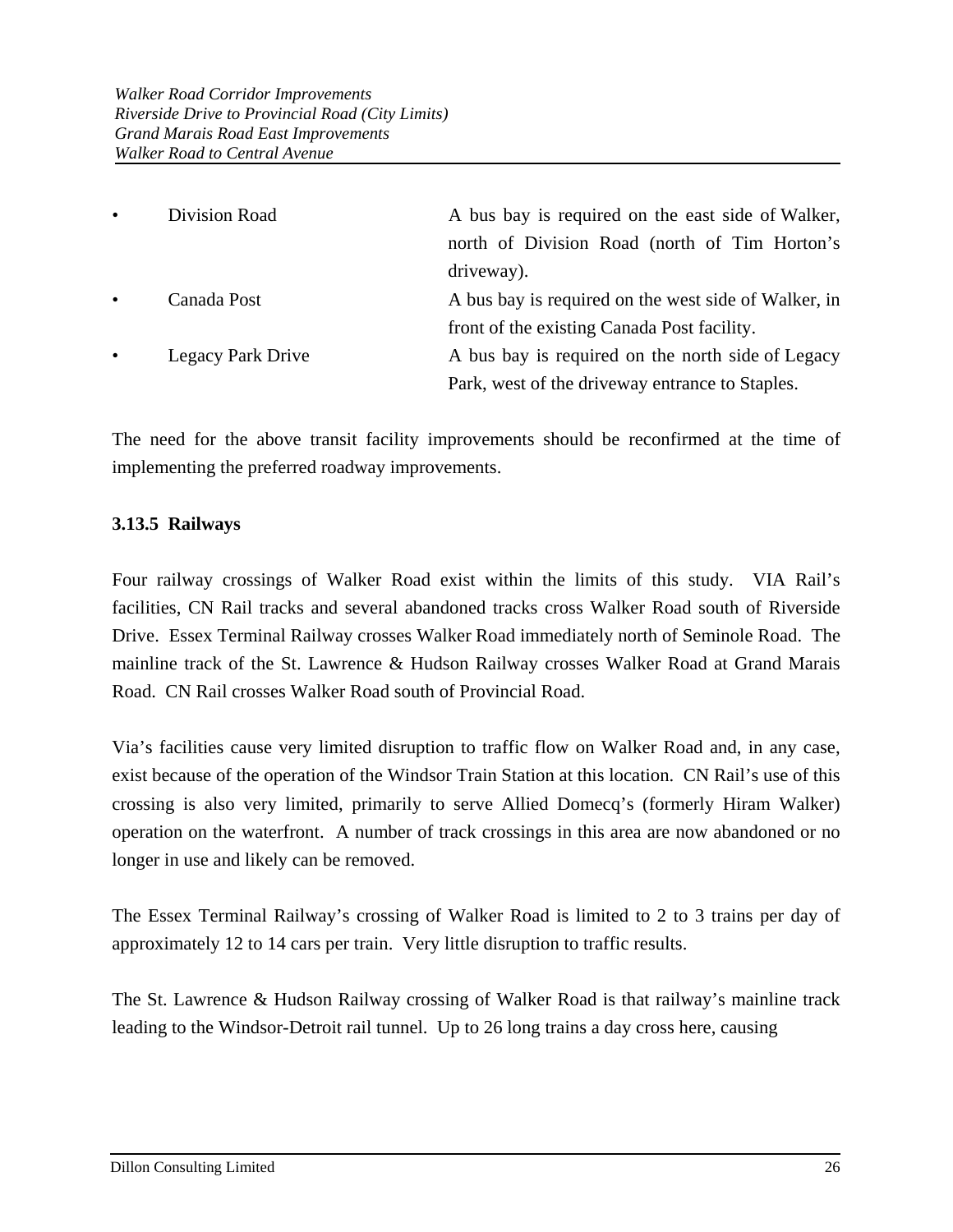- Division Road — A bus bay is required on the east side of Walker, north of Division Road (north of Tim Horton's driveway).
- Canada Post — A bus bay is required on the west side of Walker, in front of the existing Canada Post facility.
- Legacy Park Drive — A bus bay is required on the north side of Legacy Park, west of the driveway entrance to Staples.

The need for the above transit facility improvements should be reconfirmed at the time of implementing the preferred roadway improvements.

### 3.13.5 Railways

Four railway crossings of Walker Road exist within the limits of this study. VIA Rail's facilities, CN Rail tracks and several abandoned tracks cross Walker Road south of Riverside Drive. Essex Terminal Railway crosses Walker Road immediately north of Seminole Road. The mainline track of the St. Lawrence & Hudson Railway crosses Walker Road at Grand Marais Road. CN Rail crosses Walker Road south of Provincial Road.

Via's facilities cause very limited disruption to traffic flow on Walker Road and, in any case, exist because of the operation of the Windsor Train Station at this location. CN Rail's use of this crossing is also very limited, primarily to serve Allied Domecq's (formerly Hiram Walker) operation on the waterfront. A number of track crossings in this area are now abandoned or no longer in use and likely can be removed.

The Essex Terminal Railway's crossing of Walker Road is limited to 2 to 3 trains per day of approximately 12 to 14 cars per train. Very little disruption to traffic results.

The St. Lawrence & Hudson Railway crossing of Walker Road is that railway's mainline track leading to the Windsor-Detroit rail tunnel. Up to 26 long trains a day cross here, causing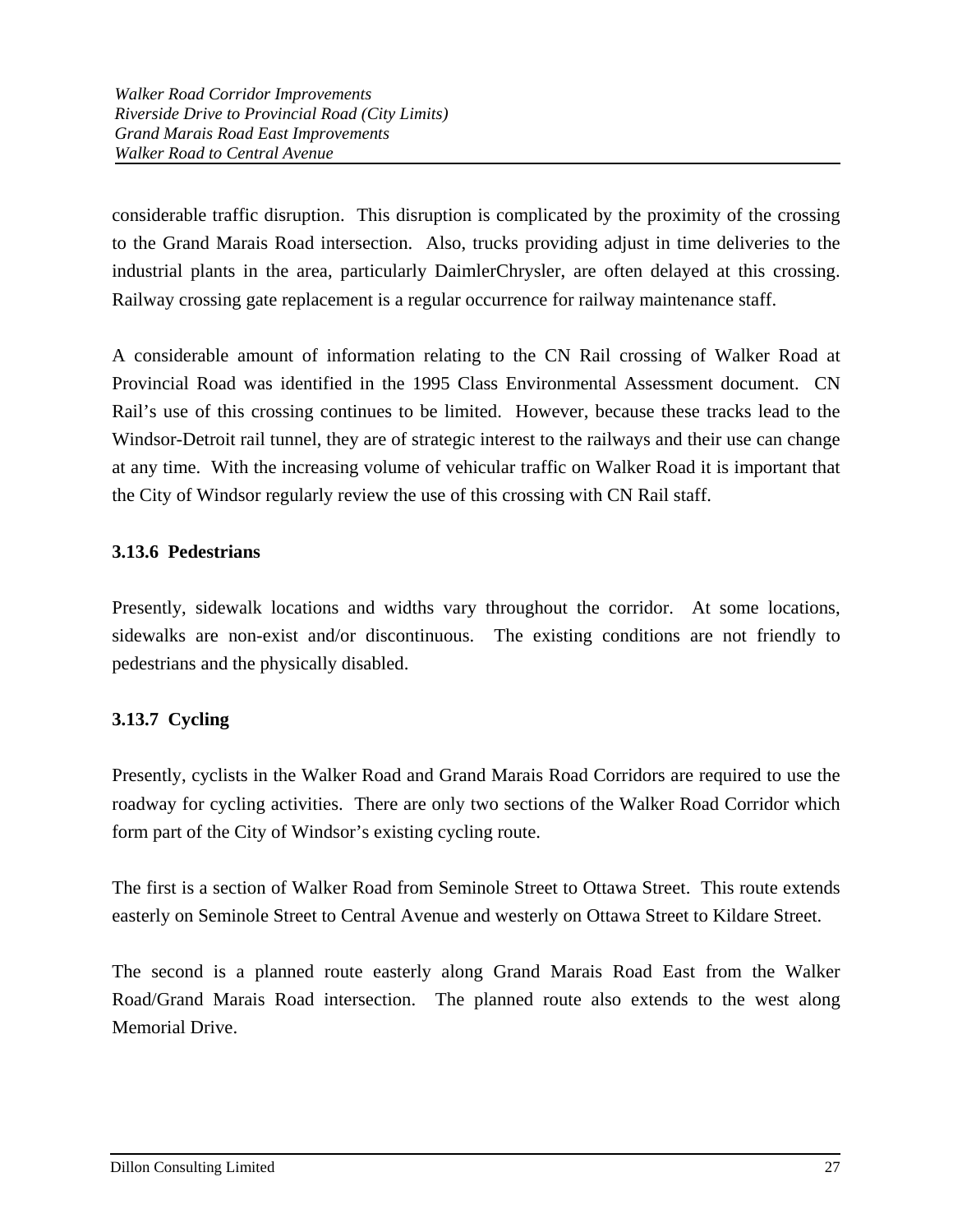considerable traffic disruption. This disruption is complicated by the proximity of the crossing to the Grand Marais Road intersection. Also, trucks providing adjust in time deliveries to the industrial plants in the area, particularly DaimlerChrysler, are often delayed at this crossing. Railway crossing gate replacement is a regular occurrence for railway maintenance staff.

A considerable amount of information relating to the CN Rail crossing of Walker Road at Provincial Road was identified in the 1995 Class Environmental Assessment document. CN Rail's use of this crossing continues to be limited. However, because these tracks lead to the Windsor-Detroit rail tunnel, they are of strategic interest to the railways and their use can change at any time. With the increasing volume of vehicular traffic on Walker Road it is important that the City of Windsor regularly review the use of this crossing with CN Rail staff.

### 3.13.6 Pedestrians

Presently, sidewalk locations and widths vary throughout the corridor. At some locations, sidewalks are non-exist and/or discontinuous. The existing conditions are not friendly to pedestrians and the physically disabled.

### 3.13.7 Cycling

Presently, cyclists in the Walker Road and Grand Marais Road Corridors are required to use the roadway for cycling activities. There are only two sections of the Walker Road Corridor which form part of the City of Windsor's existing cycling route.

The first is a section of Walker Road from Seminole Street to Ottawa Street. This route extends easterly on Seminole Street to Central Avenue and westerly on Ottawa Street to Kildare Street.

The second is a planned route easterly along Grand Marais Road East from the Walker Road/Grand Marais Road intersection. The planned route also extends to the west along Memorial Drive.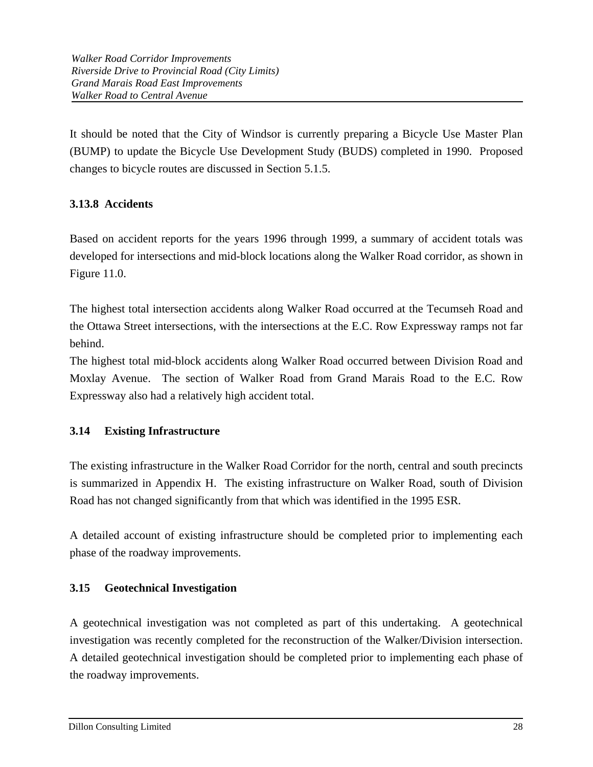It should be noted that the City of Windsor is currently preparing a Bicycle Use Master Plan (BUMP) to update the Bicycle Use Development Study (BUDS) completed in 1990. Proposed changes to bicycle routes are discussed in Section 5.1.5.

### 3.13.8 Accidents

Based on accident reports for the years 1996 through 1999, a summary of accident totals was developed for intersections and mid-block locations along the Walker Road corridor, as shown in Figure 11.0.

The highest total intersection accidents along Walker Road occurred at the Tecumseh Road and the Ottawa Street intersections, with the intersections at the E.C. Row Expressway ramps not far behind.

The highest total mid-block accidents along Walker Road occurred between Division Road and Moxlay Avenue. The section of Walker Road from Grand Marais Road to the E.C. Row Expressway also had a relatively high accident total.

## 3.14 Existing Infrastructure

The existing infrastructure in the Walker Road Corridor for the north, central and south precincts is summarized in Appendix H. The existing infrastructure on Walker Road, south of Division Road has not changed significantly from that which was identified in the 1995 ESR.

A detailed account of existing infrastructure should be completed prior to implementing each phase of the roadway improvements.

## 3.15 Geotechnical Investigation

A geotechnical investigation was not completed as part of this undertaking. A geotechnical investigation was recently completed for the reconstruction of the Walker/Division intersection. A detailed geotechnical investigation should be completed prior to implementing each phase of the roadway improvements.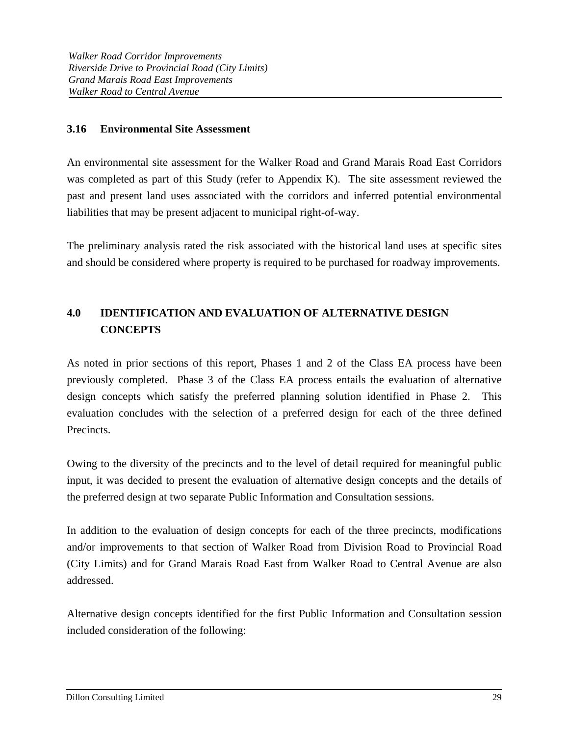### 3.16 Environmental Site Assessment

An environmental site assessment for the Walker Road and Grand Marais Road East Corridors was completed as part of this Study (refer to Appendix K). The site assessment reviewed the past and present land uses associated with the corridors and inferred potential environmental liabilities that may be present adjacent to municipal right-of-way.

The preliminary analysis rated the risk associated with the historical land uses at specific sites and should be considered where property is required to be purchased for roadway improvements.

## 4.0 IDENTIFICATION AND EVALUATION OF ALTERNATIVE DESIGN CONCEPTS

As noted in prior sections of this report, Phases 1 and 2 of the Class EA process have been previously completed. Phase 3 of the Class EA process entails the evaluation of alternative design concepts which satisfy the preferred planning solution identified in Phase 2. This evaluation concludes with the selection of a preferred design for each of the three defined Precincts.

Owing to the diversity of the precincts and to the level of detail required for meaningful public input, it was decided to present the evaluation of alternative design concepts and the details of the preferred design at two separate Public Information and Consultation sessions.

In addition to the evaluation of design concepts for each of the three precincts, modifications and/or improvements to that section of Walker Road from Division Road to Provincial Road (City Limits) and for Grand Marais Road East from Walker Road to Central Avenue are also addressed.

Alternative design concepts identified for the first Public Information and Consultation session included consideration of the following: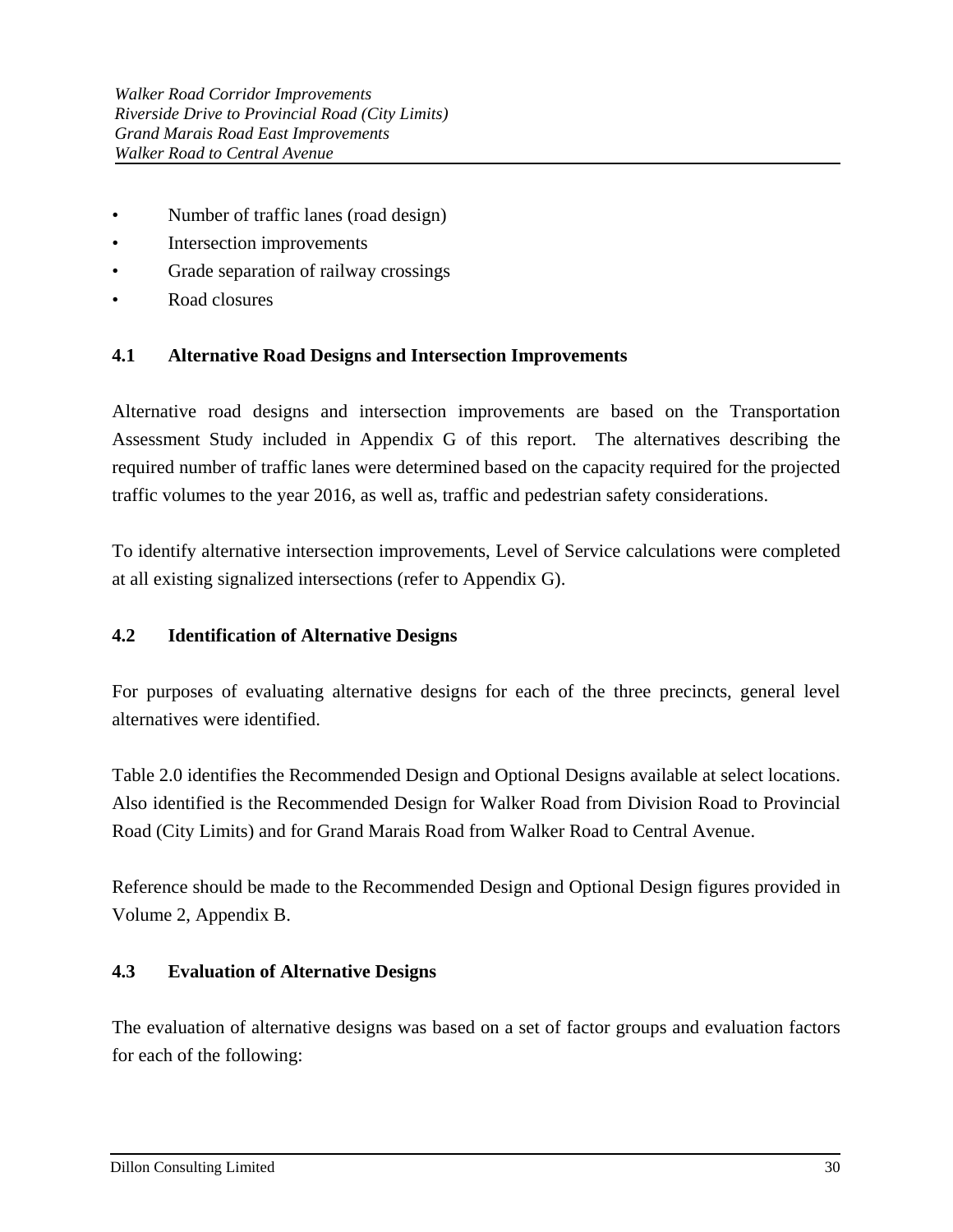- Number of traffic lanes (road design)
- Intersection improvements
- Grade separation of railway crossings
- Road closures

## 4.1 Alternative Road Designs and Intersection Improvements

Alternative road designs and intersection improvements are based on the Transportation Assessment Study included in Appendix G of this report. The alternatives describing the required number of traffic lanes were determined based on the capacity required for the projected traffic volumes to the year 2016, as well as, traffic and pedestrian safety considerations.

To identify alternative intersection improvements, Level of Service calculations were completed at all existing signalized intersections (refer to Appendix G).

## 4.2 Identification of Alternative Designs

For purposes of evaluating alternative designs for each of the three precincts, general level alternatives were identified.

Table 2.0 identifies the Recommended Design and Optional Designs available at select locations. Also identified is the Recommended Design for Walker Road from Division Road to Provincial Road (City Limits) and for Grand Marais Road from Walker Road to Central Avenue.

Reference should be made to the Recommended Design and Optional Design figures provided in Volume 2, Appendix B.

## 4.3 Evaluation of Alternative Designs

The evaluation of alternative designs was based on a set of factor groups and evaluation factors for each of the following: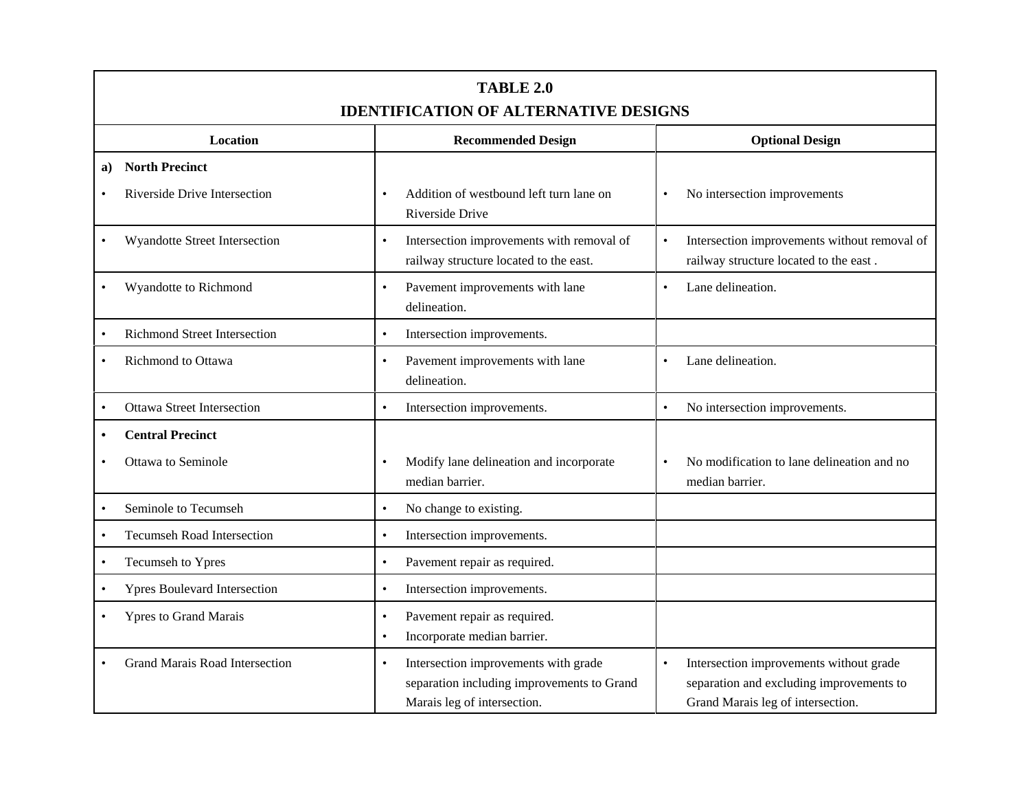**TABLE 2.0**
**IDENTIFICATION OF ALTERNATIVE DESIGNS**

| Location | Recommended Design | Optional Design |
|---|---|---|
| **a) North Precinct** | | |
| • Riverside Drive Intersection | • Addition of westbound left turn lane on Riverside Drive | • No intersection improvements |
| • Wyandotte Street Intersection | • Intersection improvements with removal of railway structure located to the east. | • Intersection improvements without removal of railway structure located to the east . |
| • Wyandotte to Richmond | • Pavement improvements with lane delineation. | • Lane delineation. |
| • Richmond Street Intersection | • Intersection improvements. | |
| • Richmond to Ottawa | • Pavement improvements with lane delineation. | • Lane delineation. |
| • Ottawa Street Intersection | • Intersection improvements. | • No intersection improvements. |
| • **Central Precinct** | | |
| • Ottawa to Seminole | • Modify lane delineation and incorporate median barrier. | • No modification to lane delineation and no median barrier. |
| • Seminole to Tecumseh | • No change to existing. | |
| • Tecumseh Road Intersection | • Intersection improvements. | |
| • Tecumseh to Ypres | • Pavement repair as required. | |
| • Ypres Boulevard Intersection | • Intersection improvements. | |
| • Ypres to Grand Marais | • Pavement repair as required.<br>• Incorporate median barrier. | |
| • Grand Marais Road Intersection | • Intersection improvements with grade separation including improvements to Grand Marais leg of intersection. | • Intersection improvements without grade separation and excluding improvements to Grand Marais leg of intersection. |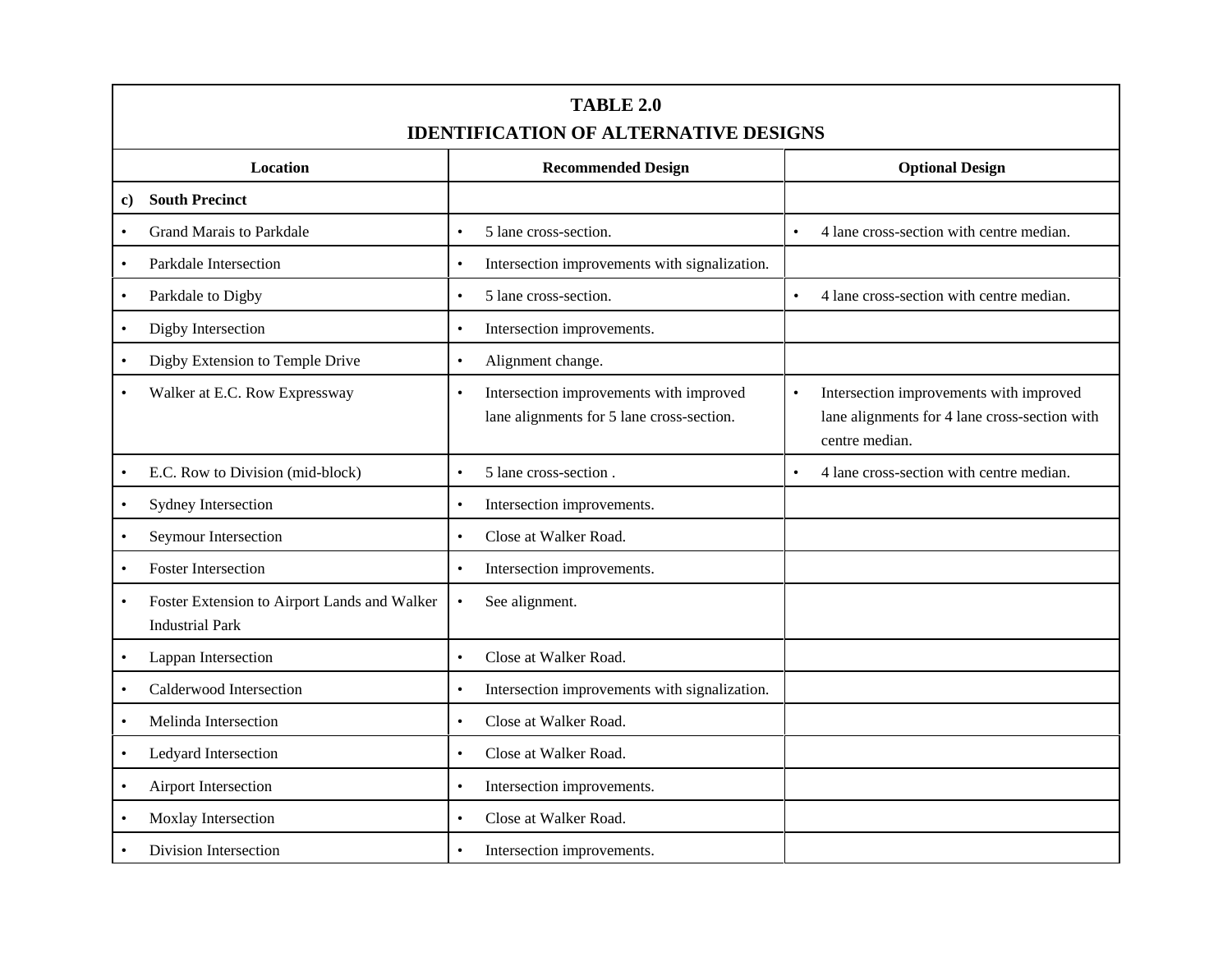**TABLE 2.0**
**IDENTIFICATION OF ALTERNATIVE DESIGNS**

| Location | Recommended Design | Optional Design |
| --- | --- | --- |
| **c) South Precinct** | | |
| • Grand Marais to Parkdale | • 5 lane cross-section. | • 4 lane cross-section with centre median. |
| • Parkdale Intersection | • Intersection improvements with signalization. | |
| • Parkdale to Digby | • 5 lane cross-section. | • 4 lane cross-section with centre median. |
| • Digby Intersection | • Intersection improvements. | |
| • Digby Extension to Temple Drive | • Alignment change. | |
| • Walker at E.C. Row Expressway | • Intersection improvements with improved lane alignments for 5 lane cross-section. | • Intersection improvements with improved lane alignments for 4 lane cross-section with centre median. |
| • E.C. Row to Division (mid-block) | • 5 lane cross-section . | • 4 lane cross-section with centre median. |
| • Sydney Intersection | • Intersection improvements. | |
| • Seymour Intersection | • Close at Walker Road. | |
| • Foster Intersection | • Intersection improvements. | |
| • Foster Extension to Airport Lands and Walker Industrial Park | • See alignment. | |
| • Lappan Intersection | • Close at Walker Road. | |
| • Calderwood Intersection | • Intersection improvements with signalization. | |
| • Melinda Intersection | • Close at Walker Road. | |
| • Ledyard Intersection | • Close at Walker Road. | |
| • Airport Intersection | • Intersection improvements. | |
| • Moxlay Intersection | • Close at Walker Road. | |
| • Division Intersection | • Intersection improvements. | |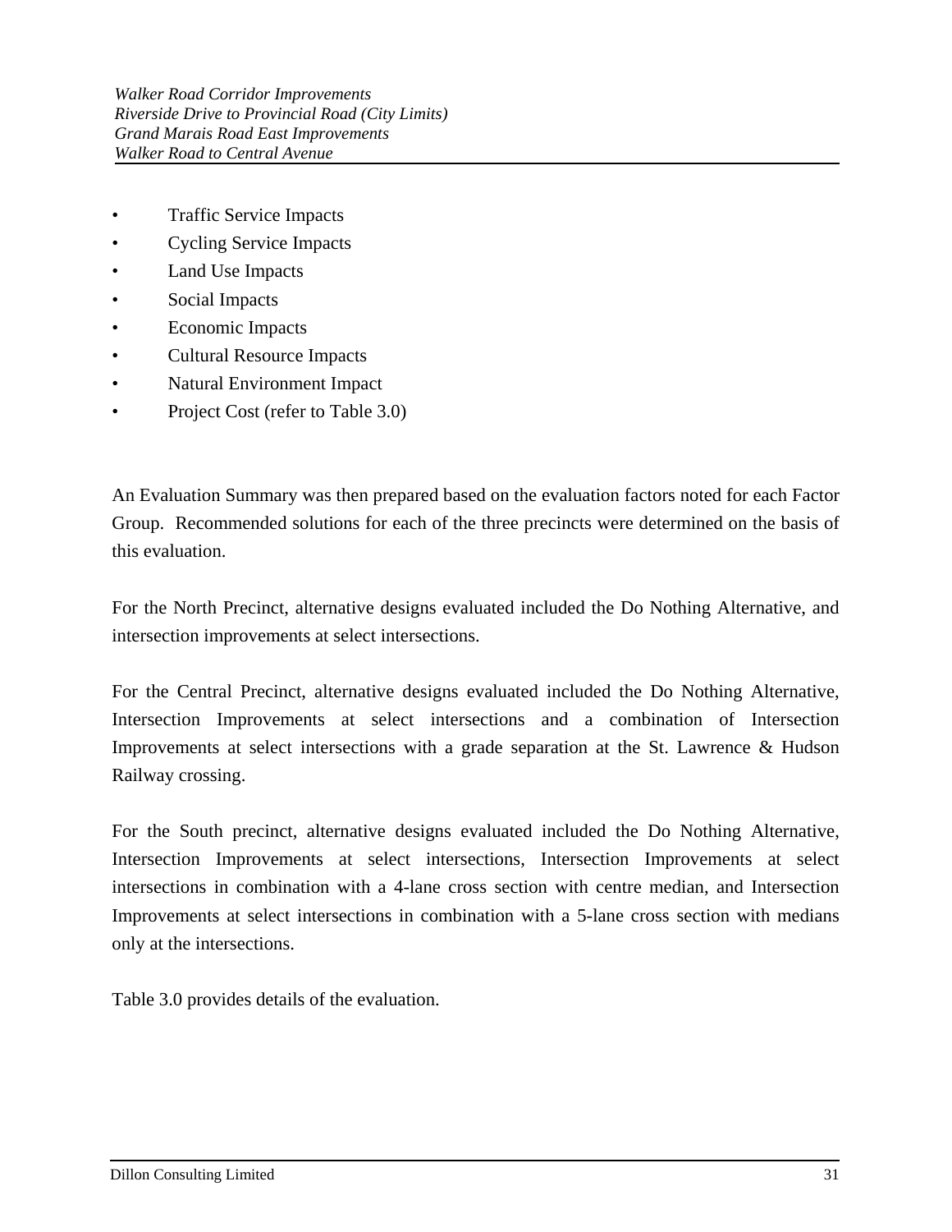- Traffic Service Impacts
- Cycling Service Impacts
- Land Use Impacts
- Social Impacts
- Economic Impacts
- Cultural Resource Impacts
- Natural Environment Impact
- Project Cost (refer to Table 3.0)

An Evaluation Summary was then prepared based on the evaluation factors noted for each Factor Group. Recommended solutions for each of the three precincts were determined on the basis of this evaluation.

For the North Precinct, alternative designs evaluated included the Do Nothing Alternative, and intersection improvements at select intersections.

For the Central Precinct, alternative designs evaluated included the Do Nothing Alternative, Intersection Improvements at select intersections and a combination of Intersection Improvements at select intersections with a grade separation at the St. Lawrence & Hudson Railway crossing.

For the South precinct, alternative designs evaluated included the Do Nothing Alternative, Intersection Improvements at select intersections, Intersection Improvements at select intersections in combination with a 4-lane cross section with centre median, and Intersection Improvements at select intersections in combination with a 5-lane cross section with medians only at the intersections.

Table 3.0 provides details of the evaluation.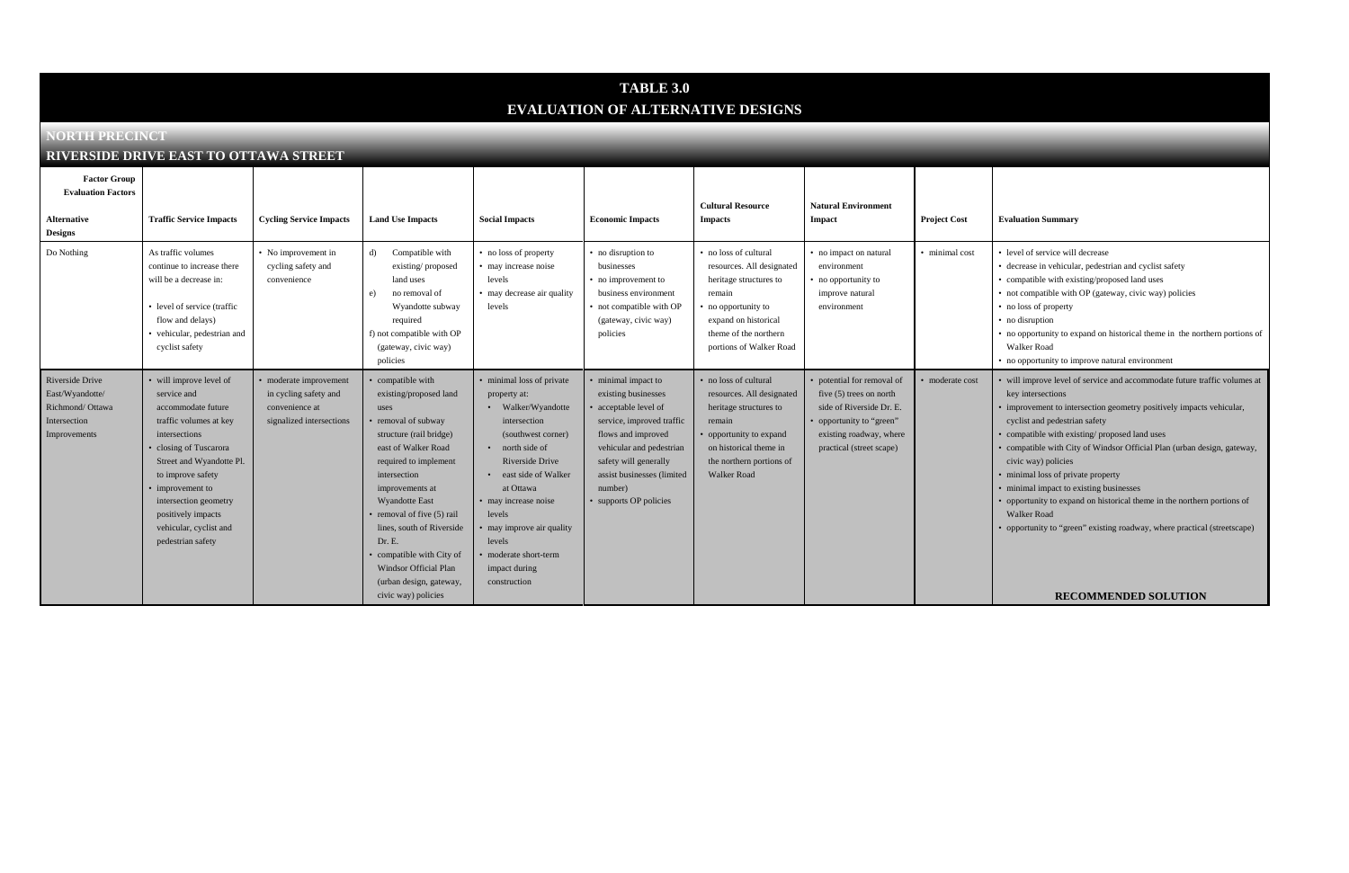# TABLE 3.0
# EVALUATION OF ALTERNATIVE DESIGNS

## NORTH PRECINCT

### RIVERSIDE DRIVE EAST TO OTTAWA STREET

| Factor Group / Evaluation Factors / Alternative Designs | Traffic Service Impacts | Cycling Service Impacts | Land Use Impacts | Social Impacts | Economic Impacts | Cultural Resource Impacts | Natural Environment Impact | Project Cost | Evaluation Summary |
|---|---|---|---|---|---|---|---|---|---|
| Do Nothing | As traffic volumes continue to increase there will be a decrease in:<br>• level of service (traffic flow and delays)<br>• vehicular, pedestrian and cyclist safety | • No improvement in cycling safety and convenience | d) Compatible with existing/ proposed land uses<br>e) no removal of Wyandotte subway required<br>f) not compatible with OP (gateway, civic way) policies | • no loss of property<br>• may increase noise levels<br>• may decrease air quality levels | • no disruption to businesses<br>• no improvement to business environment<br>• not compatible with OP (gateway, civic way) policies | • no loss of cultural resources. All designated heritage structures to remain<br>• no opportunity to expand on historical theme of the northern portions of Walker Road | • no impact on natural environment<br>• no opportunity to improve natural environment | • minimal cost | • level of service will decrease<br>• decrease in vehicular, pedestrian and cyclist safety<br>• compatible with existing/proposed land uses<br>• not compatible with OP (gateway, civic way) policies<br>• no loss of property<br>• no disruption<br>• no opportunity to expand on historical theme in the northern portions of Walker Road<br>• no opportunity to improve natural environment |
| Riverside Drive East/Wyandotte/ Richmond/ Ottawa Intersection Improvements | • will improve level of service and accommodate future traffic volumes at key intersections<br>• closing of Tuscarora Street and Wyandotte Pl. to improve safety<br>• improvement to intersection geometry positively impacts vehicular, cyclist and pedestrian safety | • moderate improvement in cycling safety and convenience at signalized intersections | • compatible with existing/proposed land uses<br>• removal of subway structure (rail bridge) east of Walker Road required to implement intersection improvements at Wyandotte East<br>• removal of five (5) rail lines, south of Riverside Dr. E.<br>• compatible with City of Windsor Official Plan (urban design, gateway, civic way) policies | • minimal loss of private property at:<br>• Walker/Wyandotte intersection (southwest corner)<br>• north side of Riverside Drive<br>• east side of Walker at Ottawa<br>• may increase noise levels<br>• may improve air quality levels<br>• moderate short-term impact during construction | • minimal impact to existing businesses<br>• acceptable level of service, improved traffic flows and improved vehicular and pedestrian safety will generally assist businesses (limited number)<br>• supports OP policies | • no loss of cultural resources. All designated heritage structures to remain<br>• opportunity to expand on historical theme in the northern portions of Walker Road | • potential for removal of five (5) trees on north side of Riverside Dr. E.<br>• opportunity to "green" existing roadway, where practical (street scape) | • moderate cost | • will improve level of service and accommodate future traffic volumes at key intersections<br>• improvement to intersection geometry positively impacts vehicular, cyclist and pedestrian safety<br>• compatible with existing/ proposed land uses<br>• compatible with City of Windsor Official Plan (urban design, gateway, civic way) policies<br>• minimal loss of private property<br>• minimal impact to existing businesses<br>• opportunity to expand on historical theme in the northern portions of Walker Road<br>• opportunity to "green" existing roadway, where practical (streetscape)<br><br>**RECOMMENDED SOLUTION** |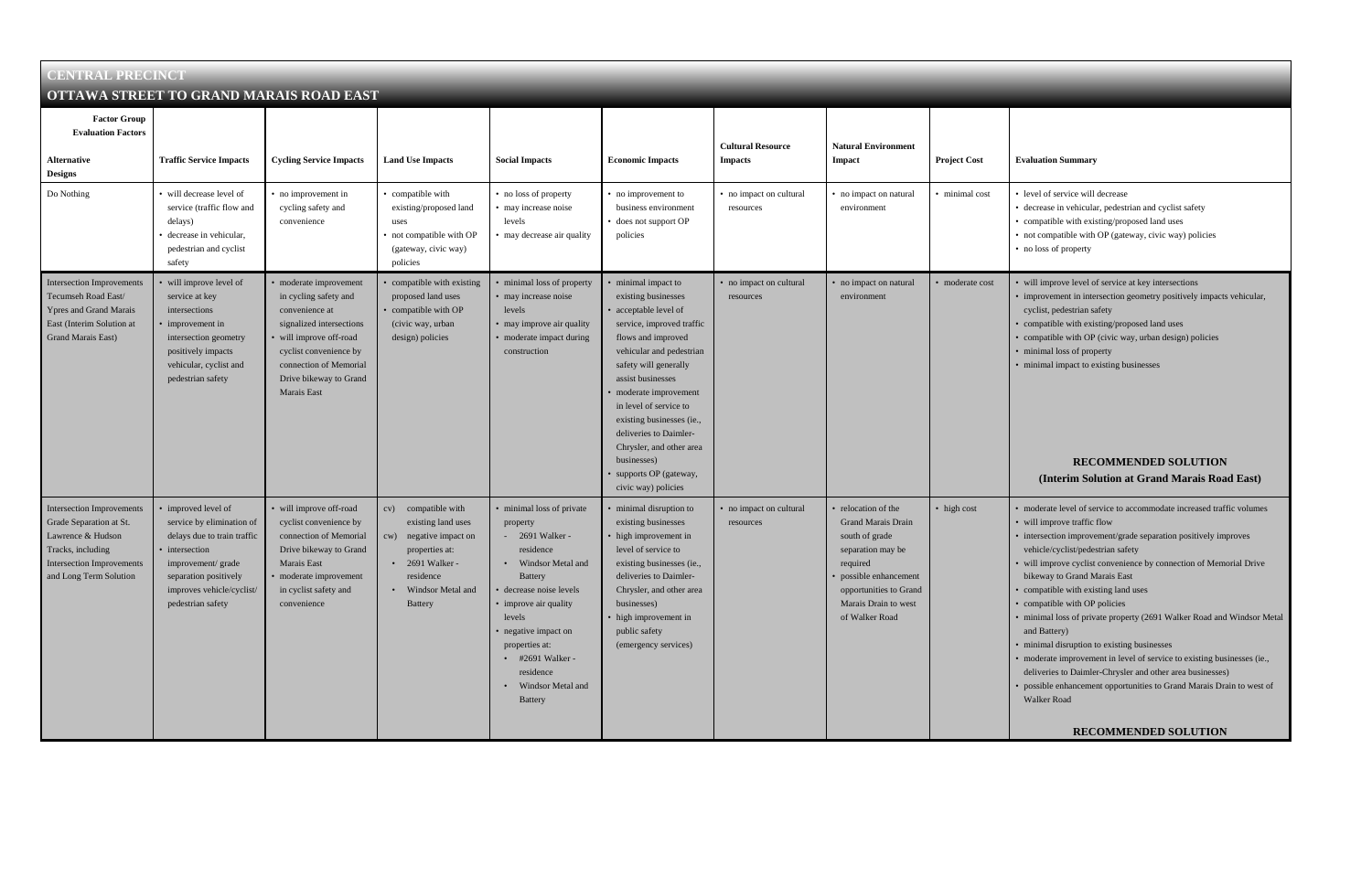# CENTRAL PRECINCT

## OTTAWA STREET TO GRAND MARAIS ROAD EAST

| Factor Group / Evaluation Factors — Alternative Designs | Traffic Service Impacts | Cycling Service Impacts | Land Use Impacts | Social Impacts | Economic Impacts | Cultural Resource Impacts | Natural Environment Impact | Project Cost | Evaluation Summary |
|---|---|---|---|---|---|---|---|---|---|
| Do Nothing | • will decrease level of service (traffic flow and delays)<br>• decrease in vehicular, pedestrian and cyclist safety | • no improvement in cycling safety and convenience | • compatible with existing/proposed land uses<br>• not compatible with OP (gateway, civic way) policies | • no loss of property<br>• may increase noise levels<br>• may decrease air quality | • no improvement to business environment<br>• does not support OP policies | • no impact on cultural resources | • no impact on natural environment | • minimal cost | • level of service will decrease<br>• decrease in vehicular, pedestrian and cyclist safety<br>• compatible with existing/proposed land uses<br>• not compatible with OP (gateway, civic way) policies<br>• no loss of property |
| Intersection Improvements Tecumseh Road East/ Ypres and Grand Marais East (Interim Solution at Grand Marais East) | • will improve level of service at key intersections<br>• improvement in intersection geometry positively impacts vehicular, cyclist and pedestrian safety | • moderate improvement in cycling safety and convenience at signalized intersections<br>• will improve off-road cyclist convenience by connection of Memorial Drive bikeway to Grand Marais East | • compatible with existing proposed land uses<br>• compatible with OP (civic way, urban design) policies | • minimal loss of property<br>• may increase noise levels<br>• may improve air quality<br>• moderate impact during construction | • minimal impact to existing businesses<br>• acceptable level of service, improved traffic flows and improved vehicular and pedestrian safety will generally assist businesses<br>• moderate improvement in level of service to existing businesses (ie., deliveries to Daimler-Chrysler, and other area businesses)<br>• supports OP (gateway, civic way) policies | • no impact on cultural resources | • no impact on natural environment | • moderate cost | • will improve level of service at key intersections<br>• improvement in intersection geometry positively impacts vehicular, cyclist, pedestrian safety<br>• compatible with existing/proposed land uses<br>• compatible with OP (civic way, urban design) policies<br>• minimal loss of property<br>• minimal impact to existing businesses<br><br>**RECOMMENDED SOLUTION (Interim Solution at Grand Marais Road East)** |
| Intersection Improvements Grade Separation at St. Lawrence & Hudson Tracks, including Intersection Improvements and Long Term Solution | • improved level of service by elimination of delays due to train traffic<br>• intersection improvement/ grade separation positively improves vehicle/cyclist/ pedestrian safety | • will improve off-road cyclist convenience by connection of Memorial Drive bikeway to Grand Marais East<br>• moderate improvement in cyclist safety and convenience | cv) compatible with existing land uses<br>cw) negative impact on properties at:<br>• 2691 Walker - residence<br>• Windsor Metal and Battery | • minimal loss of private property<br>- 2691 Walker - residence<br>• Windsor Metal and Battery<br>• decrease noise levels<br>• improve air quality levels<br>• negative impact on properties at:<br>• #2691 Walker - residence<br>• Windsor Metal and Battery | • minimal disruption to existing businesses<br>• high improvement in level of service to existing businesses (ie., deliveries to Daimler-Chrysler, and other area businesses)<br>• high improvement in public safety (emergency services) | • no impact on cultural resources | • relocation of the Grand Marais Drain south of grade separation may be required<br>• possible enhancement opportunities to Grand Marais Drain to west of Walker Road | • high cost | • moderate level of service to accommodate increased traffic volumes<br>• will improve traffic flow<br>• intersection improvement/grade separation positively improves vehicle/cyclist/pedestrian safety<br>• will improve cyclist convenience by connection of Memorial Drive bikeway to Grand Marais East<br>• compatible with existing land uses<br>• compatible with OP policies<br>• minimal loss of private property (2691 Walker Road and Windsor Metal and Battery)<br>• minimal disruption to existing businesses<br>• moderate improvement in level of service to existing businesses (ie., deliveries to Daimler-Chrysler and other area businesses)<br>• possible enhancement opportunities to Grand Marais Drain to west of Walker Road<br><br>**RECOMMENDED SOLUTION** |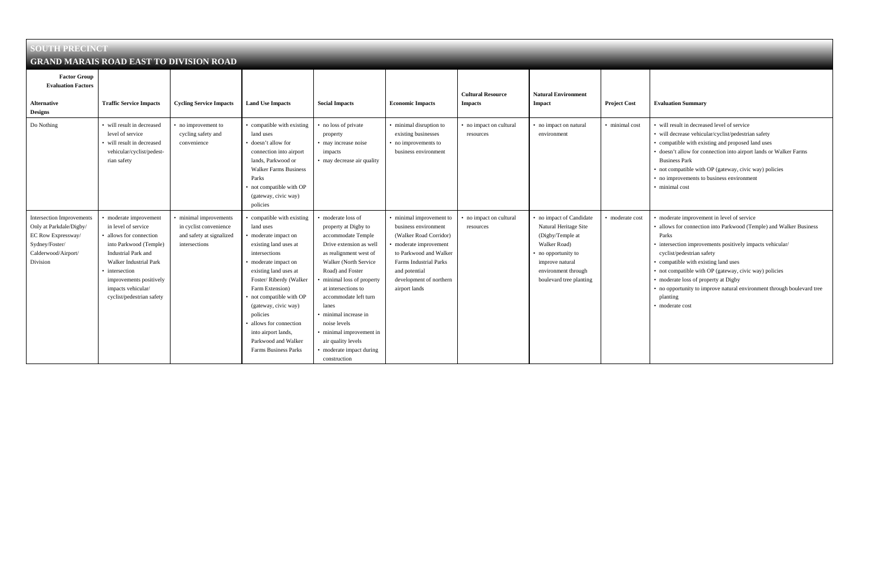## SOUTH PRECINCT

## GRAND MARAIS ROAD EAST TO DIVISION ROAD

| Factor Group / Evaluation Factors / Alternative Designs | Traffic Service Impacts | Cycling Service Impacts | Land Use Impacts | Social Impacts | Economic Impacts | Cultural Resource Impacts | Natural Environment Impact | Project Cost | Evaluation Summary |
|---|---|---|---|---|---|---|---|---|---|
| Do Nothing | • will result in decreased level of service<br>• will result in decreased vehicular/cyclist/pedestrian safety | • no improvement to cycling safety and convenience | • compatible with existing land uses<br>• doesn't allow for connection into airport lands, Parkwood or Walker Farms Business Parks<br>• not compatible with OP (gateway, civic way) policies | • no loss of private property<br>• may increase noise impacts<br>• may decrease air quality | • minimal disruption to existing businesses<br>• no improvements to business environment | • no impact on cultural resources | • no impact on natural environment | • minimal cost | • will result in decreased level of service<br>• will decrease vehicular/cyclist/pedestrian safety<br>• compatible with existing and proposed land uses<br>• doesn't allow for connection into airport lands or Walker Farms Business Park<br>• not compatible with OP (gateway, civic way) policies<br>• no improvements to business environment<br>• minimal cost |
| Intersection Improvements Only at Parkdale/Digby/ EC Row Expressway/ Sydney/Foster/ Calderwood/Airport/ Division | • moderate improvement in level of service<br>• allows for connection into Parkwood (Temple) Industrial Park and Walker Industrial Park<br>• intersection improvements positively impacts vehicular/ cyclist/pedestrian safety | • minimal improvements in cyclist convenience and safety at signalized intersections | • compatible with existing land uses<br>• moderate impact on existing land uses at intersections<br>• moderate impact on existing land uses at Foster/ Riberdy (Walker Farm Extension)<br>• not compatible with OP (gateway, civic way) policies<br>• allows for connection into airport lands, Parkwood and Walker Farms Business Parks | • moderate loss of property at Digby to accommodate Temple Drive extension as well as realignment west of Walker (North Service Road) and Foster<br>• minimal loss of property at intersections to accommodate left turn lanes<br>• minimal increase in noise levels<br>• minimal improvement in air quality levels<br>• moderate impact during construction | • minimal improvement to business environment (Walker Road Corridor)<br>• moderate improvement to Parkwood and Walker Farms Industrial Parks and potential development of northern airport lands | • no impact on cultural resources | • no impact of Candidate Natural Heritage Site (Digby/Temple at Walker Road)<br>• no opportunity to improve natural environment through boulevard tree planting | • moderate cost | • moderate improvement in level of service<br>• allows for connection into Parkwood (Temple) and Walker Business Parks<br>• intersection improvements positively impacts vehicular/ cyclist/pedestrian safety<br>• compatible with existing land uses<br>• not compatible with OP (gateway, civic way) policies<br>• moderate loss of property at Digby<br>• no opportunity to improve natural environment through boulevard tree planting<br>• moderate cost |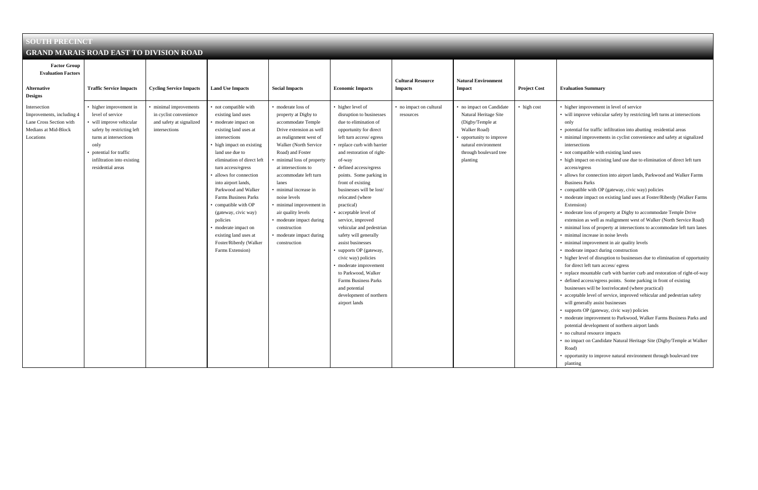## SOUTH PRECINCT

## GRAND MARAIS ROAD EAST TO DIVISION ROAD

| Factor Group / Evaluation Factors / Alternative Designs | Traffic Service Impacts | Cycling Service Impacts | Land Use Impacts | Social Impacts | Economic Impacts | Cultural Resource Impacts | Natural Environment Impact | Project Cost | Evaluation Summary |
|---|---|---|---|---|---|---|---|---|---|
| Intersection Improvements, including 4 Lane Cross Section with Medians at Mid-Block Locations | • higher improvement in level of service<br>• will improve vehicular safety by restricting left turns at intersections only<br>• potential for traffic infiltration into existing residential areas | • minimal improvements in cyclist convenience and safety at signalized intersections | • not compatible with existing land uses<br>• moderate impact on existing land uses at intersections<br>• high impact on existing land use due to elimination of direct left turn access/egress<br>• allows for connection into airport lands, Parkwood and Walker Farms Business Parks<br>• compatible with OP (gateway, civic way) policies<br>• moderate impact on existing land uses at Foster/Riberdy (Walker Farms Extension) | • moderate loss of property at Digby to accommodate Temple Drive extension as well as realignment west of Walker (North Service Road) and Foster<br>• minimal loss of property at intersections to accommodate left turn lanes<br>• minimal increase in noise levels<br>• minimal improvement in air quality levels<br>• moderate impact during construction<br>• moderate impact during construction | • higher level of disruption to businesses due to elimination of opportunity for direct left turn access/ egress<br>• replace curb with barrier and restoration of right-of-way<br>• defined access/egress points. Some parking in front of existing businesses will be lost/ relocated (where practical)<br>• acceptable level of service, improved vehicular and pedestrian safety will generally assist businesses<br>• supports OP (gateway, civic way) policies<br>• moderate improvement to Parkwood, Walker Farms Business Parks and potential development of northern airport lands | • no impact on cultural resources | • no impact on Candidate Natural Heritage Site (Digby/Temple at Walker Road)<br>• opportunity to improve natural environment through boulevard tree planting | • high cost | • higher improvement in level of service<br>• will improve vehicular safety by restricting left turns at intersections only<br>• potential for traffic infiltration into abutting residential areas<br>• minimal improvements in cyclist convenience and safety at signalized intersections<br>• not compatible with existing land uses<br>• high impact on existing land use due to elimination of direct left turn access/egress<br>• allows for connection into airport lands, Parkwood and Walker Farms Business Parks<br>• compatible with OP (gateway, civic way) policies<br>• moderate impact on existing land uses at Foster/Riberdy (Walker Farms Extension)<br>• moderate loss of property at Digby to accommodate Temple Drive extension as well as realignment west of Walker (North Service Road)<br>• minimal loss of property at intersections to accommodate left turn lanes<br>• minimal increase in noise levels<br>• minimal improvement in air quality levels<br>• moderate impact during construction<br>• higher level of disruption to businesses due to elimination of opportunity for direct left turn access/ egress<br>• replace mountable curb with barrier curb and restoration of right-of-way<br>• defined access/egress points. Some parking in front of existing businesses will be lost/relocated (where practical)<br>• acceptable level of service, improved vehicular and pedestrian safety will generally assist businesses<br>• supports OP (gateway, civic way) policies<br>• moderate improvement to Parkwood, Walker Farms Business Parks and potential development of northern airport lands<br>• no cultural resource impacts<br>• no impact on Candidate Natural Heritage Site (Digby/Temple at Walker Road)<br>• opportunity to improve natural environment through boulevard tree planting |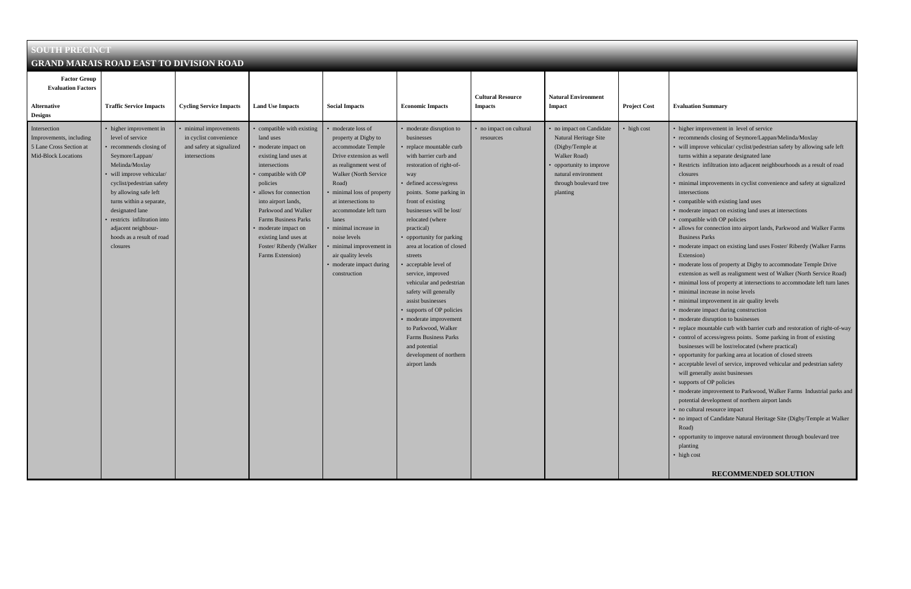# SOUTH PRECINCT

## GRAND MARAIS ROAD EAST TO DIVISION ROAD

| Factor Group / Evaluation Factors / Alternative Designs | Traffic Service Impacts | Cycling Service Impacts | Land Use Impacts | Social Impacts | Economic Impacts | Cultural Resource Impacts | Natural Environment Impact | Project Cost | Evaluation Summary |
|---|---|---|---|---|---|---|---|---|---|
| Intersection Improvements, including 5 Lane Cross Section at Mid-Block Locations | • higher improvement in level of service<br>• recommends closing of Seymore/Lappan/ Melinda/Moxlay<br>• will improve vehicular/ cyclist/pedestrian safety by allowing safe left turns within a separate, designated lane<br>• restricts infiltration into adjacent neighbour-hoods as a result of road closures | • minimal improvements in cyclist convenience and safety at signalized intersections | • compatible with existing land uses<br>• moderate impact on existing land uses at intersections<br>• compatible with OP policies<br>• allows for connection into airport lands, Parkwood and Walker Farms Business Parks<br>• moderate impact on existing land uses at Foster/ Riberdy (Walker Farms Extension) | • moderate loss of property at Digby to accommodate Temple Drive extension as well as realignment west of Walker (North Service Road)<br>• minimal loss of property at intersections to accommodate left turn lanes<br>• minimal increase in noise levels<br>• minimal improvement in air quality levels<br>• moderate impact during construction | • moderate disruption to businesses<br>• replace mountable curb with barrier curb and restoration of right-of-way<br>• defined access/egress points. Some parking in front of existing businesses will be lost/ relocated (where practical)<br>• opportunity for parking area at location of closed streets<br>• acceptable level of service, improved vehicular and pedestrian safety will generally assist businesses<br>• supports of OP policies<br>• moderate improvement to Parkwood, Walker Farms Business Parks and potential development of northern airport lands | • no impact on cultural resources | • no impact on Candidate Natural Heritage Site (Digby/Temple at Walker Road)<br>• opportunity to improve natural environment through boulevard tree planting | • high cost | • higher improvement in level of service<br>• recommends closing of Seymore/Lappan/Melinda/Moxlay<br>• will improve vehicular/ cyclist/pedestrian safety by allowing safe left turns within a separate designated lane<br>• Restricts infiltration into adjacent neighbourhoods as a result of road closures<br>• minimal improvements in cyclist convenience and safety at signalized intersections<br>• compatible with existing land uses<br>• moderate impact on existing land uses at intersections<br>• compatible with OP policies<br>• allows for connection into airport lands, Parkwood and Walker Farms Business Parks<br>• moderate impact on existing land uses Foster/ Riberdy (Walker Farms Extension)<br>• moderate loss of property at Digby to accommodate Temple Drive extension as well as realignment west of Walker (North Service Road)<br>• minimal loss of property at intersections to accommodate left turn lanes<br>• minimal increase in noise levels<br>• minimal improvement in air quality levels<br>• moderate impact during construction<br>• moderate disruption to businesses<br>• replace mountable curb with barrier curb and restoration of right-of-way<br>• control of access/egress points. Some parking in front of existing businesses will be lost/relocated (where practical)<br>• opportunity for parking area at location of closed streets<br>• acceptable level of service, improved vehicular and pedestrian safety will generally assist businesses<br>• supports of OP policies<br>• moderate improvement to Parkwood, Walker Farms Industrial parks and potential development of northern airport lands<br>• no cultural resource impact<br>• no impact of Candidate Natural Heritage Site (Digby/Temple at Walker Road)<br>• opportunity to improve natural environment through boulevard tree planting<br>• high cost<br><br>**RECOMMENDED SOLUTION** |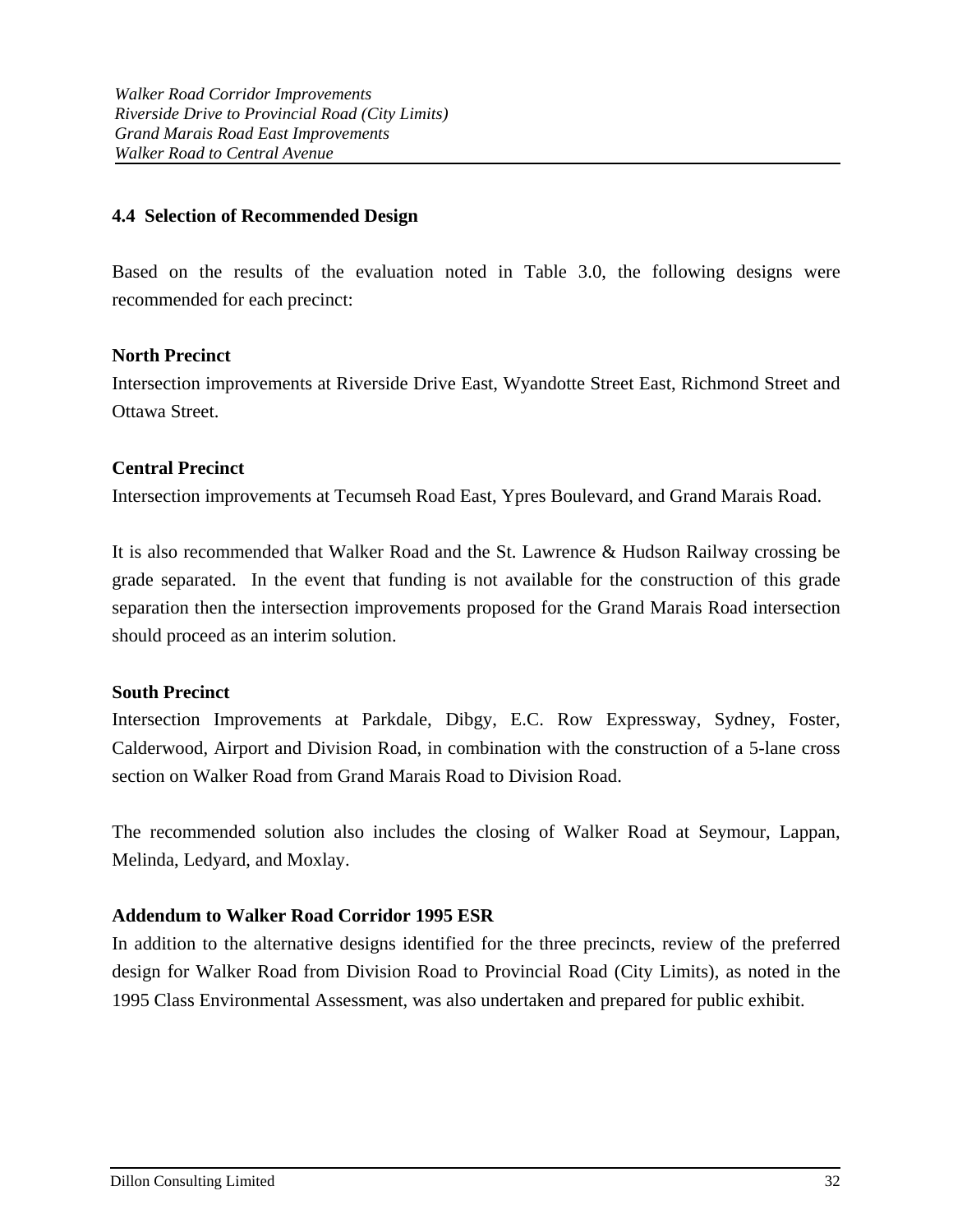## 4.4 Selection of Recommended Design

Based on the results of the evaluation noted in Table 3.0, the following designs were recommended for each precinct:

**North Precinct**

Intersection improvements at Riverside Drive East, Wyandotte Street East, Richmond Street and Ottawa Street.

**Central Precinct**

Intersection improvements at Tecumseh Road East, Ypres Boulevard, and Grand Marais Road.

It is also recommended that Walker Road and the St. Lawrence & Hudson Railway crossing be grade separated. In the event that funding is not available for the construction of this grade separation then the intersection improvements proposed for the Grand Marais Road intersection should proceed as an interim solution.

**South Precinct**

Intersection Improvements at Parkdale, Dibgy, E.C. Row Expressway, Sydney, Foster, Calderwood, Airport and Division Road, in combination with the construction of a 5-lane cross section on Walker Road from Grand Marais Road to Division Road.

The recommended solution also includes the closing of Walker Road at Seymour, Lappan, Melinda, Ledyard, and Moxlay.

**Addendum to Walker Road Corridor 1995 ESR**

In addition to the alternative designs identified for the three precincts, review of the preferred design for Walker Road from Division Road to Provincial Road (City Limits), as noted in the 1995 Class Environmental Assessment, was also undertaken and prepared for public exhibit.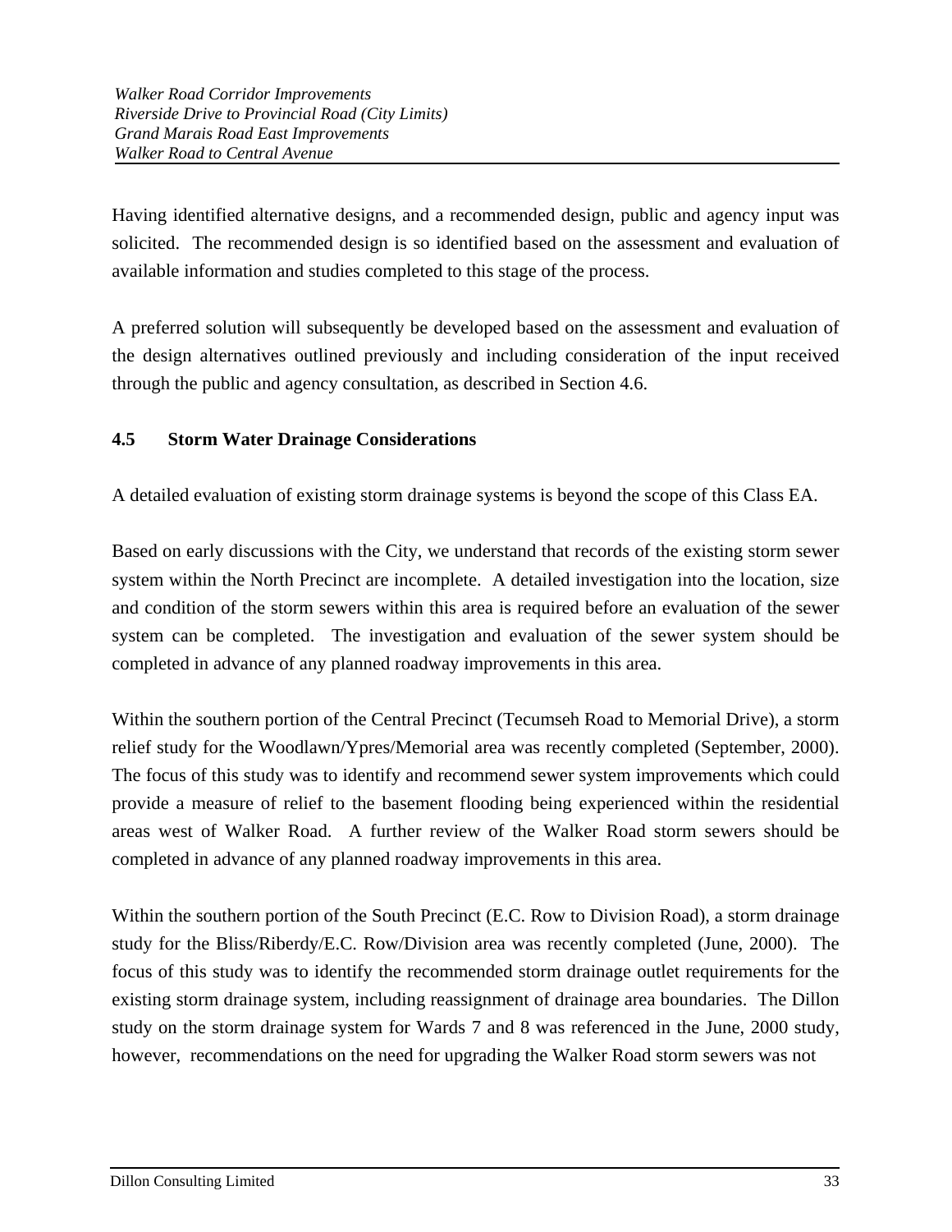Having identified alternative designs, and a recommended design, public and agency input was solicited. The recommended design is so identified based on the assessment and evaluation of available information and studies completed to this stage of the process.

A preferred solution will subsequently be developed based on the assessment and evaluation of the design alternatives outlined previously and including consideration of the input received through the public and agency consultation, as described in Section 4.6.

## 4.5 Storm Water Drainage Considerations

A detailed evaluation of existing storm drainage systems is beyond the scope of this Class EA.

Based on early discussions with the City, we understand that records of the existing storm sewer system within the North Precinct are incomplete. A detailed investigation into the location, size and condition of the storm sewers within this area is required before an evaluation of the sewer system can be completed. The investigation and evaluation of the sewer system should be completed in advance of any planned roadway improvements in this area.

Within the southern portion of the Central Precinct (Tecumseh Road to Memorial Drive), a storm relief study for the Woodlawn/Ypres/Memorial area was recently completed (September, 2000). The focus of this study was to identify and recommend sewer system improvements which could provide a measure of relief to the basement flooding being experienced within the residential areas west of Walker Road. A further review of the Walker Road storm sewers should be completed in advance of any planned roadway improvements in this area.

Within the southern portion of the South Precinct (E.C. Row to Division Road), a storm drainage study for the Bliss/Riberdy/E.C. Row/Division area was recently completed (June, 2000). The focus of this study was to identify the recommended storm drainage outlet requirements for the existing storm drainage system, including reassignment of drainage area boundaries. The Dillon study on the storm drainage system for Wards 7 and 8 was referenced in the June, 2000 study, however, recommendations on the need for upgrading the Walker Road storm sewers was not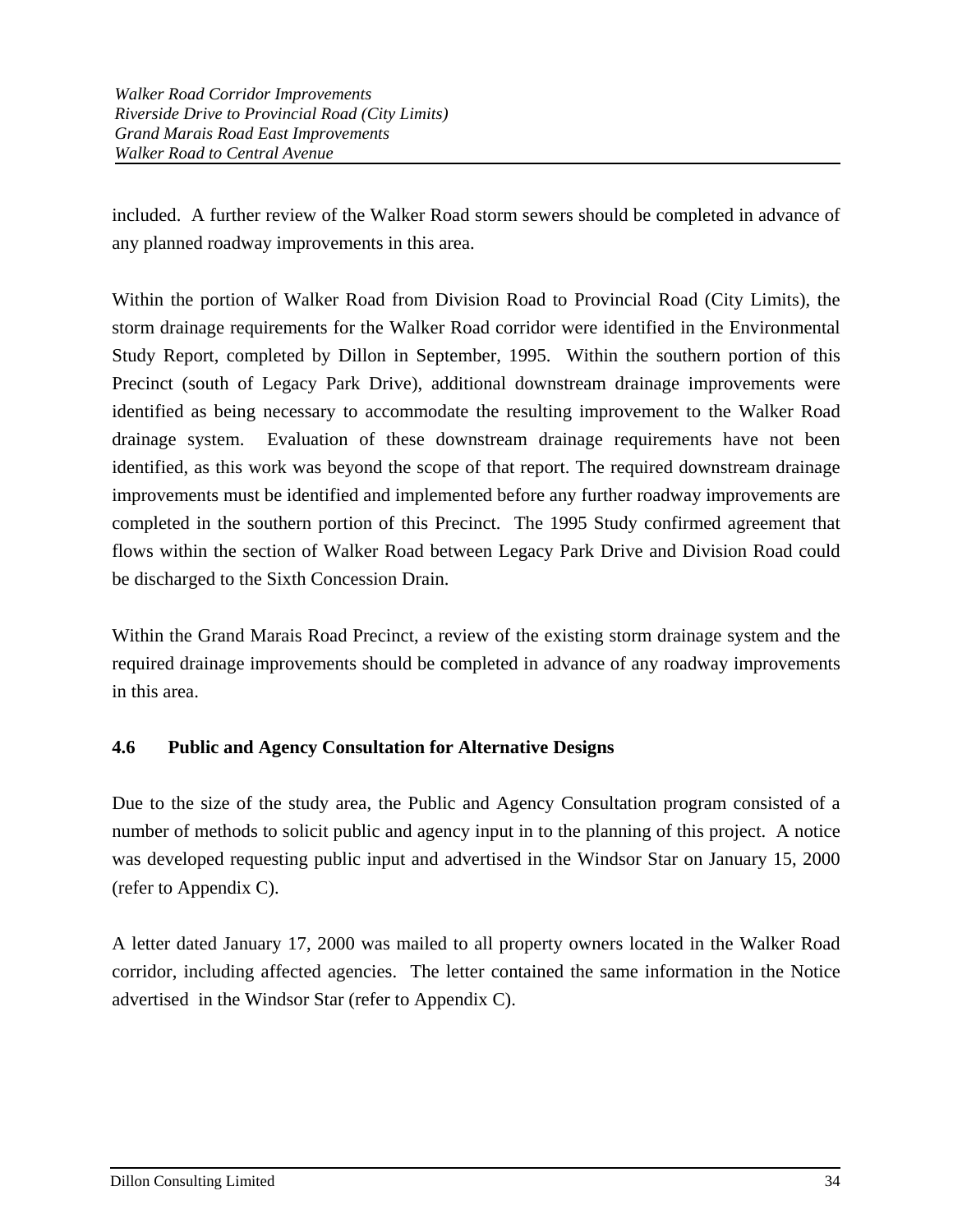included. A further review of the Walker Road storm sewers should be completed in advance of any planned roadway improvements in this area.

Within the portion of Walker Road from Division Road to Provincial Road (City Limits), the storm drainage requirements for the Walker Road corridor were identified in the Environmental Study Report, completed by Dillon in September, 1995. Within the southern portion of this Precinct (south of Legacy Park Drive), additional downstream drainage improvements were identified as being necessary to accommodate the resulting improvement to the Walker Road drainage system. Evaluation of these downstream drainage requirements have not been identified, as this work was beyond the scope of that report. The required downstream drainage improvements must be identified and implemented before any further roadway improvements are completed in the southern portion of this Precinct. The 1995 Study confirmed agreement that flows within the section of Walker Road between Legacy Park Drive and Division Road could be discharged to the Sixth Concession Drain.

Within the Grand Marais Road Precinct, a review of the existing storm drainage system and the required drainage improvements should be completed in advance of any roadway improvements in this area.

### 4.6 Public and Agency Consultation for Alternative Designs

Due to the size of the study area, the Public and Agency Consultation program consisted of a number of methods to solicit public and agency input in to the planning of this project. A notice was developed requesting public input and advertised in the Windsor Star on January 15, 2000 (refer to Appendix C).

A letter dated January 17, 2000 was mailed to all property owners located in the Walker Road corridor, including affected agencies. The letter contained the same information in the Notice advertised in the Windsor Star (refer to Appendix C).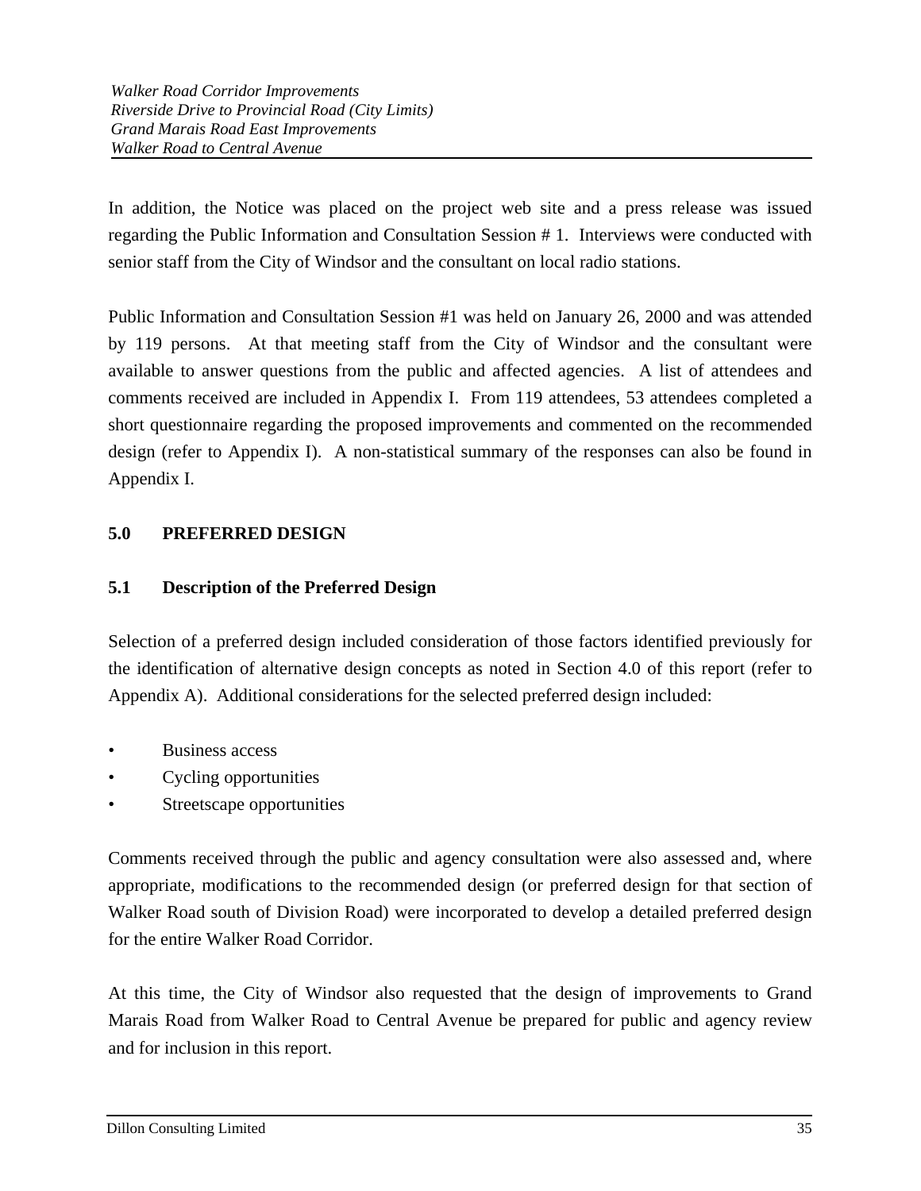In addition, the Notice was placed on the project web site and a press release was issued regarding the Public Information and Consultation Session # 1. Interviews were conducted with senior staff from the City of Windsor and the consultant on local radio stations.

Public Information and Consultation Session #1 was held on January 26, 2000 and was attended by 119 persons. At that meeting staff from the City of Windsor and the consultant were available to answer questions from the public and affected agencies. A list of attendees and comments received are included in Appendix I. From 119 attendees, 53 attendees completed a short questionnaire regarding the proposed improvements and commented on the recommended design (refer to Appendix I). A non-statistical summary of the responses can also be found in Appendix I.

## 5.0 PREFERRED DESIGN

### 5.1 Description of the Preferred Design

Selection of a preferred design included consideration of those factors identified previously for the identification of alternative design concepts as noted in Section 4.0 of this report (refer to Appendix A). Additional considerations for the selected preferred design included:

- Business access
- Cycling opportunities
- Streetscape opportunities

Comments received through the public and agency consultation were also assessed and, where appropriate, modifications to the recommended design (or preferred design for that section of Walker Road south of Division Road) were incorporated to develop a detailed preferred design for the entire Walker Road Corridor.

At this time, the City of Windsor also requested that the design of improvements to Grand Marais Road from Walker Road to Central Avenue be prepared for public and agency review and for inclusion in this report.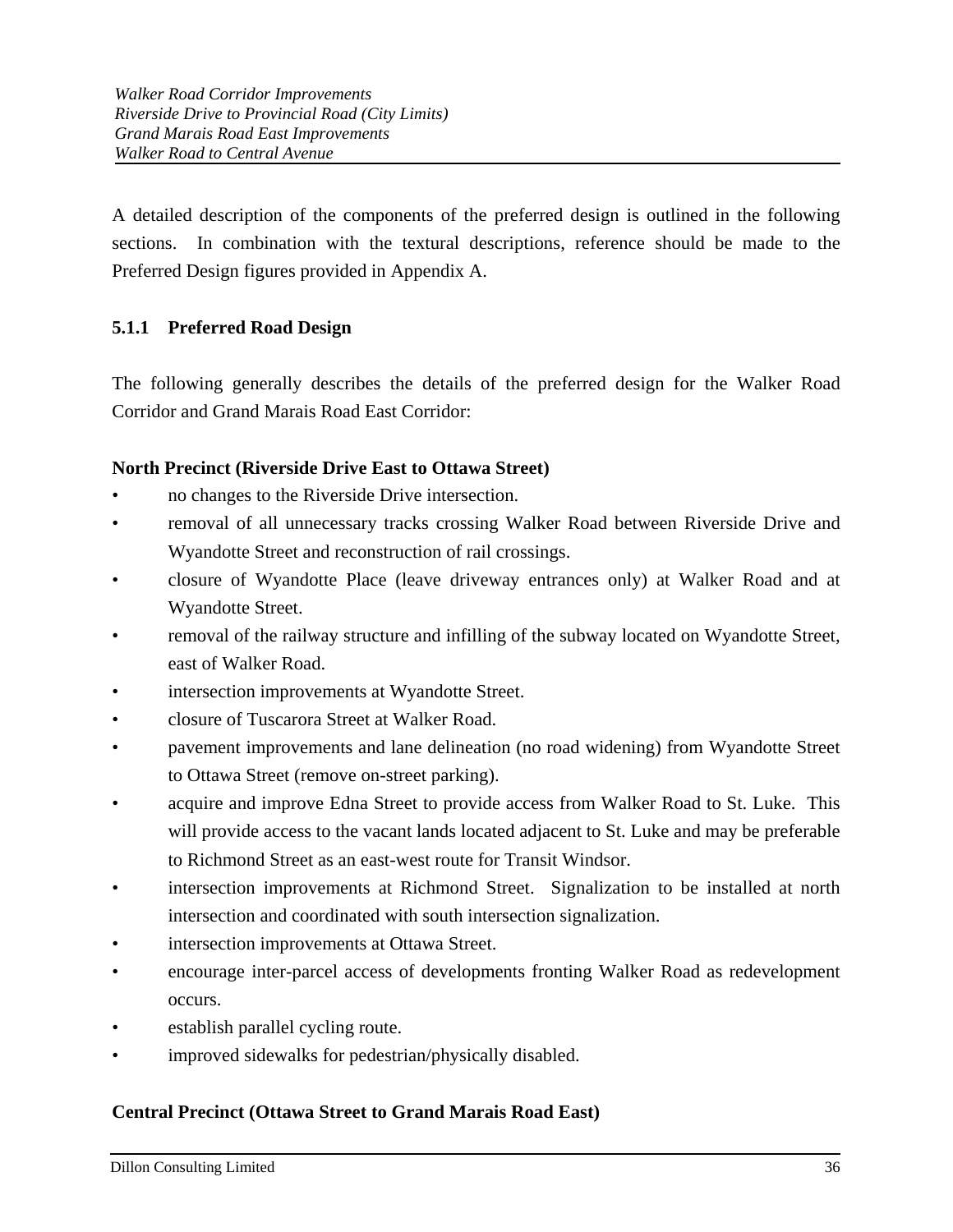A detailed description of the components of the preferred design is outlined in the following sections. In combination with the textural descriptions, reference should be made to the Preferred Design figures provided in Appendix A.

### 5.1.1 Preferred Road Design

The following generally describes the details of the preferred design for the Walker Road Corridor and Grand Marais Road East Corridor:

**North Precinct (Riverside Drive East to Ottawa Street)**

- no changes to the Riverside Drive intersection.
- removal of all unnecessary tracks crossing Walker Road between Riverside Drive and Wyandotte Street and reconstruction of rail crossings.
- closure of Wyandotte Place (leave driveway entrances only) at Walker Road and at Wyandotte Street.
- removal of the railway structure and infilling of the subway located on Wyandotte Street, east of Walker Road.
- intersection improvements at Wyandotte Street.
- closure of Tuscarora Street at Walker Road.
- pavement improvements and lane delineation (no road widening) from Wyandotte Street to Ottawa Street (remove on-street parking).
- acquire and improve Edna Street to provide access from Walker Road to St. Luke. This will provide access to the vacant lands located adjacent to St. Luke and may be preferable to Richmond Street as an east-west route for Transit Windsor.
- intersection improvements at Richmond Street. Signalization to be installed at north intersection and coordinated with south intersection signalization.
- intersection improvements at Ottawa Street.
- encourage inter-parcel access of developments fronting Walker Road as redevelopment occurs.
- establish parallel cycling route.
- improved sidewalks for pedestrian/physically disabled.

**Central Precinct (Ottawa Street to Grand Marais Road East)**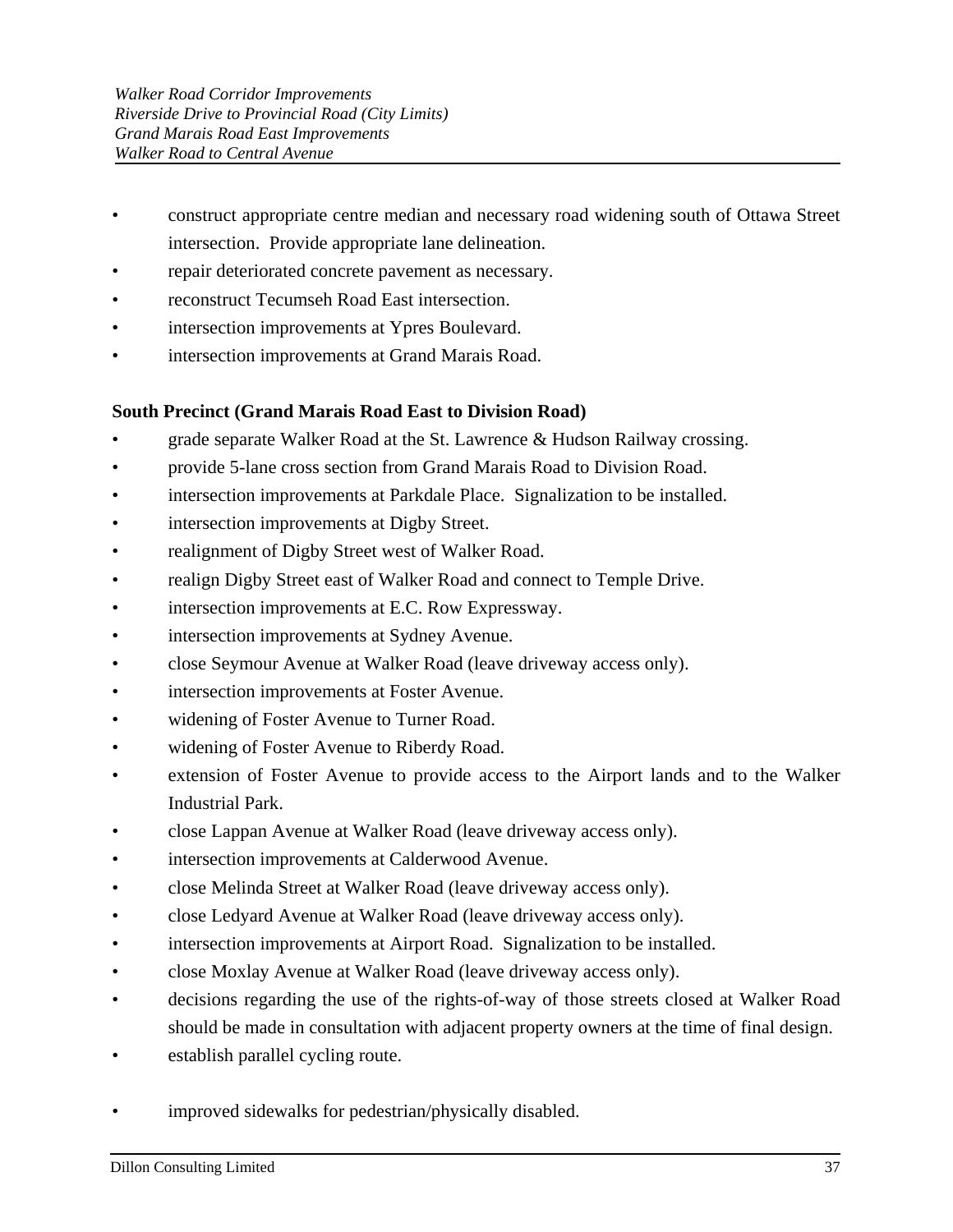- construct appropriate centre median and necessary road widening south of Ottawa Street intersection. Provide appropriate lane delineation.
- repair deteriorated concrete pavement as necessary.
- reconstruct Tecumseh Road East intersection.
- intersection improvements at Ypres Boulevard.
- intersection improvements at Grand Marais Road.

**South Precinct (Grand Marais Road East to Division Road)**

- grade separate Walker Road at the St. Lawrence & Hudson Railway crossing.
- provide 5-lane cross section from Grand Marais Road to Division Road.
- intersection improvements at Parkdale Place. Signalization to be installed.
- intersection improvements at Digby Street.
- realignment of Digby Street west of Walker Road.
- realign Digby Street east of Walker Road and connect to Temple Drive.
- intersection improvements at E.C. Row Expressway.
- intersection improvements at Sydney Avenue.
- close Seymour Avenue at Walker Road (leave driveway access only).
- intersection improvements at Foster Avenue.
- widening of Foster Avenue to Turner Road.
- widening of Foster Avenue to Riberdy Road.
- extension of Foster Avenue to provide access to the Airport lands and to the Walker Industrial Park.
- close Lappan Avenue at Walker Road (leave driveway access only).
- intersection improvements at Calderwood Avenue.
- close Melinda Street at Walker Road (leave driveway access only).
- close Ledyard Avenue at Walker Road (leave driveway access only).
- intersection improvements at Airport Road. Signalization to be installed.
- close Moxlay Avenue at Walker Road (leave driveway access only).
- decisions regarding the use of the rights-of-way of those streets closed at Walker Road should be made in consultation with adjacent property owners at the time of final design.
- establish parallel cycling route.
- improved sidewalks for pedestrian/physically disabled.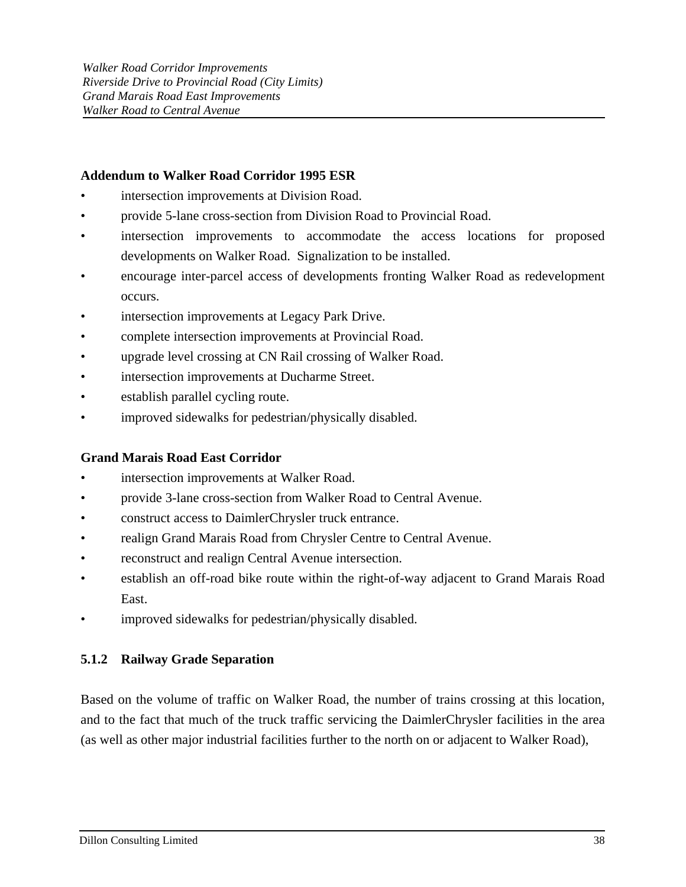**Addendum to Walker Road Corridor 1995 ESR**

- intersection improvements at Division Road.
- provide 5-lane cross-section from Division Road to Provincial Road.
- intersection improvements to accommodate the access locations for proposed developments on Walker Road. Signalization to be installed.
- encourage inter-parcel access of developments fronting Walker Road as redevelopment occurs.
- intersection improvements at Legacy Park Drive.
- complete intersection improvements at Provincial Road.
- upgrade level crossing at CN Rail crossing of Walker Road.
- intersection improvements at Ducharme Street.
- establish parallel cycling route.
- improved sidewalks for pedestrian/physically disabled.

**Grand Marais Road East Corridor**

- intersection improvements at Walker Road.
- provide 3-lane cross-section from Walker Road to Central Avenue.
- construct access to DaimlerChrysler truck entrance.
- realign Grand Marais Road from Chrysler Centre to Central Avenue.
- reconstruct and realign Central Avenue intersection.
- establish an off-road bike route within the right-of-way adjacent to Grand Marais Road East.
- improved sidewalks for pedestrian/physically disabled.

### 5.1.2 Railway Grade Separation

Based on the volume of traffic on Walker Road, the number of trains crossing at this location, and to the fact that much of the truck traffic servicing the DaimlerChrysler facilities in the area (as well as other major industrial facilities further to the north on or adjacent to Walker Road),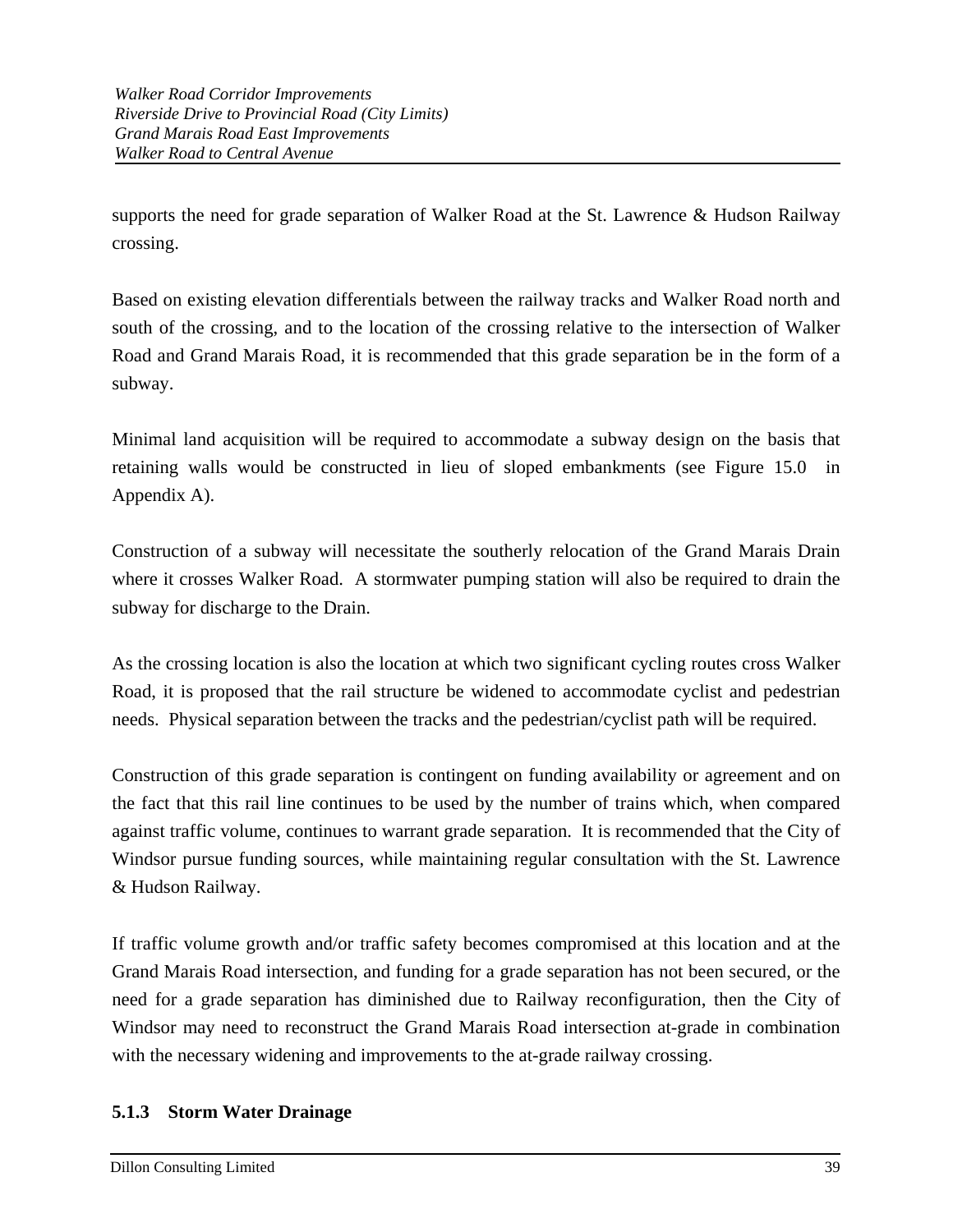supports the need for grade separation of Walker Road at the St. Lawrence & Hudson Railway crossing.

Based on existing elevation differentials between the railway tracks and Walker Road north and south of the crossing, and to the location of the crossing relative to the intersection of Walker Road and Grand Marais Road, it is recommended that this grade separation be in the form of a subway.

Minimal land acquisition will be required to accommodate a subway design on the basis that retaining walls would be constructed in lieu of sloped embankments (see Figure 15.0 in Appendix A).

Construction of a subway will necessitate the southerly relocation of the Grand Marais Drain where it crosses Walker Road. A stormwater pumping station will also be required to drain the subway for discharge to the Drain.

As the crossing location is also the location at which two significant cycling routes cross Walker Road, it is proposed that the rail structure be widened to accommodate cyclist and pedestrian needs. Physical separation between the tracks and the pedestrian/cyclist path will be required.

Construction of this grade separation is contingent on funding availability or agreement and on the fact that this rail line continues to be used by the number of trains which, when compared against traffic volume, continues to warrant grade separation. It is recommended that the City of Windsor pursue funding sources, while maintaining regular consultation with the St. Lawrence & Hudson Railway.

If traffic volume growth and/or traffic safety becomes compromised at this location and at the Grand Marais Road intersection, and funding for a grade separation has not been secured, or the need for a grade separation has diminished due to Railway reconfiguration, then the City of Windsor may need to reconstruct the Grand Marais Road intersection at-grade in combination with the necessary widening and improvements to the at-grade railway crossing.

### 5.1.3 Storm Water Drainage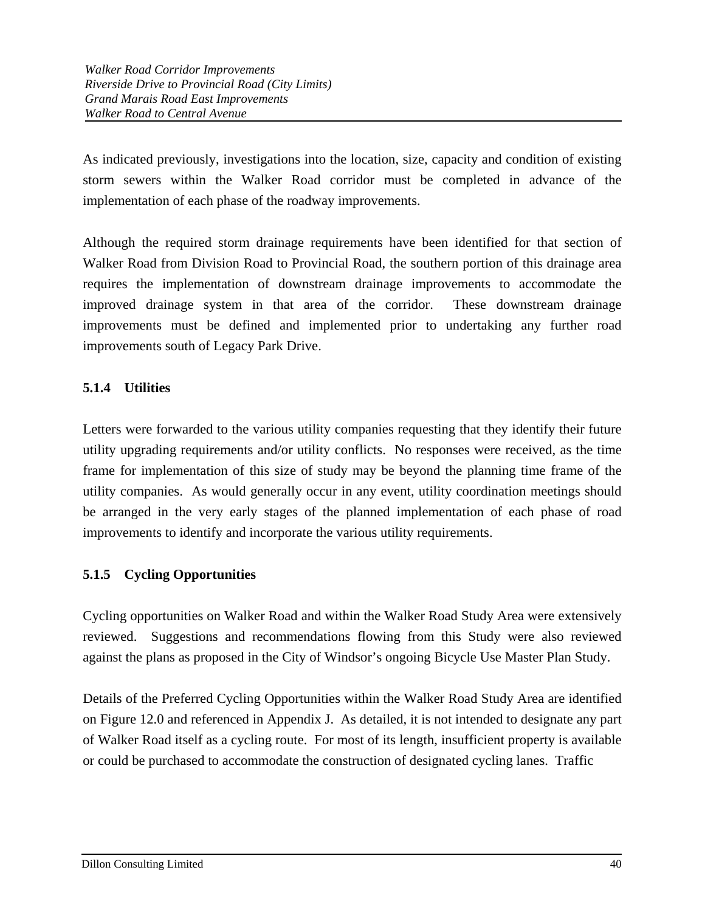As indicated previously, investigations into the location, size, capacity and condition of existing storm sewers within the Walker Road corridor must be completed in advance of the implementation of each phase of the roadway improvements.

Although the required storm drainage requirements have been identified for that section of Walker Road from Division Road to Provincial Road, the southern portion of this drainage area requires the implementation of downstream drainage improvements to accommodate the improved drainage system in that area of the corridor. These downstream drainage improvements must be defined and implemented prior to undertaking any further road improvements south of Legacy Park Drive.

#### 5.1.4 Utilities

Letters were forwarded to the various utility companies requesting that they identify their future utility upgrading requirements and/or utility conflicts. No responses were received, as the time frame for implementation of this size of study may be beyond the planning time frame of the utility companies. As would generally occur in any event, utility coordination meetings should be arranged in the very early stages of the planned implementation of each phase of road improvements to identify and incorporate the various utility requirements.

#### 5.1.5 Cycling Opportunities

Cycling opportunities on Walker Road and within the Walker Road Study Area were extensively reviewed. Suggestions and recommendations flowing from this Study were also reviewed against the plans as proposed in the City of Windsor's ongoing Bicycle Use Master Plan Study.

Details of the Preferred Cycling Opportunities within the Walker Road Study Area are identified on Figure 12.0 and referenced in Appendix J. As detailed, it is not intended to designate any part of Walker Road itself as a cycling route. For most of its length, insufficient property is available or could be purchased to accommodate the construction of designated cycling lanes. Traffic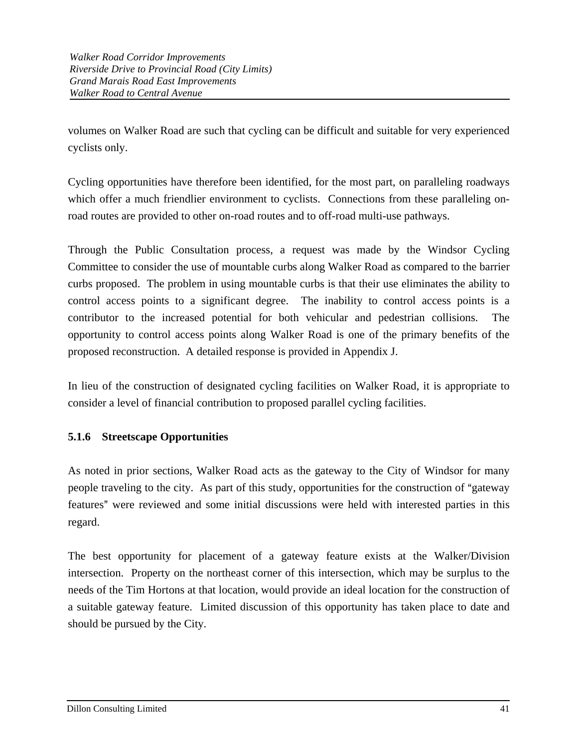volumes on Walker Road are such that cycling can be difficult and suitable for very experienced cyclists only.

Cycling opportunities have therefore been identified, for the most part, on paralleling roadways which offer a much friendlier environment to cyclists. Connections from these paralleling on-road routes are provided to other on-road routes and to off-road multi-use pathways.

Through the Public Consultation process, a request was made by the Windsor Cycling Committee to consider the use of mountable curbs along Walker Road as compared to the barrier curbs proposed. The problem in using mountable curbs is that their use eliminates the ability to control access points to a significant degree. The inability to control access points is a contributor to the increased potential for both vehicular and pedestrian collisions. The opportunity to control access points along Walker Road is one of the primary benefits of the proposed reconstruction. A detailed response is provided in Appendix J.

In lieu of the construction of designated cycling facilities on Walker Road, it is appropriate to consider a level of financial contribution to proposed parallel cycling facilities.

#### 5.1.6 Streetscape Opportunities

As noted in prior sections, Walker Road acts as the gateway to the City of Windsor for many people traveling to the city. As part of this study, opportunities for the construction of "gateway features" were reviewed and some initial discussions were held with interested parties in this regard.

The best opportunity for placement of a gateway feature exists at the Walker/Division intersection. Property on the northeast corner of this intersection, which may be surplus to the needs of the Tim Hortons at that location, would provide an ideal location for the construction of a suitable gateway feature. Limited discussion of this opportunity has taken place to date and should be pursued by the City.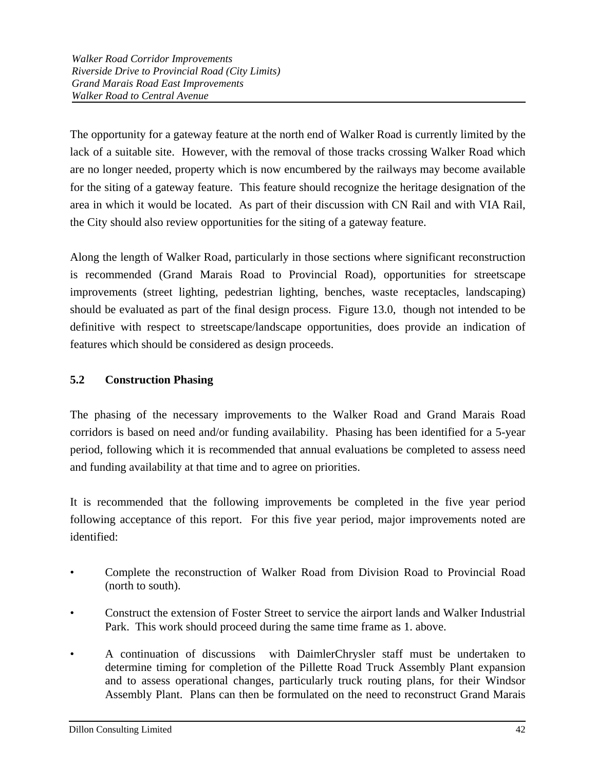The opportunity for a gateway feature at the north end of Walker Road is currently limited by the lack of a suitable site. However, with the removal of those tracks crossing Walker Road which are no longer needed, property which is now encumbered by the railways may become available for the siting of a gateway feature. This feature should recognize the heritage designation of the area in which it would be located. As part of their discussion with CN Rail and with VIA Rail, the City should also review opportunities for the siting of a gateway feature.

Along the length of Walker Road, particularly in those sections where significant reconstruction is recommended (Grand Marais Road to Provincial Road), opportunities for streetscape improvements (street lighting, pedestrian lighting, benches, waste receptacles, landscaping) should be evaluated as part of the final design process. Figure 13.0, though not intended to be definitive with respect to streetscape/landscape opportunities, does provide an indication of features which should be considered as design proceeds.

## 5.2 Construction Phasing

The phasing of the necessary improvements to the Walker Road and Grand Marais Road corridors is based on need and/or funding availability. Phasing has been identified for a 5-year period, following which it is recommended that annual evaluations be completed to assess need and funding availability at that time and to agree on priorities.

It is recommended that the following improvements be completed in the five year period following acceptance of this report. For this five year period, major improvements noted are identified:

- Complete the reconstruction of Walker Road from Division Road to Provincial Road (north to south).
- Construct the extension of Foster Street to service the airport lands and Walker Industrial Park. This work should proceed during the same time frame as 1. above.
- A continuation of discussions with DaimlerChrysler staff must be undertaken to determine timing for completion of the Pillette Road Truck Assembly Plant expansion and to assess operational changes, particularly truck routing plans, for their Windsor Assembly Plant. Plans can then be formulated on the need to reconstruct Grand Marais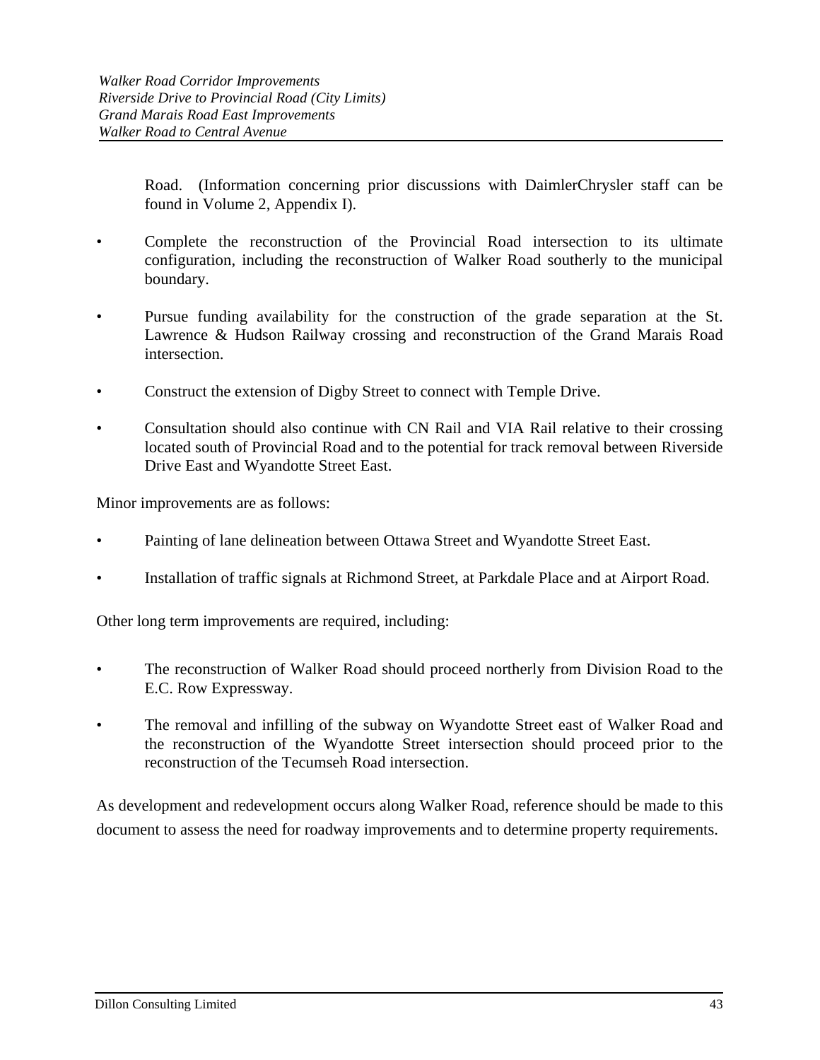Road. (Information concerning prior discussions with DaimlerChrysler staff can be found in Volume 2, Appendix I).

- Complete the reconstruction of the Provincial Road intersection to its ultimate configuration, including the reconstruction of Walker Road southerly to the municipal boundary.
- Pursue funding availability for the construction of the grade separation at the St. Lawrence & Hudson Railway crossing and reconstruction of the Grand Marais Road intersection.
- Construct the extension of Digby Street to connect with Temple Drive.
- Consultation should also continue with CN Rail and VIA Rail relative to their crossing located south of Provincial Road and to the potential for track removal between Riverside Drive East and Wyandotte Street East.

Minor improvements are as follows:

- Painting of lane delineation between Ottawa Street and Wyandotte Street East.
- Installation of traffic signals at Richmond Street, at Parkdale Place and at Airport Road.

Other long term improvements are required, including:

- The reconstruction of Walker Road should proceed northerly from Division Road to the E.C. Row Expressway.
- The removal and infilling of the subway on Wyandotte Street east of Walker Road and the reconstruction of the Wyandotte Street intersection should proceed prior to the reconstruction of the Tecumseh Road intersection.

As development and redevelopment occurs along Walker Road, reference should be made to this document to assess the need for roadway improvements and to determine property requirements.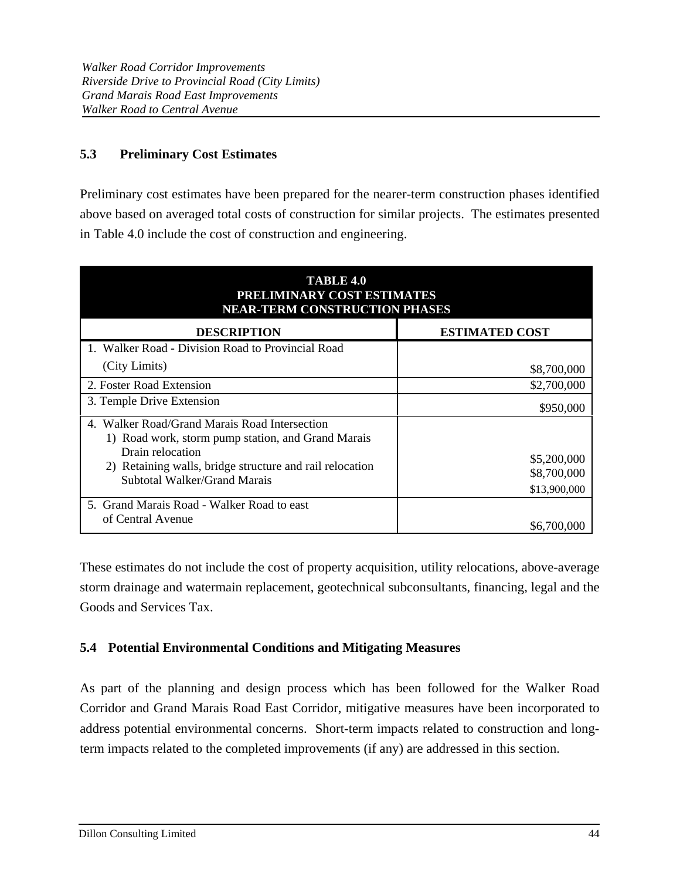## 5.3 Preliminary Cost Estimates

Preliminary cost estimates have been prepared for the nearer-term construction phases identified above based on averaged total costs of construction for similar projects. The estimates presented in Table 4.0 include the cost of construction and engineering.

**TABLE 4.0**
**PRELIMINARY COST ESTIMATES**
**NEAR-TERM CONSTRUCTION PHASES**

| DESCRIPTION | ESTIMATED COST |
|---|---|
| 1. Walker Road - Division Road to Provincial Road (City Limits) | $8,700,000 |
| 2. Foster Road Extension | $2,700,000 |
| 3. Temple Drive Extension | $950,000 |
| 4. Walker Road/Grand Marais Road Intersection | |
| 1) Road work, storm pump station, and Grand Marais Drain relocation | $5,200,000 |
| 2) Retaining walls, bridge structure and rail relocation | $8,700,000 |
| Subtotal Walker/Grand Marais | $13,900,000 |
| 5. Grand Marais Road - Walker Road to east of Central Avenue | $6,700,000 |

These estimates do not include the cost of property acquisition, utility relocations, above-average storm drainage and watermain replacement, geotechnical subconsultants, financing, legal and the Goods and Services Tax.

## 5.4 Potential Environmental Conditions and Mitigating Measures

As part of the planning and design process which has been followed for the Walker Road Corridor and Grand Marais Road East Corridor, mitigative measures have been incorporated to address potential environmental concerns. Short-term impacts related to construction and long-term impacts related to the completed improvements (if any) are addressed in this section.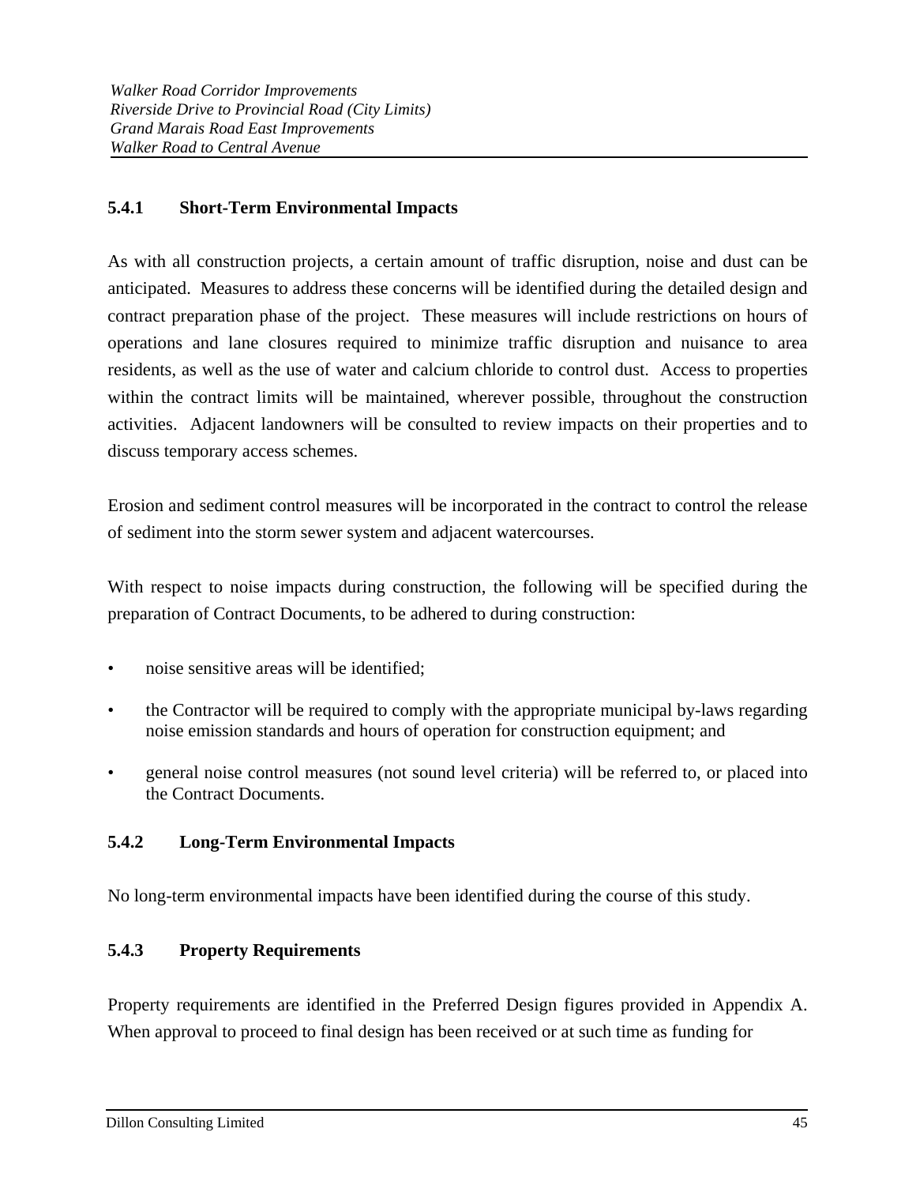### 5.4.1 Short-Term Environmental Impacts

As with all construction projects, a certain amount of traffic disruption, noise and dust can be anticipated. Measures to address these concerns will be identified during the detailed design and contract preparation phase of the project. These measures will include restrictions on hours of operations and lane closures required to minimize traffic disruption and nuisance to area residents, as well as the use of water and calcium chloride to control dust. Access to properties within the contract limits will be maintained, wherever possible, throughout the construction activities. Adjacent landowners will be consulted to review impacts on their properties and to discuss temporary access schemes.

Erosion and sediment control measures will be incorporated in the contract to control the release of sediment into the storm sewer system and adjacent watercourses.

With respect to noise impacts during construction, the following will be specified during the preparation of Contract Documents, to be adhered to during construction:

- noise sensitive areas will be identified;
- the Contractor will be required to comply with the appropriate municipal by-laws regarding noise emission standards and hours of operation for construction equipment; and
- general noise control measures (not sound level criteria) will be referred to, or placed into the Contract Documents.

### 5.4.2 Long-Term Environmental Impacts

No long-term environmental impacts have been identified during the course of this study.

### 5.4.3 Property Requirements

Property requirements are identified in the Preferred Design figures provided in Appendix A. When approval to proceed to final design has been received or at such time as funding for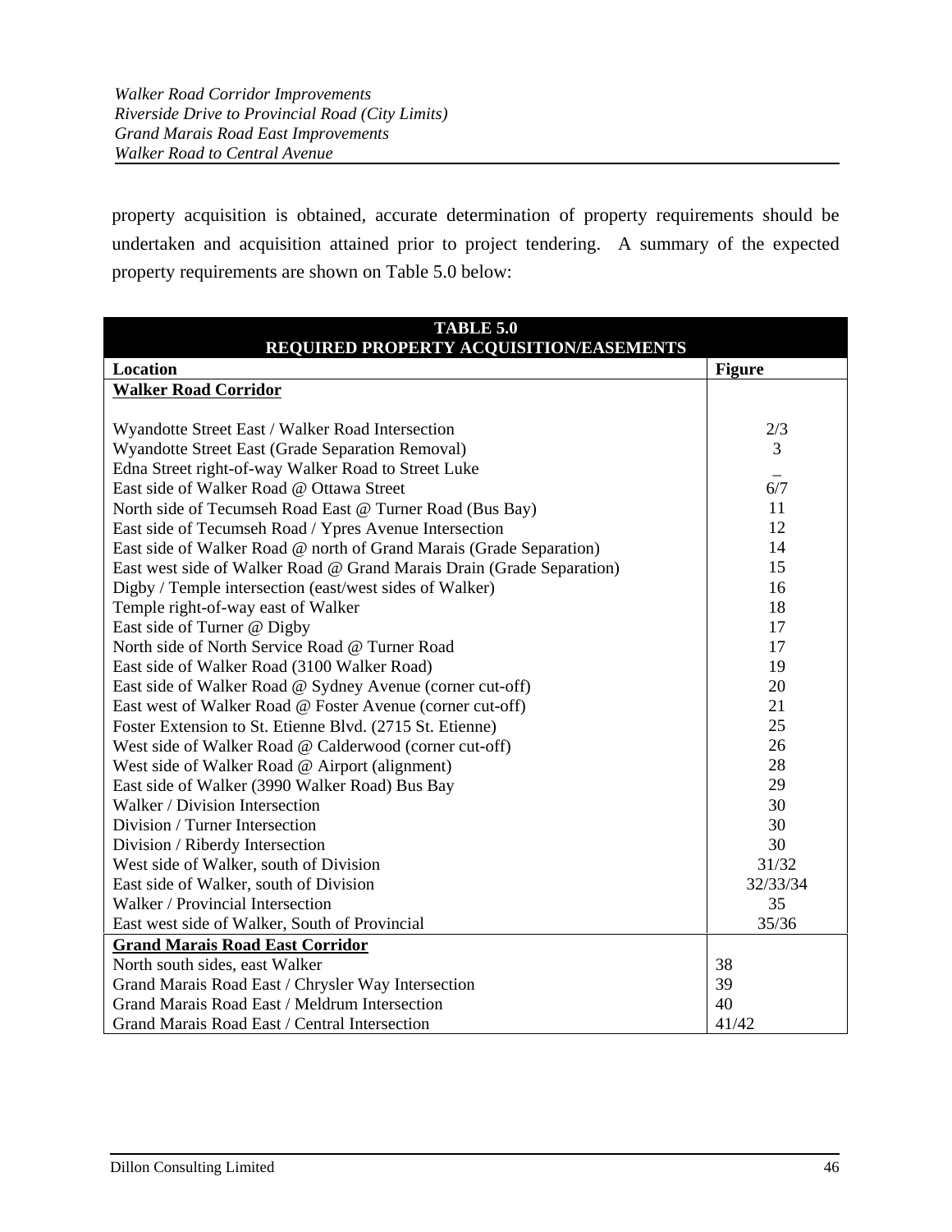property acquisition is obtained, accurate determination of property requirements should be undertaken and acquisition attained prior to project tendering. A summary of the expected property requirements are shown on Table 5.0 below:

| **TABLE 5.0 REQUIRED PROPERTY ACQUISITION/EASEMENTS** | |
|---|---|
| **Location** | **Figure** |
| **Walker Road Corridor** | |
| Wyandotte Street East / Walker Road Intersection | 2/3 |
| Wyandotte Street East (Grade Separation Removal) | 3 |
| Edna Street right-of-way Walker Road to Street Luke | _ |
| East side of Walker Road @ Ottawa Street | 6/7 |
| North side of Tecumseh Road East @ Turner Road (Bus Bay) | 11 |
| East side of Tecumseh Road / Ypres Avenue Intersection | 12 |
| East side of Walker Road @ north of Grand Marais (Grade Separation) | 14 |
| East west side of Walker Road @ Grand Marais Drain (Grade Separation) | 15 |
| Digby / Temple intersection (east/west sides of Walker) | 16 |
| Temple right-of-way east of Walker | 18 |
| East side of Turner @ Digby | 17 |
| North side of North Service Road @ Turner Road | 17 |
| East side of Walker Road (3100 Walker Road) | 19 |
| East side of Walker Road @ Sydney Avenue (corner cut-off) | 20 |
| East west of Walker Road @ Foster Avenue (corner cut-off) | 21 |
| Foster Extension to St. Etienne Blvd. (2715 St. Etienne) | 25 |
| West side of Walker Road @ Calderwood (corner cut-off) | 26 |
| West side of Walker Road @ Airport (alignment) | 28 |
| East side of Walker (3990 Walker Road) Bus Bay | 29 |
| Walker / Division Intersection | 30 |
| Division / Turner Intersection | 30 |
| Division / Riberdy Intersection | 30 |
| West side of Walker, south of Division | 31/32 |
| East side of Walker, south of Division | 32/33/34 |
| Walker / Provincial Intersection | 35 |
| East west side of Walker, South of Provincial | 35/36 |
| **Grand Marais Road East Corridor** | |
| North south sides, east Walker | 38 |
| Grand Marais Road East / Chrysler Way Intersection | 39 |
| Grand Marais Road East / Meldrum Intersection | 40 |
| Grand Marais Road East / Central Intersection | 41/42 |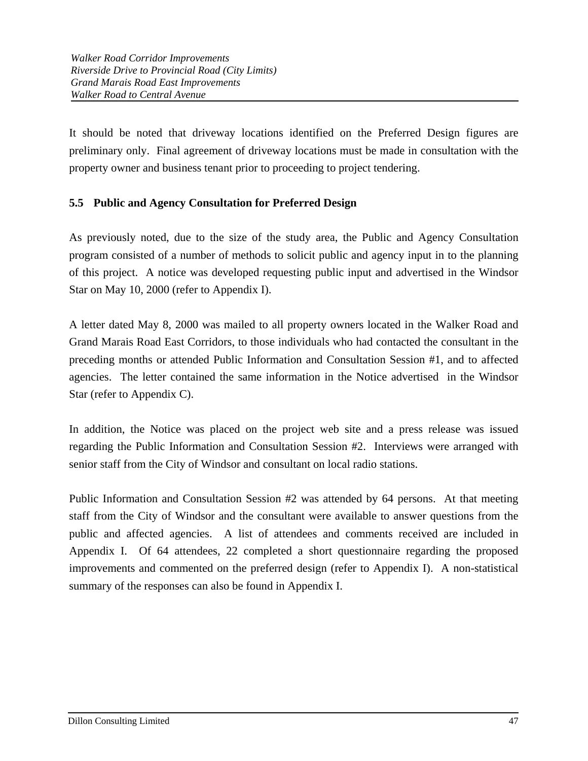It should be noted that driveway locations identified on the Preferred Design figures are preliminary only. Final agreement of driveway locations must be made in consultation with the property owner and business tenant prior to proceeding to project tendering.

### 5.5 Public and Agency Consultation for Preferred Design

As previously noted, due to the size of the study area, the Public and Agency Consultation program consisted of a number of methods to solicit public and agency input in to the planning of this project. A notice was developed requesting public input and advertised in the Windsor Star on May 10, 2000 (refer to Appendix I).

A letter dated May 8, 2000 was mailed to all property owners located in the Walker Road and Grand Marais Road East Corridors, to those individuals who had contacted the consultant in the preceding months or attended Public Information and Consultation Session #1, and to affected agencies. The letter contained the same information in the Notice advertised in the Windsor Star (refer to Appendix C).

In addition, the Notice was placed on the project web site and a press release was issued regarding the Public Information and Consultation Session #2. Interviews were arranged with senior staff from the City of Windsor and consultant on local radio stations.

Public Information and Consultation Session #2 was attended by 64 persons. At that meeting staff from the City of Windsor and the consultant were available to answer questions from the public and affected agencies. A list of attendees and comments received are included in Appendix I. Of 64 attendees, 22 completed a short questionnaire regarding the proposed improvements and commented on the preferred design (refer to Appendix I). A non-statistical summary of the responses can also be found in Appendix I.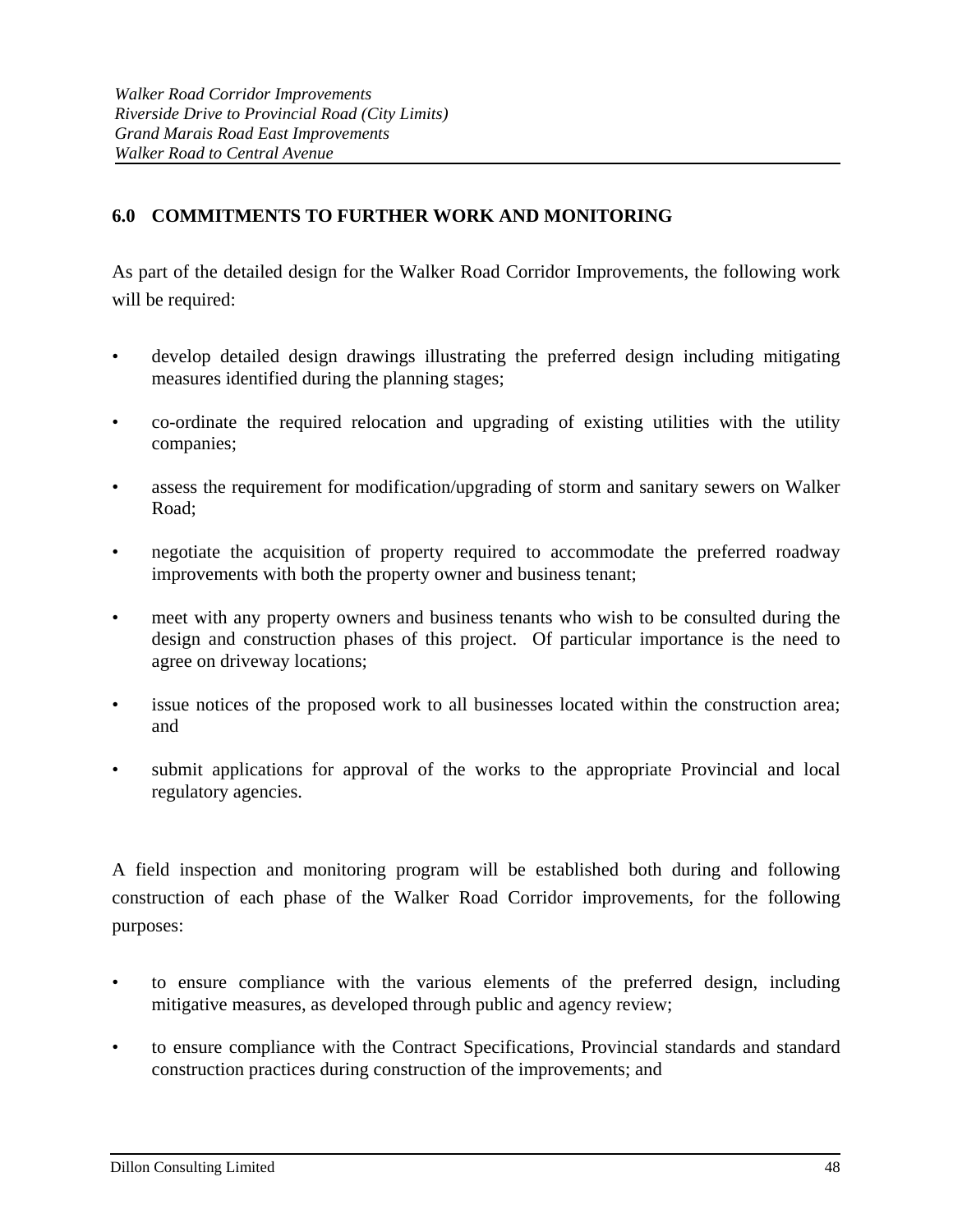## 6.0 COMMITMENTS TO FURTHER WORK AND MONITORING

As part of the detailed design for the Walker Road Corridor Improvements, the following work will be required:

- develop detailed design drawings illustrating the preferred design including mitigating measures identified during the planning stages;
- co-ordinate the required relocation and upgrading of existing utilities with the utility companies;
- assess the requirement for modification/upgrading of storm and sanitary sewers on Walker Road;
- negotiate the acquisition of property required to accommodate the preferred roadway improvements with both the property owner and business tenant;
- meet with any property owners and business tenants who wish to be consulted during the design and construction phases of this project. Of particular importance is the need to agree on driveway locations;
- issue notices of the proposed work to all businesses located within the construction area; and
- submit applications for approval of the works to the appropriate Provincial and local regulatory agencies.

A field inspection and monitoring program will be established both during and following construction of each phase of the Walker Road Corridor improvements, for the following purposes:

- to ensure compliance with the various elements of the preferred design, including mitigative measures, as developed through public and agency review;
- to ensure compliance with the Contract Specifications, Provincial standards and standard construction practices during construction of the improvements; and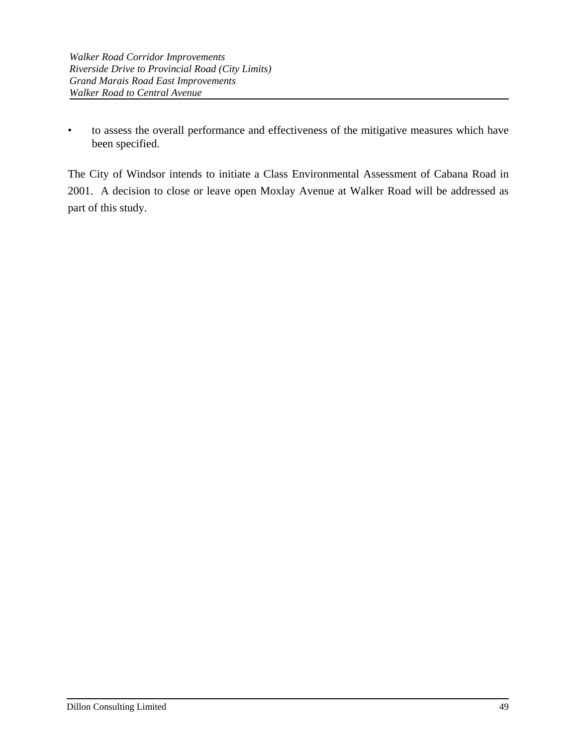- to assess the overall performance and effectiveness of the mitigative measures which have been specified.

The City of Windsor intends to initiate a Class Environmental Assessment of Cabana Road in 2001. A decision to close or leave open Moxlay Avenue at Walker Road will be addressed as part of this study.